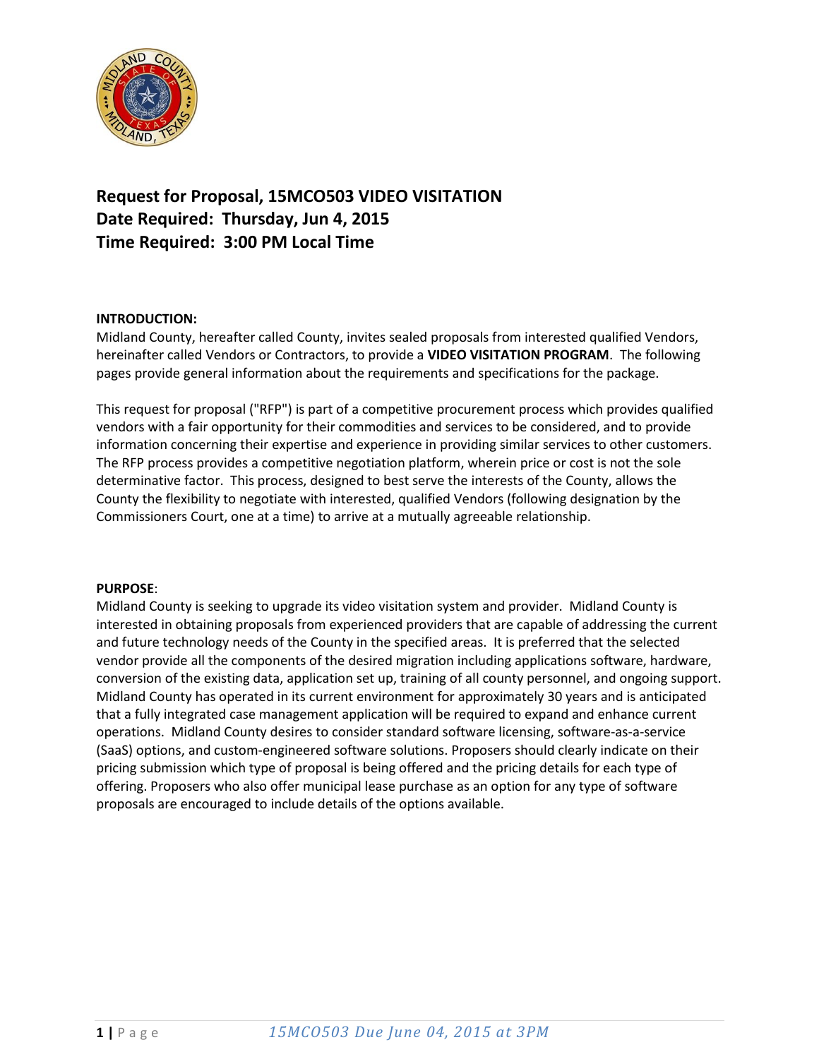# Request for Proposal, 15MCO503 VIDEO VISITATION
# Date Required: Thursday, Jun 4, 2015
# Time Required: 3:00 PM Local Time

**INTRODUCTION:**
Midland County, hereafter called County, invites sealed proposals from interested qualified Vendors, hereinafter called Vendors or Contractors, to provide a **VIDEO VISITATION PROGRAM**. The following pages provide general information about the requirements and specifications for the package.

This request for proposal ("RFP") is part of a competitive procurement process which provides qualified vendors with a fair opportunity for their commodities and services to be considered, and to provide information concerning their expertise and experience in providing similar services to other customers. The RFP process provides a competitive negotiation platform, wherein price or cost is not the sole determinative factor. This process, designed to best serve the interests of the County, allows the County the flexibility to negotiate with interested, qualified Vendors (following designation by the Commissioners Court, one at a time) to arrive at a mutually agreeable relationship.

**PURPOSE**:
Midland County is seeking to upgrade its video visitation system and provider. Midland County is interested in obtaining proposals from experienced providers that are capable of addressing the current and future technology needs of the County in the specified areas. It is preferred that the selected vendor provide all the components of the desired migration including applications software, hardware, conversion of the existing data, application set up, training of all county personnel, and ongoing support. Midland County has operated in its current environment for approximately 30 years and is anticipated that a fully integrated case management application will be required to expand and enhance current operations. Midland County desires to consider standard software licensing, software-as-a-service (SaaS) options, and custom-engineered software solutions. Proposers should clearly indicate on their pricing submission which type of proposal is being offered and the pricing details for each type of offering. Proposers who also offer municipal lease purchase as an option for any type of software proposals are encouraged to include details of the options available.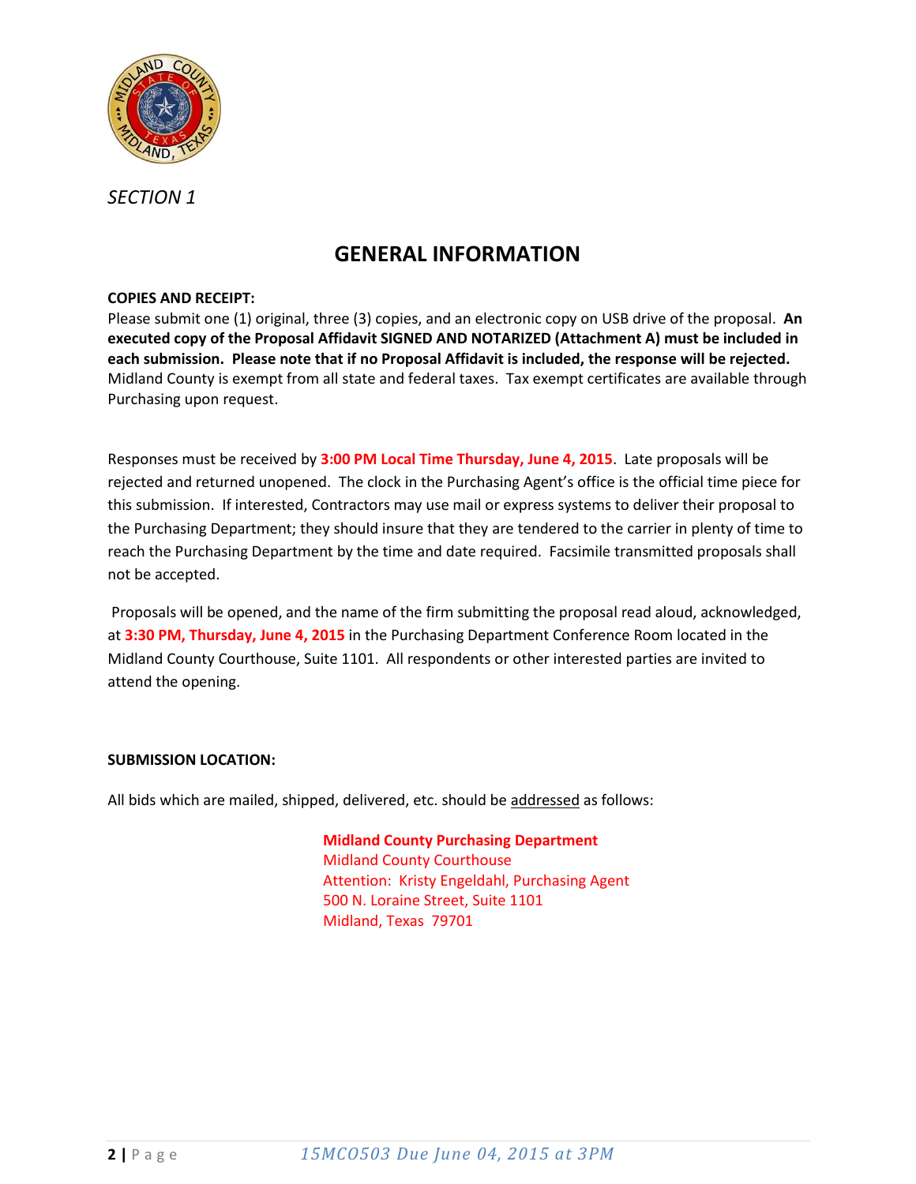*SECTION 1*

# GENERAL INFORMATION

**COPIES AND RECEIPT:**

Please submit one (1) original, three (3) copies, and an electronic copy on USB drive of the proposal. **An executed copy of the Proposal Affidavit SIGNED AND NOTARIZED (Attachment A) must be included in each submission. Please note that if no Proposal Affidavit is included, the response will be rejected.** Midland County is exempt from all state and federal taxes. Tax exempt certificates are available through Purchasing upon request.

Responses must be received by **3:00 PM Local Time Thursday, June 4, 2015**. Late proposals will be rejected and returned unopened. The clock in the Purchasing Agent's office is the official time piece for this submission. If interested, Contractors may use mail or express systems to deliver their proposal to the Purchasing Department; they should insure that they are tendered to the carrier in plenty of time to reach the Purchasing Department by the time and date required. Facsimile transmitted proposals shall not be accepted.

Proposals will be opened, and the name of the firm submitting the proposal read aloud, acknowledged, at **3:30 PM, Thursday, June 4, 2015** in the Purchasing Department Conference Room located in the Midland County Courthouse, Suite 1101. All respondents or other interested parties are invited to attend the opening.

**SUBMISSION LOCATION:**

All bids which are mailed, shipped, delivered, etc. should be addressed as follows:

**Midland County Purchasing Department**
Midland County Courthouse
Attention: Kristy Engeldahl, Purchasing Agent
500 N. Loraine Street, Suite 1101
Midland, Texas 79701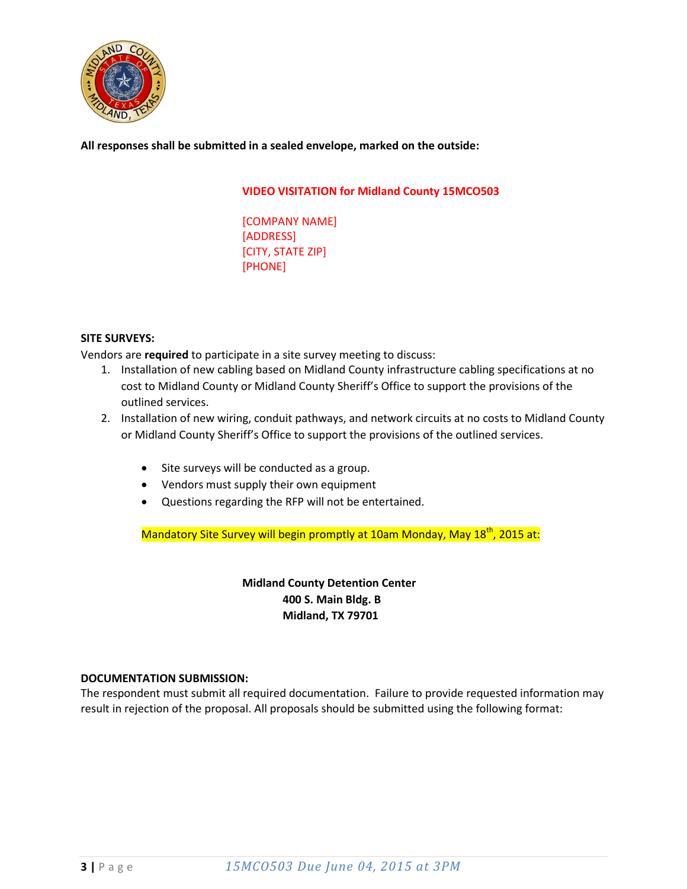**All responses shall be submitted in a sealed envelope, marked on the outside:**

VIDEO VISITATION for Midland County 15MCO503

[COMPANY NAME]
[ADDRESS]
[CITY, STATE ZIP]
[PHONE]

**SITE SURVEYS:**

Vendors are **required** to participate in a site survey meeting to discuss:

1. Installation of new cabling based on Midland County infrastructure cabling specifications at no cost to Midland County or Midland County Sheriff's Office to support the provisions of the outlined services.
2. Installation of new wiring, conduit pathways, and network circuits at no costs to Midland County or Midland County Sheriff's Office to support the provisions of the outlined services.

- Site surveys will be conducted as a group.
- Vendors must supply their own equipment
- Questions regarding the RFP will not be entertained.

Mandatory Site Survey will begin promptly at 10am Monday, May 18th, 2015 at:

**Midland County Detention Center**
**400 S. Main Bldg. B**
**Midland, TX 79701**

**DOCUMENTATION SUBMISSION:**

The respondent must submit all required documentation. Failure to provide requested information may result in rejection of the proposal. All proposals should be submitted using the following format: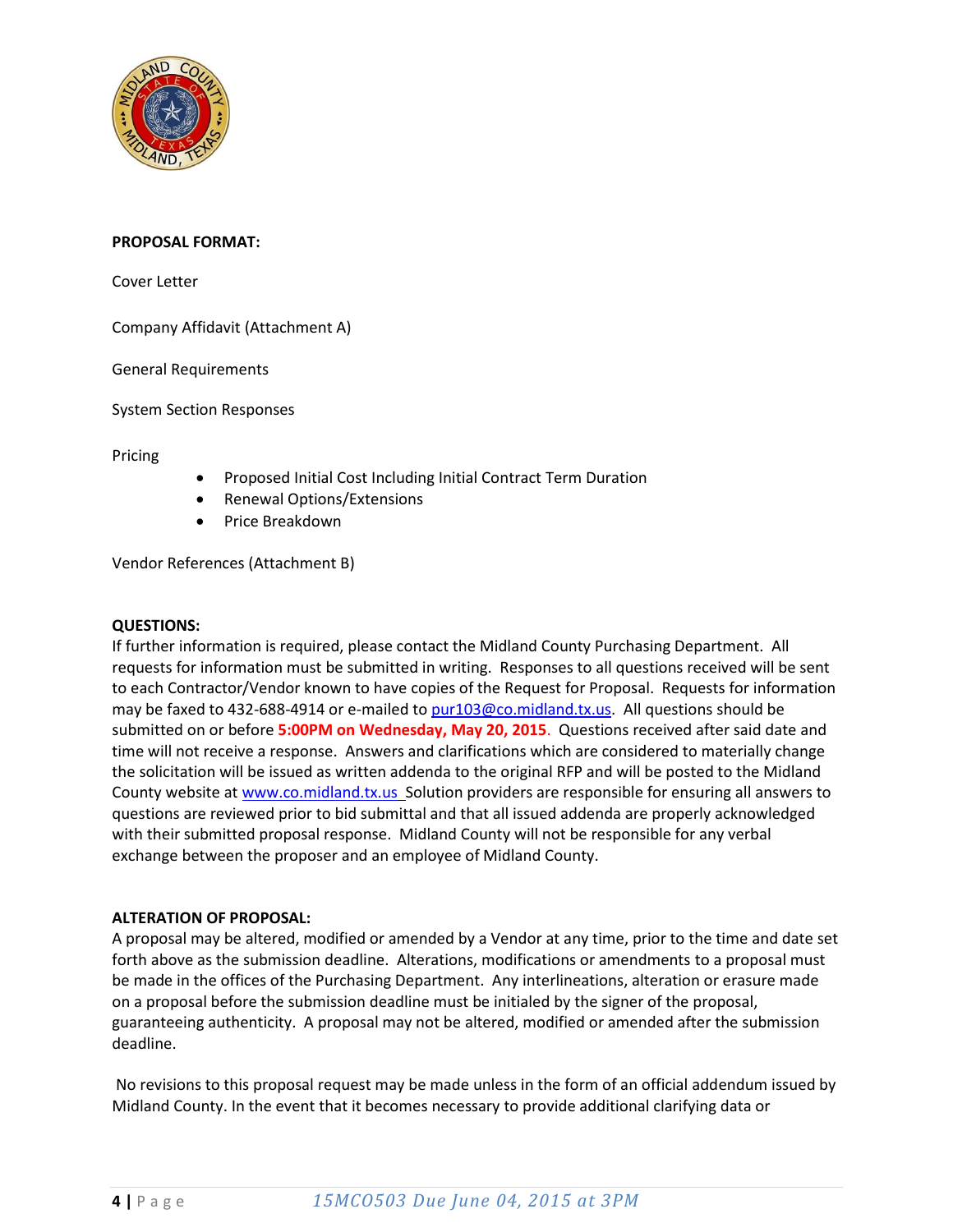**PROPOSAL FORMAT:**

Cover Letter

Company Affidavit (Attachment A)

General Requirements

System Section Responses

Pricing

- Proposed Initial Cost Including Initial Contract Term Duration
- Renewal Options/Extensions
- Price Breakdown

Vendor References (Attachment B)

**QUESTIONS:**
If further information is required, please contact the Midland County Purchasing Department. All requests for information must be submitted in writing. Responses to all questions received will be sent to each Contractor/Vendor known to have copies of the Request for Proposal. Requests for information may be faxed to 432-688-4914 or e-mailed to pur103@co.midland.tx.us. All questions should be submitted on or before **5:00PM on Wednesday, May 20, 2015**. Questions received after said date and time will not receive a response. Answers and clarifications which are considered to materially change the solicitation will be issued as written addenda to the original RFP and will be posted to the Midland County website at www.co.midland.tx.us Solution providers are responsible for ensuring all answers to questions are reviewed prior to bid submittal and that all issued addenda are properly acknowledged with their submitted proposal response. Midland County will not be responsible for any verbal exchange between the proposer and an employee of Midland County.

**ALTERATION OF PROPOSAL:**
A proposal may be altered, modified or amended by a Vendor at any time, prior to the time and date set forth above as the submission deadline. Alterations, modifications or amendments to a proposal must be made in the offices of the Purchasing Department. Any interlineations, alteration or erasure made on a proposal before the submission deadline must be initialed by the signer of the proposal, guaranteeing authenticity. A proposal may not be altered, modified or amended after the submission deadline.

No revisions to this proposal request may be made unless in the form of an official addendum issued by Midland County. In the event that it becomes necessary to provide additional clarifying data or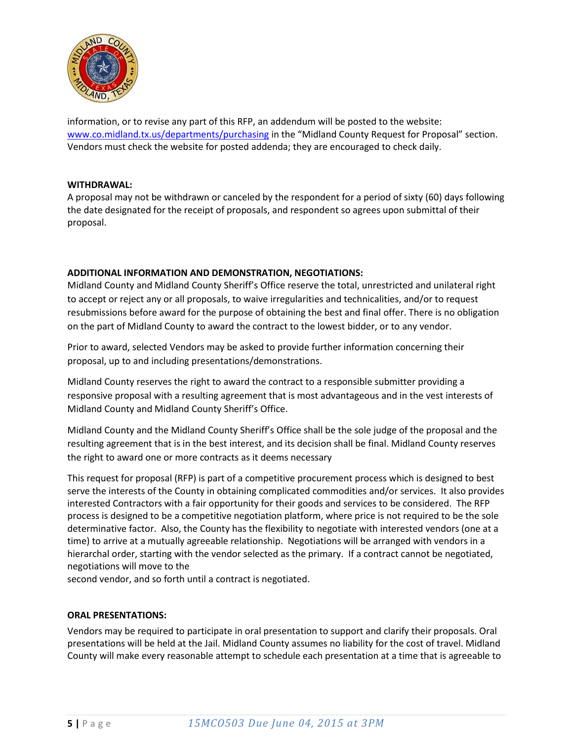information, or to revise any part of this RFP, an addendum will be posted to the website: www.co.midland.tx.us/departments/purchasing in the "Midland County Request for Proposal" section. Vendors must check the website for posted addenda; they are encouraged to check daily.

**WITHDRAWAL:**

A proposal may not be withdrawn or canceled by the respondent for a period of sixty (60) days following the date designated for the receipt of proposals, and respondent so agrees upon submittal of their proposal.

**ADDITIONAL INFORMATION AND DEMONSTRATION, NEGOTIATIONS:**

Midland County and Midland County Sheriff's Office reserve the total, unrestricted and unilateral right to accept or reject any or all proposals, to waive irregularities and technicalities, and/or to request resubmissions before award for the purpose of obtaining the best and final offer. There is no obligation on the part of Midland County to award the contract to the lowest bidder, or to any vendor.

Prior to award, selected Vendors may be asked to provide further information concerning their proposal, up to and including presentations/demonstrations.

Midland County reserves the right to award the contract to a responsible submitter providing a responsive proposal with a resulting agreement that is most advantageous and in the vest interests of Midland County and Midland County Sheriff's Office.

Midland County and the Midland County Sheriff's Office shall be the sole judge of the proposal and the resulting agreement that is in the best interest, and its decision shall be final. Midland County reserves the right to award one or more contracts as it deems necessary

This request for proposal (RFP) is part of a competitive procurement process which is designed to best serve the interests of the County in obtaining complicated commodities and/or services. It also provides interested Contractors with a fair opportunity for their goods and services to be considered. The RFP process is designed to be a competitive negotiation platform, where price is not required to be the sole determinative factor. Also, the County has the flexibility to negotiate with interested vendors (one at a time) to arrive at a mutually agreeable relationship. Negotiations will be arranged with vendors in a hierarchal order, starting with the vendor selected as the primary. If a contract cannot be negotiated, negotiations will move to the second vendor, and so forth until a contract is negotiated.

**ORAL PRESENTATIONS:**

Vendors may be required to participate in oral presentation to support and clarify their proposals. Oral presentations will be held at the Jail. Midland County assumes no liability for the cost of travel. Midland County will make every reasonable attempt to schedule each presentation at a time that is agreeable to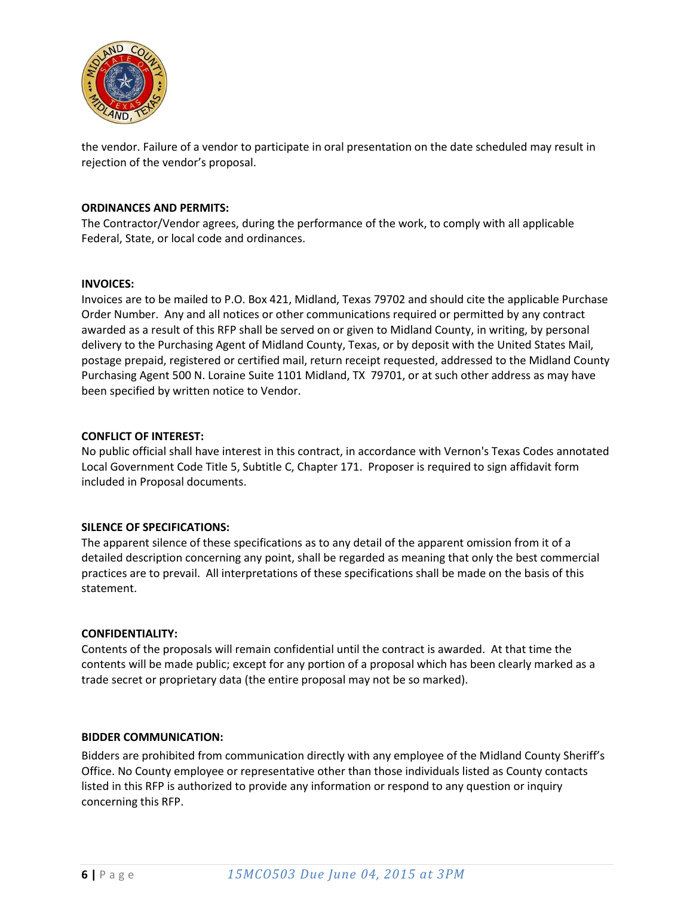the vendor. Failure of a vendor to participate in oral presentation on the date scheduled may result in rejection of the vendor's proposal.

**ORDINANCES AND PERMITS:**

The Contractor/Vendor agrees, during the performance of the work, to comply with all applicable Federal, State, or local code and ordinances.

**INVOICES:**

Invoices are to be mailed to P.O. Box 421, Midland, Texas 79702 and should cite the applicable Purchase Order Number. Any and all notices or other communications required or permitted by any contract awarded as a result of this RFP shall be served on or given to Midland County, in writing, by personal delivery to the Purchasing Agent of Midland County, Texas, or by deposit with the United States Mail, postage prepaid, registered or certified mail, return receipt requested, addressed to the Midland County Purchasing Agent 500 N. Loraine Suite 1101 Midland, TX 79701, or at such other address as may have been specified by written notice to Vendor.

**CONFLICT OF INTEREST:**

No public official shall have interest in this contract, in accordance with Vernon's Texas Codes annotated Local Government Code Title 5, Subtitle C, Chapter 171. Proposer is required to sign affidavit form included in Proposal documents.

**SILENCE OF SPECIFICATIONS:**

The apparent silence of these specifications as to any detail of the apparent omission from it of a detailed description concerning any point, shall be regarded as meaning that only the best commercial practices are to prevail. All interpretations of these specifications shall be made on the basis of this statement.

**CONFIDENTIALITY:**

Contents of the proposals will remain confidential until the contract is awarded. At that time the contents will be made public; except for any portion of a proposal which has been clearly marked as a trade secret or proprietary data (the entire proposal may not be so marked).

**BIDDER COMMUNICATION:**

Bidders are prohibited from communication directly with any employee of the Midland County Sheriff's Office. No County employee or representative other than those individuals listed as County contacts listed in this RFP is authorized to provide any information or respond to any question or inquiry concerning this RFP.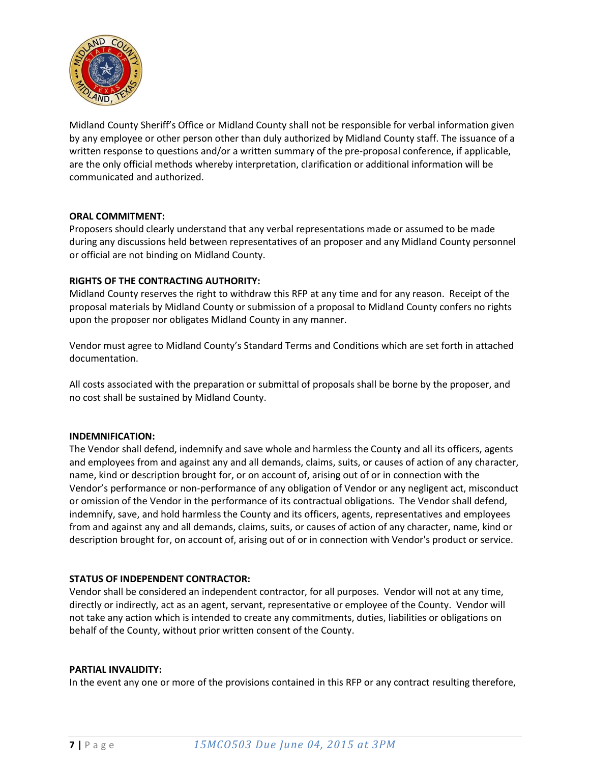Midland County Sheriff's Office or Midland County shall not be responsible for verbal information given by any employee or other person other than duly authorized by Midland County staff. The issuance of a written response to questions and/or a written summary of the pre-proposal conference, if applicable, are the only official methods whereby interpretation, clarification or additional information will be communicated and authorized.

**ORAL COMMITMENT:**
Proposers should clearly understand that any verbal representations made or assumed to be made during any discussions held between representatives of an proposer and any Midland County personnel or official are not binding on Midland County.

**RIGHTS OF THE CONTRACTING AUTHORITY:**
Midland County reserves the right to withdraw this RFP at any time and for any reason. Receipt of the proposal materials by Midland County or submission of a proposal to Midland County confers no rights upon the proposer nor obligates Midland County in any manner.

Vendor must agree to Midland County's Standard Terms and Conditions which are set forth in attached documentation.

All costs associated with the preparation or submittal of proposals shall be borne by the proposer, and no cost shall be sustained by Midland County.

**INDEMNIFICATION:**
The Vendor shall defend, indemnify and save whole and harmless the County and all its officers, agents and employees from and against any and all demands, claims, suits, or causes of action of any character, name, kind or description brought for, or on account of, arising out of or in connection with the Vendor's performance or non-performance of any obligation of Vendor or any negligent act, misconduct or omission of the Vendor in the performance of its contractual obligations. The Vendor shall defend, indemnify, save, and hold harmless the County and its officers, agents, representatives and employees from and against any and all demands, claims, suits, or causes of action of any character, name, kind or description brought for, on account of, arising out of or in connection with Vendor's product or service.

**STATUS OF INDEPENDENT CONTRACTOR:**
Vendor shall be considered an independent contractor, for all purposes. Vendor will not at any time, directly or indirectly, act as an agent, servant, representative or employee of the County. Vendor will not take any action which is intended to create any commitments, duties, liabilities or obligations on behalf of the County, without prior written consent of the County.

**PARTIAL INVALIDITY:**
In the event any one or more of the provisions contained in this RFP or any contract resulting therefore,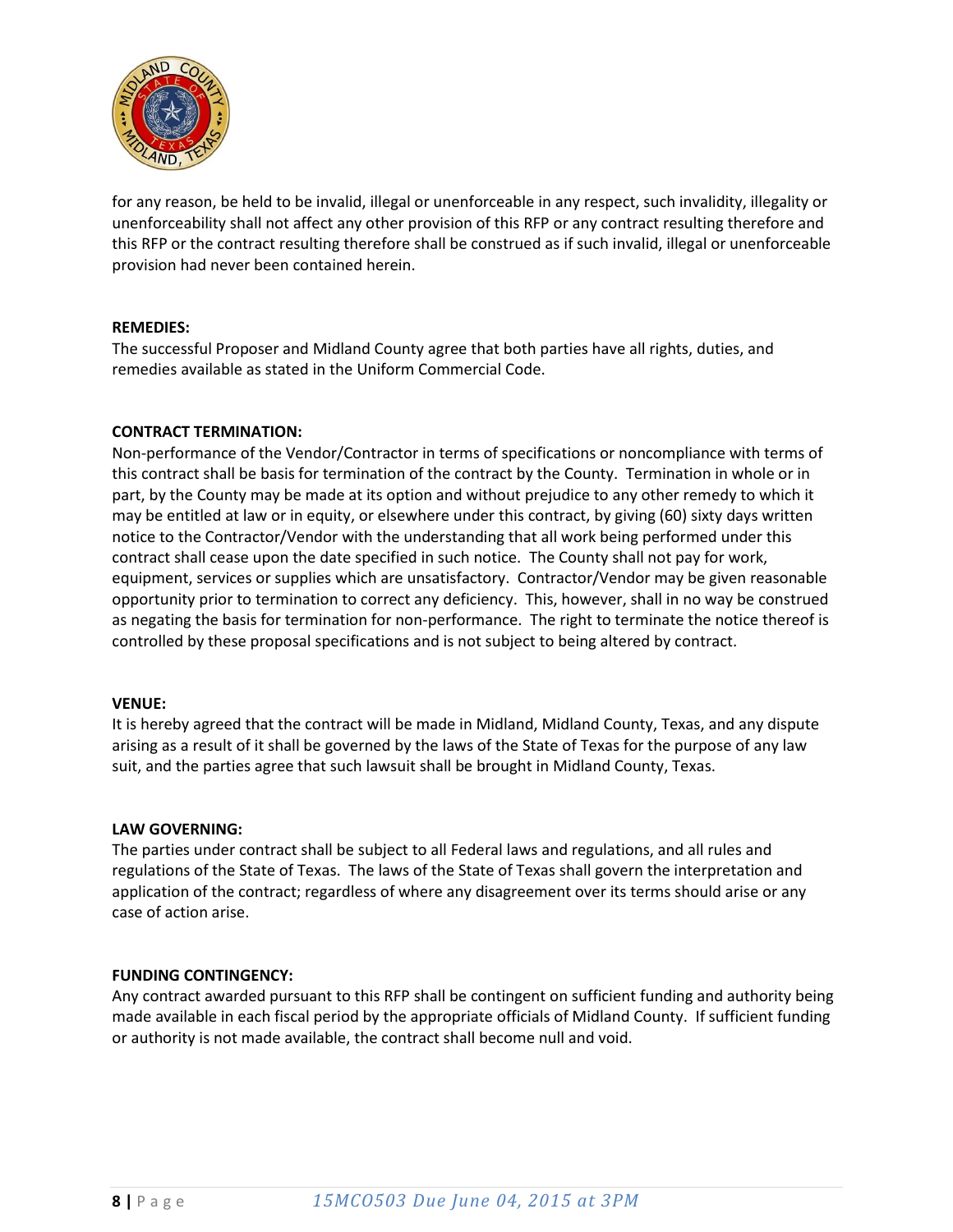for any reason, be held to be invalid, illegal or unenforceable in any respect, such invalidity, illegality or unenforceability shall not affect any other provision of this RFP or any contract resulting therefore and this RFP or the contract resulting therefore shall be construed as if such invalid, illegal or unenforceable provision had never been contained herein.

**REMEDIES:**
The successful Proposer and Midland County agree that both parties have all rights, duties, and remedies available as stated in the Uniform Commercial Code.

**CONTRACT TERMINATION:**
Non-performance of the Vendor/Contractor in terms of specifications or noncompliance with terms of this contract shall be basis for termination of the contract by the County. Termination in whole or in part, by the County may be made at its option and without prejudice to any other remedy to which it may be entitled at law or in equity, or elsewhere under this contract, by giving (60) sixty days written notice to the Contractor/Vendor with the understanding that all work being performed under this contract shall cease upon the date specified in such notice. The County shall not pay for work, equipment, services or supplies which are unsatisfactory. Contractor/Vendor may be given reasonable opportunity prior to termination to correct any deficiency. This, however, shall in no way be construed as negating the basis for termination for non-performance. The right to terminate the notice thereof is controlled by these proposal specifications and is not subject to being altered by contract.

**VENUE:**
It is hereby agreed that the contract will be made in Midland, Midland County, Texas, and any dispute arising as a result of it shall be governed by the laws of the State of Texas for the purpose of any law suit, and the parties agree that such lawsuit shall be brought in Midland County, Texas.

**LAW GOVERNING:**
The parties under contract shall be subject to all Federal laws and regulations, and all rules and regulations of the State of Texas. The laws of the State of Texas shall govern the interpretation and application of the contract; regardless of where any disagreement over its terms should arise or any case of action arise.

**FUNDING CONTINGENCY:**
Any contract awarded pursuant to this RFP shall be contingent on sufficient funding and authority being made available in each fiscal period by the appropriate officials of Midland County. If sufficient funding or authority is not made available, the contract shall become null and void.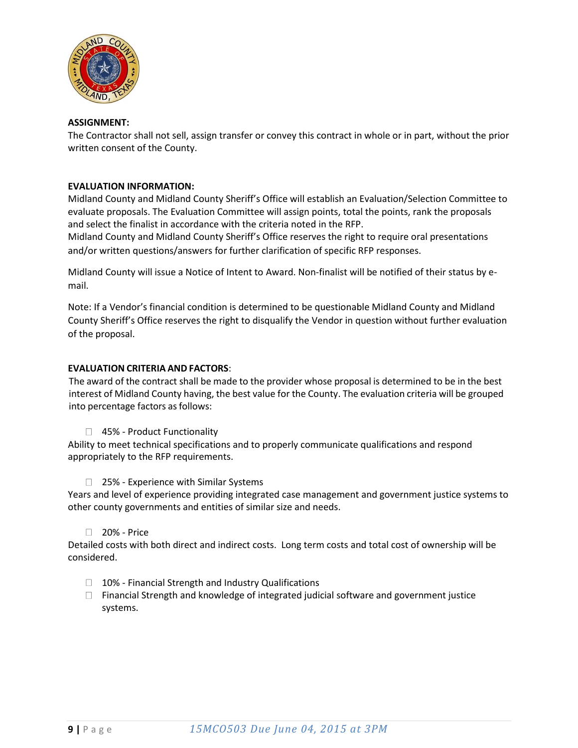**ASSIGNMENT:**
The Contractor shall not sell, assign transfer or convey this contract in whole or in part, without the prior written consent of the County.

**EVALUATION INFORMATION:**
Midland County and Midland County Sheriff's Office will establish an Evaluation/Selection Committee to evaluate proposals. The Evaluation Committee will assign points, total the points, rank the proposals and select the finalist in accordance with the criteria noted in the RFP.
Midland County and Midland County Sheriff's Office reserves the right to require oral presentations and/or written questions/answers for further clarification of specific RFP responses.

Midland County will issue a Notice of Intent to Award. Non-finalist will be notified of their status by e-mail.

Note: If a Vendor's financial condition is determined to be questionable Midland County and Midland County Sheriff's Office reserves the right to disqualify the Vendor in question without further evaluation of the proposal.

**EVALUATION CRITERIA AND FACTORS**:
The award of the contract shall be made to the provider whose proposal is determined to be in the best interest of Midland County having, the best value for the County. The evaluation criteria will be grouped into percentage factors as follows:

- 45% - Product Functionality

Ability to meet technical specifications and to properly communicate qualifications and respond appropriately to the RFP requirements.

- 25% - Experience with Similar Systems

Years and level of experience providing integrated case management and government justice systems to other county governments and entities of similar size and needs.

- 20% - Price

Detailed costs with both direct and indirect costs. Long term costs and total cost of ownership will be considered.

- 10% - Financial Strength and Industry Qualifications
- Financial Strength and knowledge of integrated judicial software and government justice systems.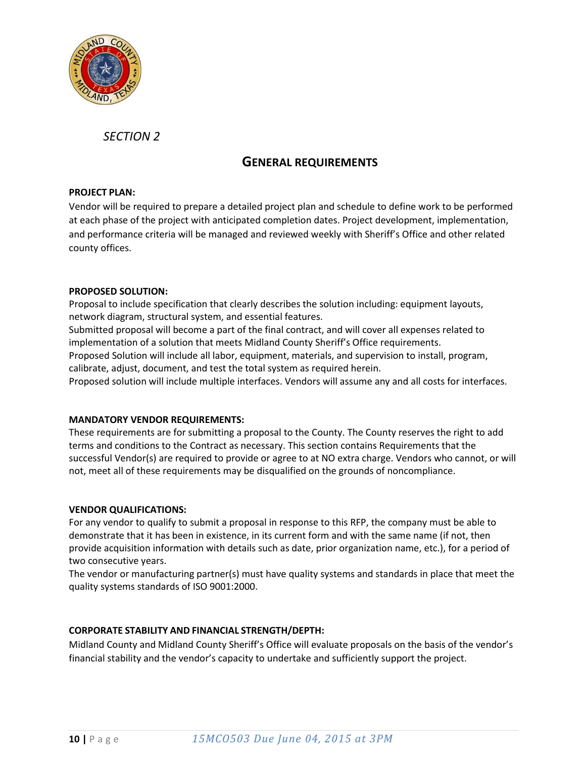*SECTION 2*

## GENERAL REQUIREMENTS

**PROJECT PLAN:**

Vendor will be required to prepare a detailed project plan and schedule to define work to be performed at each phase of the project with anticipated completion dates. Project development, implementation, and performance criteria will be managed and reviewed weekly with Sheriff's Office and other related county offices.

**PROPOSED SOLUTION:**

Proposal to include specification that clearly describes the solution including: equipment layouts, network diagram, structural system, and essential features.

Submitted proposal will become a part of the final contract, and will cover all expenses related to implementation of a solution that meets Midland County Sheriff's Office requirements.

Proposed Solution will include all labor, equipment, materials, and supervision to install, program, calibrate, adjust, document, and test the total system as required herein.

Proposed solution will include multiple interfaces. Vendors will assume any and all costs for interfaces.

**MANDATORY VENDOR REQUIREMENTS:**

These requirements are for submitting a proposal to the County. The County reserves the right to add terms and conditions to the Contract as necessary. This section contains Requirements that the successful Vendor(s) are required to provide or agree to at NO extra charge. Vendors who cannot, or will not, meet all of these requirements may be disqualified on the grounds of noncompliance.

**VENDOR QUALIFICATIONS:**

For any vendor to qualify to submit a proposal in response to this RFP, the company must be able to demonstrate that it has been in existence, in its current form and with the same name (if not, then provide acquisition information with details such as date, prior organization name, etc.), for a period of two consecutive years.

The vendor or manufacturing partner(s) must have quality systems and standards in place that meet the quality systems standards of ISO 9001:2000.

**CORPORATE STABILITY AND FINANCIAL STRENGTH/DEPTH:**

Midland County and Midland County Sheriff's Office will evaluate proposals on the basis of the vendor's financial stability and the vendor's capacity to undertake and sufficiently support the project.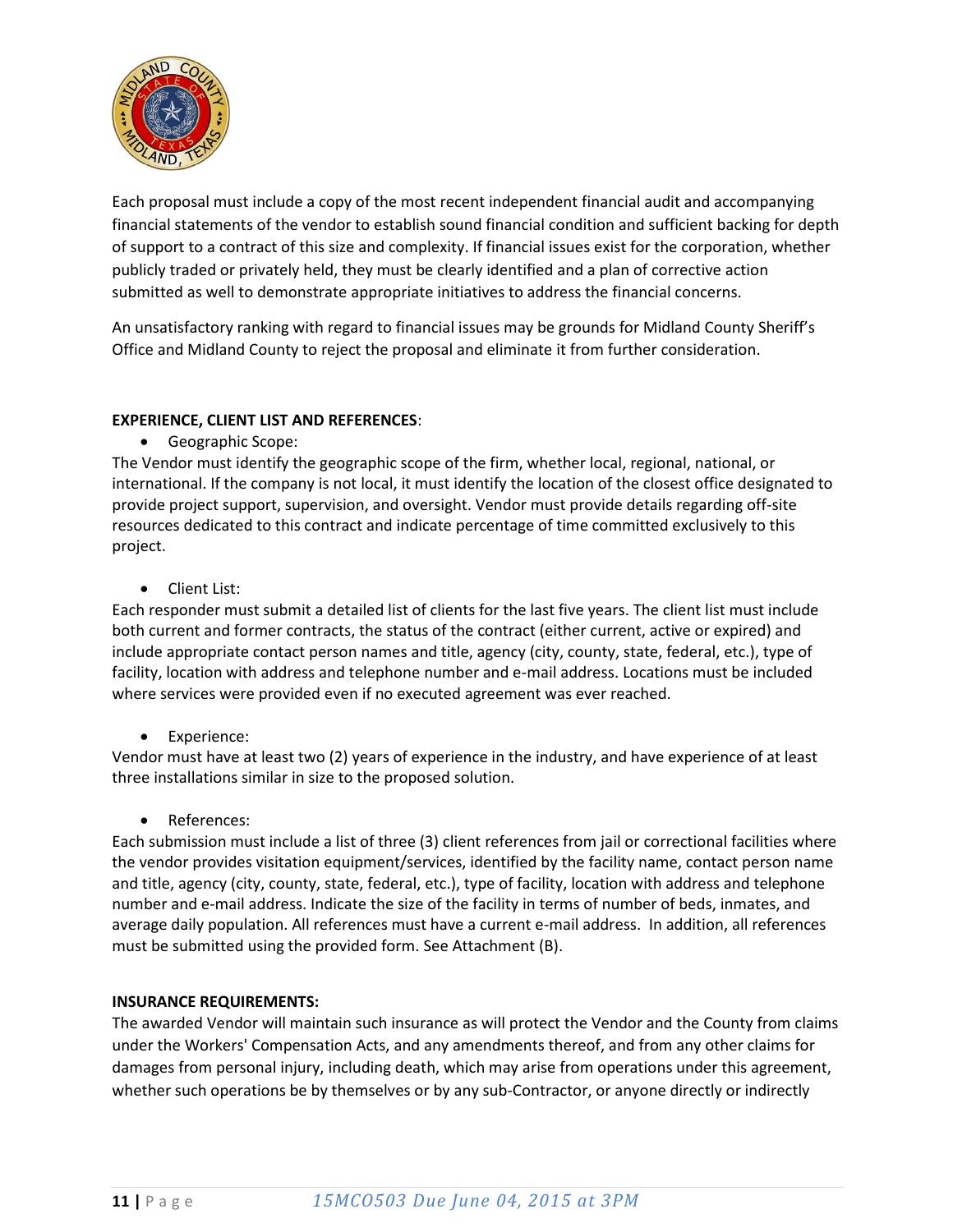Each proposal must include a copy of the most recent independent financial audit and accompanying financial statements of the vendor to establish sound financial condition and sufficient backing for depth of support to a contract of this size and complexity. If financial issues exist for the corporation, whether publicly traded or privately held, they must be clearly identified and a plan of corrective action submitted as well to demonstrate appropriate initiatives to address the financial concerns.

An unsatisfactory ranking with regard to financial issues may be grounds for Midland County Sheriff's Office and Midland County to reject the proposal and eliminate it from further consideration.

**EXPERIENCE, CLIENT LIST AND REFERENCES**:

- Geographic Scope:

The Vendor must identify the geographic scope of the firm, whether local, regional, national, or international. If the company is not local, it must identify the location of the closest office designated to provide project support, supervision, and oversight. Vendor must provide details regarding off-site resources dedicated to this contract and indicate percentage of time committed exclusively to this project.

- Client List:

Each responder must submit a detailed list of clients for the last five years. The client list must include both current and former contracts, the status of the contract (either current, active or expired) and include appropriate contact person names and title, agency (city, county, state, federal, etc.), type of facility, location with address and telephone number and e-mail address. Locations must be included where services were provided even if no executed agreement was ever reached.

- Experience:

Vendor must have at least two (2) years of experience in the industry, and have experience of at least three installations similar in size to the proposed solution.

- References:

Each submission must include a list of three (3) client references from jail or correctional facilities where the vendor provides visitation equipment/services, identified by the facility name, contact person name and title, agency (city, county, state, federal, etc.), type of facility, location with address and telephone number and e-mail address. Indicate the size of the facility in terms of number of beds, inmates, and average daily population. All references must have a current e-mail address. In addition, all references must be submitted using the provided form. See Attachment (B).

**INSURANCE REQUIREMENTS:**

The awarded Vendor will maintain such insurance as will protect the Vendor and the County from claims under the Workers' Compensation Acts, and any amendments thereof, and from any other claims for damages from personal injury, including death, which may arise from operations under this agreement, whether such operations be by themselves or by any sub-Contractor, or anyone directly or indirectly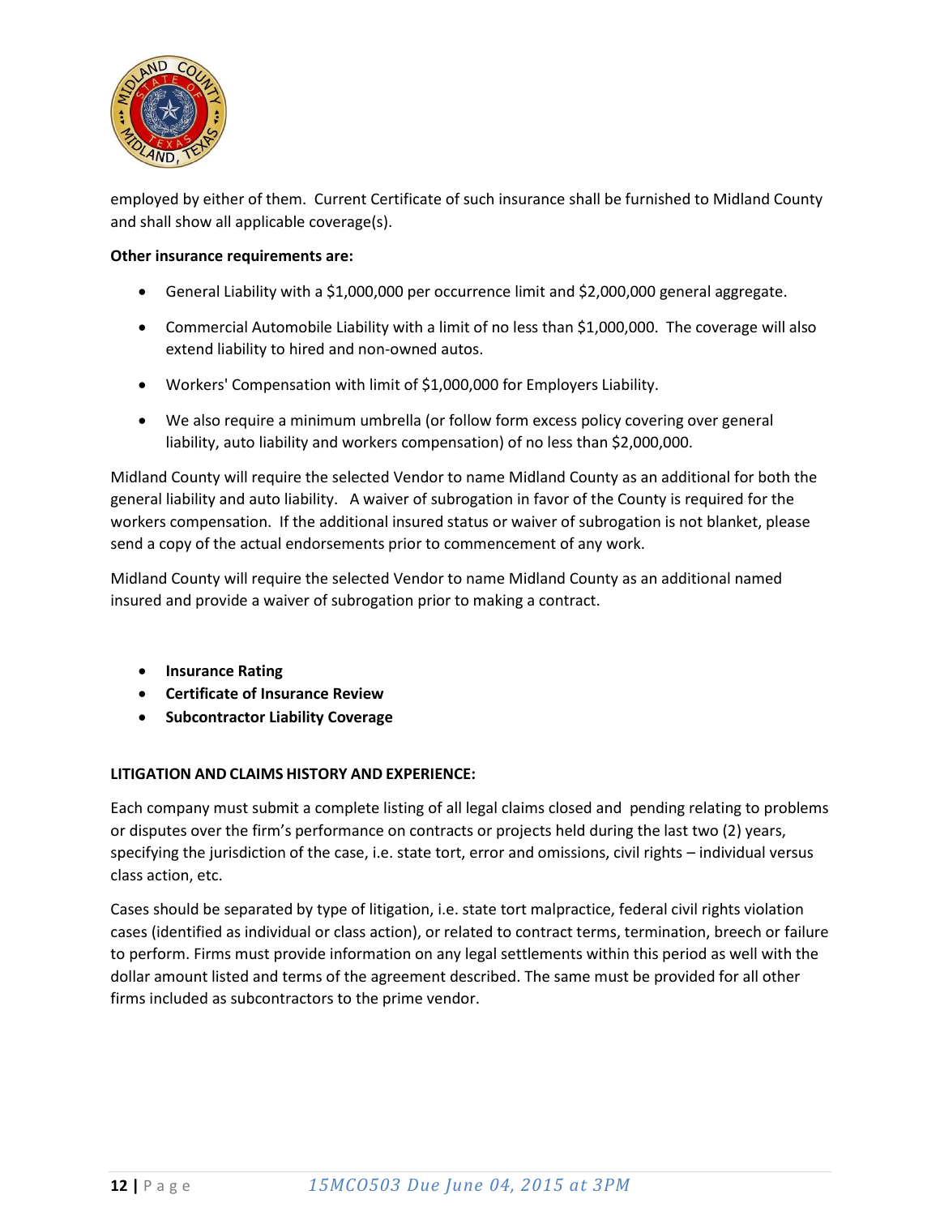employed by either of them. Current Certificate of such insurance shall be furnished to Midland County and shall show all applicable coverage(s).

**Other insurance requirements are:**

- General Liability with a $1,000,000 per occurrence limit and $2,000,000 general aggregate.
- Commercial Automobile Liability with a limit of no less than $1,000,000. The coverage will also extend liability to hired and non-owned autos.
- Workers' Compensation with limit of $1,000,000 for Employers Liability.
- We also require a minimum umbrella (or follow form excess policy covering over general liability, auto liability and workers compensation) of no less than $2,000,000.

Midland County will require the selected Vendor to name Midland County as an additional for both the general liability and auto liability. A waiver of subrogation in favor of the County is required for the workers compensation. If the additional insured status or waiver of subrogation is not blanket, please send a copy of the actual endorsements prior to commencement of any work.

Midland County will require the selected Vendor to name Midland County as an additional named insured and provide a waiver of subrogation prior to making a contract.

- **Insurance Rating**
- **Certificate of Insurance Review**
- **Subcontractor Liability Coverage**

**LITIGATION AND CLAIMS HISTORY AND EXPERIENCE:**

Each company must submit a complete listing of all legal claims closed and pending relating to problems or disputes over the firm's performance on contracts or projects held during the last two (2) years, specifying the jurisdiction of the case, i.e. state tort, error and omissions, civil rights – individual versus class action, etc.

Cases should be separated by type of litigation, i.e. state tort malpractice, federal civil rights violation cases (identified as individual or class action), or related to contract terms, termination, breech or failure to perform. Firms must provide information on any legal settlements within this period as well with the dollar amount listed and terms of the agreement described. The same must be provided for all other firms included as subcontractors to the prime vendor.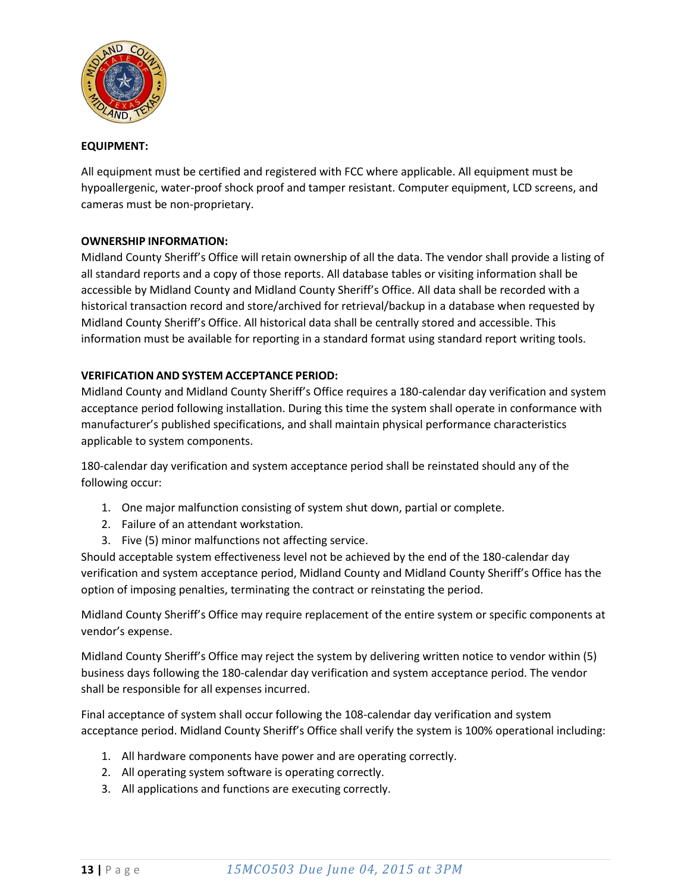**EQUIPMENT:**

All equipment must be certified and registered with FCC where applicable. All equipment must be hypoallergenic, water-proof shock proof and tamper resistant. Computer equipment, LCD screens, and cameras must be non-proprietary.

**OWNERSHIP INFORMATION:**

Midland County Sheriff's Office will retain ownership of all the data. The vendor shall provide a listing of all standard reports and a copy of those reports. All database tables or visiting information shall be accessible by Midland County and Midland County Sheriff's Office. All data shall be recorded with a historical transaction record and store/archived for retrieval/backup in a database when requested by Midland County Sheriff's Office. All historical data shall be centrally stored and accessible. This information must be available for reporting in a standard format using standard report writing tools.

**VERIFICATION AND SYSTEM ACCEPTANCE PERIOD:**

Midland County and Midland County Sheriff's Office requires a 180-calendar day verification and system acceptance period following installation. During this time the system shall operate in conformance with manufacturer's published specifications, and shall maintain physical performance characteristics applicable to system components.

180-calendar day verification and system acceptance period shall be reinstated should any of the following occur:

1. One major malfunction consisting of system shut down, partial or complete.
2. Failure of an attendant workstation.
3. Five (5) minor malfunctions not affecting service.

Should acceptable system effectiveness level not be achieved by the end of the 180-calendar day verification and system acceptance period, Midland County and Midland County Sheriff's Office has the option of imposing penalties, terminating the contract or reinstating the period.

Midland County Sheriff's Office may require replacement of the entire system or specific components at vendor's expense.

Midland County Sheriff's Office may reject the system by delivering written notice to vendor within (5) business days following the 180-calendar day verification and system acceptance period. The vendor shall be responsible for all expenses incurred.

Final acceptance of system shall occur following the 108-calendar day verification and system acceptance period. Midland County Sheriff's Office shall verify the system is 100% operational including:

1. All hardware components have power and are operating correctly.
2. All operating system software is operating correctly.
3. All applications and functions are executing correctly.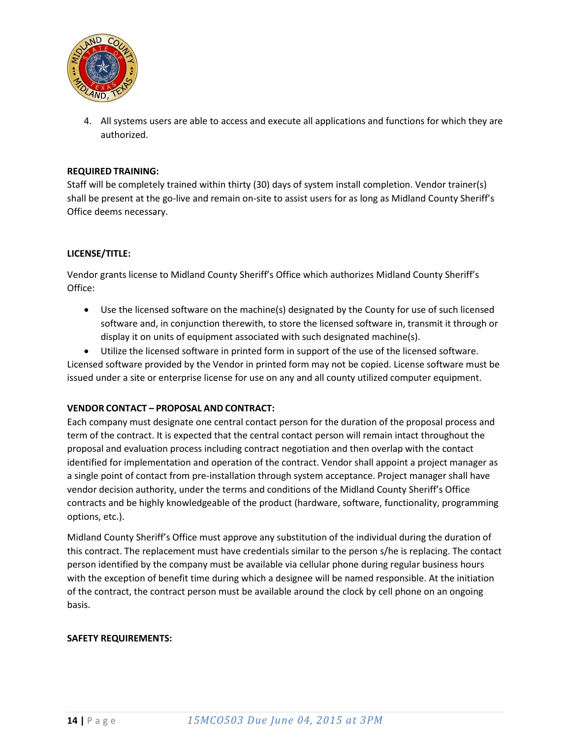4. All systems users are able to access and execute all applications and functions for which they are authorized.

**REQUIRED TRAINING:**
Staff will be completely trained within thirty (30) days of system install completion. Vendor trainer(s) shall be present at the go-live and remain on-site to assist users for as long as Midland County Sheriff's Office deems necessary.

**LICENSE/TITLE:**

Vendor grants license to Midland County Sheriff's Office which authorizes Midland County Sheriff's Office:

- Use the licensed software on the machine(s) designated by the County for use of such licensed software and, in conjunction therewith, to store the licensed software in, transmit it through or display it on units of equipment associated with such designated machine(s).
- Utilize the licensed software in printed form in support of the use of the licensed software.

Licensed software provided by the Vendor in printed form may not be copied. License software must be issued under a site or enterprise license for use on any and all county utilized computer equipment.

**VENDOR CONTACT – PROPOSAL AND CONTRACT:**
Each company must designate one central contact person for the duration of the proposal process and term of the contract. It is expected that the central contact person will remain intact throughout the proposal and evaluation process including contract negotiation and then overlap with the contact identified for implementation and operation of the contract. Vendor shall appoint a project manager as a single point of contact from pre-installation through system acceptance. Project manager shall have vendor decision authority, under the terms and conditions of the Midland County Sheriff's Office contracts and be highly knowledgeable of the product (hardware, software, functionality, programming options, etc.).

Midland County Sheriff's Office must approve any substitution of the individual during the duration of this contract. The replacement must have credentials similar to the person s/he is replacing. The contact person identified by the company must be available via cellular phone during regular business hours with the exception of benefit time during which a designee will be named responsible. At the initiation of the contract, the contract person must be available around the clock by cell phone on an ongoing basis.

**SAFETY REQUIREMENTS:**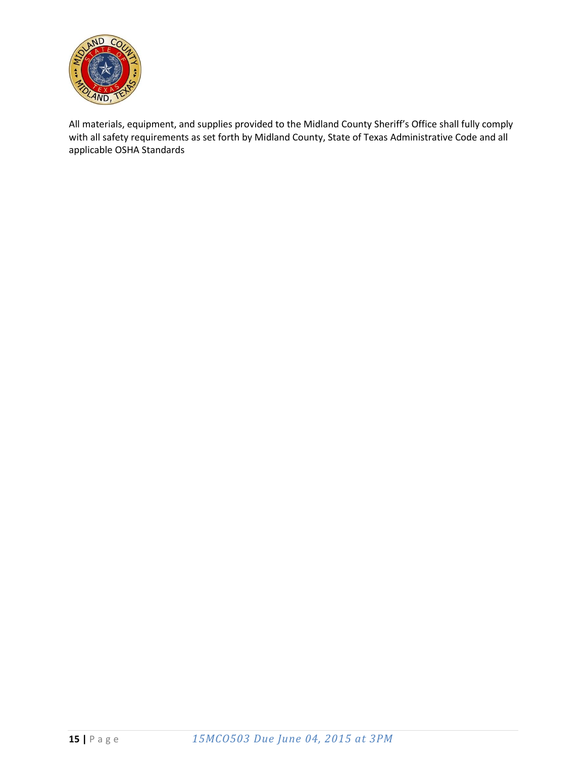All materials, equipment, and supplies provided to the Midland County Sheriff's Office shall fully comply with all safety requirements as set forth by Midland County, State of Texas Administrative Code and all applicable OSHA Standards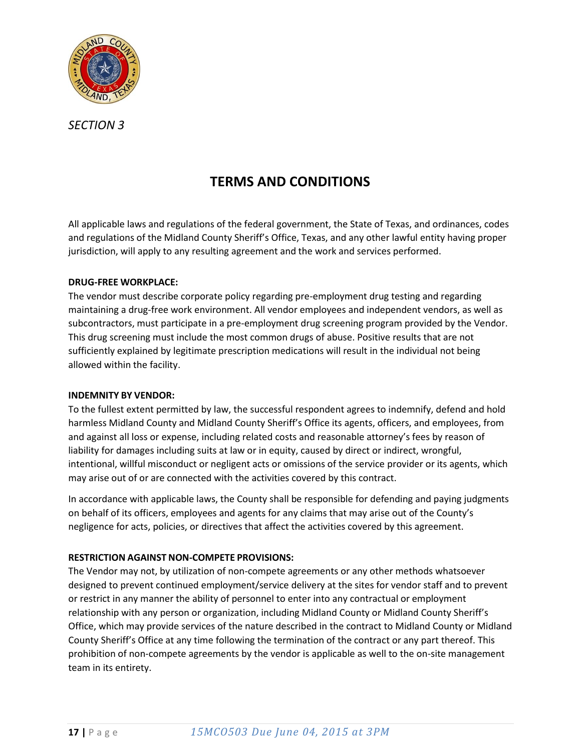*SECTION 3*

# TERMS AND CONDITIONS

All applicable laws and regulations of the federal government, the State of Texas, and ordinances, codes and regulations of the Midland County Sheriff's Office, Texas, and any other lawful entity having proper jurisdiction, will apply to any resulting agreement and the work and services performed.

**DRUG-FREE WORKPLACE:**
The vendor must describe corporate policy regarding pre-employment drug testing and regarding maintaining a drug-free work environment. All vendor employees and independent vendors, as well as subcontractors, must participate in a pre-employment drug screening program provided by the Vendor. This drug screening must include the most common drugs of abuse. Positive results that are not sufficiently explained by legitimate prescription medications will result in the individual not being allowed within the facility.

**INDEMNITY BY VENDOR:**
To the fullest extent permitted by law, the successful respondent agrees to indemnify, defend and hold harmless Midland County and Midland County Sheriff's Office its agents, officers, and employees, from and against all loss or expense, including related costs and reasonable attorney's fees by reason of liability for damages including suits at law or in equity, caused by direct or indirect, wrongful, intentional, willful misconduct or negligent acts or omissions of the service provider or its agents, which may arise out of or are connected with the activities covered by this contract.

In accordance with applicable laws, the County shall be responsible for defending and paying judgments on behalf of its officers, employees and agents for any claims that may arise out of the County's negligence for acts, policies, or directives that affect the activities covered by this agreement.

**RESTRICTION AGAINST NON-COMPETE PROVISIONS:**
The Vendor may not, by utilization of non-compete agreements or any other methods whatsoever designed to prevent continued employment/service delivery at the sites for vendor staff and to prevent or restrict in any manner the ability of personnel to enter into any contractual or employment relationship with any person or organization, including Midland County or Midland County Sheriff's Office, which may provide services of the nature described in the contract to Midland County or Midland County Sheriff's Office at any time following the termination of the contract or any part thereof. This prohibition of non-compete agreements by the vendor is applicable as well to the on-site management team in its entirety.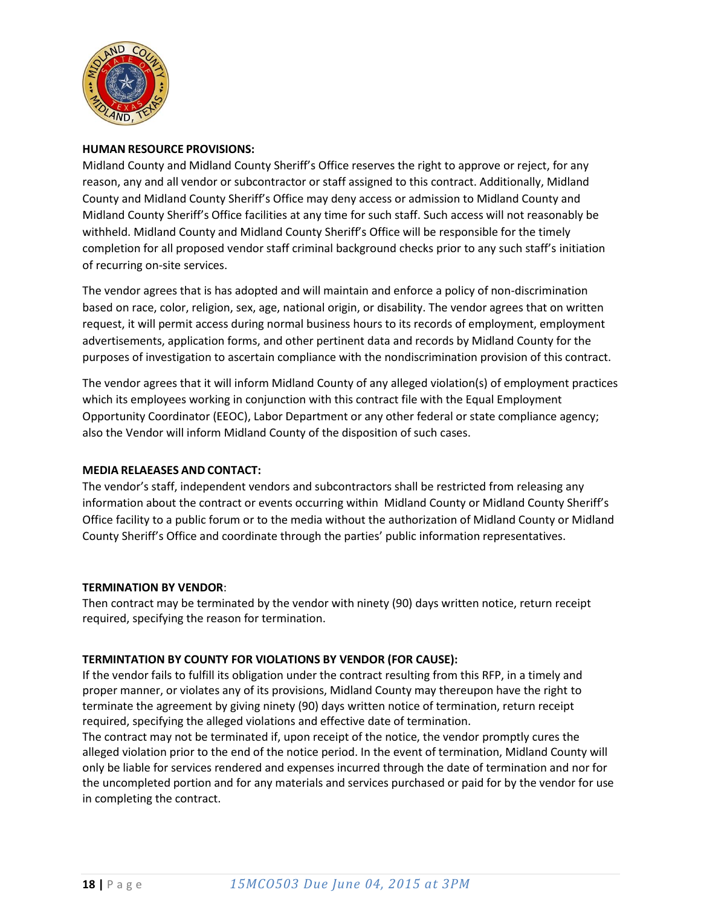**HUMAN RESOURCE PROVISIONS:**

Midland County and Midland County Sheriff's Office reserves the right to approve or reject, for any reason, any and all vendor or subcontractor or staff assigned to this contract. Additionally, Midland County and Midland County Sheriff's Office may deny access or admission to Midland County and Midland County Sheriff's Office facilities at any time for such staff. Such access will not reasonably be withheld. Midland County and Midland County Sheriff's Office will be responsible for the timely completion for all proposed vendor staff criminal background checks prior to any such staff's initiation of recurring on-site services.

The vendor agrees that is has adopted and will maintain and enforce a policy of non-discrimination based on race, color, religion, sex, age, national origin, or disability. The vendor agrees that on written request, it will permit access during normal business hours to its records of employment, employment advertisements, application forms, and other pertinent data and records by Midland County for the purposes of investigation to ascertain compliance with the nondiscrimination provision of this contract.

The vendor agrees that it will inform Midland County of any alleged violation(s) of employment practices which its employees working in conjunction with this contract file with the Equal Employment Opportunity Coordinator (EEOC), Labor Department or any other federal or state compliance agency; also the Vendor will inform Midland County of the disposition of such cases.

**MEDIA RELAEASES AND CONTACT:**

The vendor's staff, independent vendors and subcontractors shall be restricted from releasing any information about the contract or events occurring within Midland County or Midland County Sheriff's Office facility to a public forum or to the media without the authorization of Midland County or Midland County Sheriff's Office and coordinate through the parties' public information representatives.

**TERMINATION BY VENDOR**:

Then contract may be terminated by the vendor with ninety (90) days written notice, return receipt required, specifying the reason for termination.

**TERMINTATION BY COUNTY FOR VIOLATIONS BY VENDOR (FOR CAUSE):**

If the vendor fails to fulfill its obligation under the contract resulting from this RFP, in a timely and proper manner, or violates any of its provisions, Midland County may thereupon have the right to terminate the agreement by giving ninety (90) days written notice of termination, return receipt required, specifying the alleged violations and effective date of termination.

The contract may not be terminated if, upon receipt of the notice, the vendor promptly cures the alleged violation prior to the end of the notice period. In the event of termination, Midland County will only be liable for services rendered and expenses incurred through the date of termination and nor for the uncompleted portion and for any materials and services purchased or paid for by the vendor for use in completing the contract.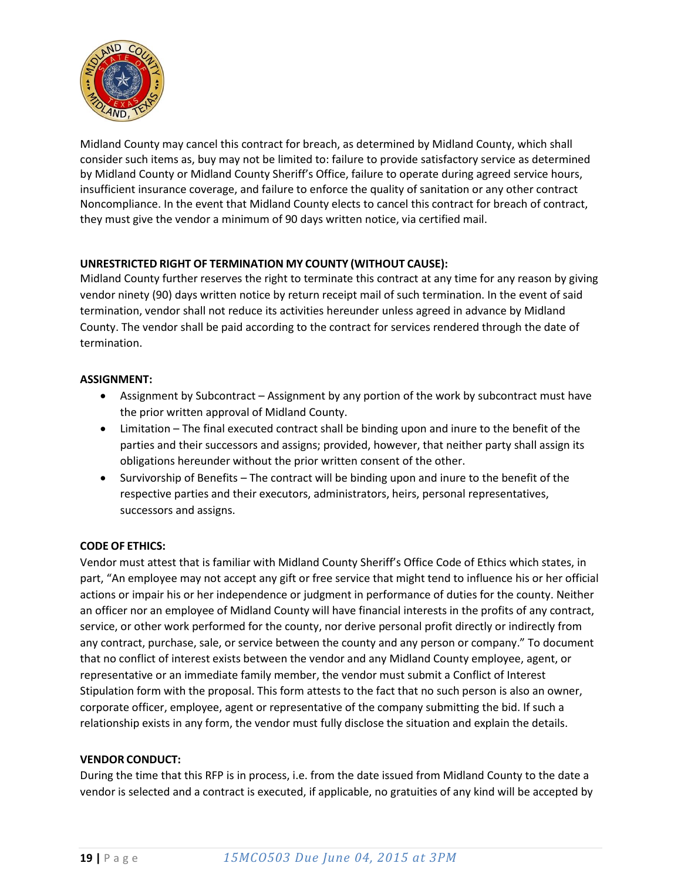Midland County may cancel this contract for breach, as determined by Midland County, which shall consider such items as, buy may not be limited to: failure to provide satisfactory service as determined by Midland County or Midland County Sheriff's Office, failure to operate during agreed service hours, insufficient insurance coverage, and failure to enforce the quality of sanitation or any other contract Noncompliance. In the event that Midland County elects to cancel this contract for breach of contract, they must give the vendor a minimum of 90 days written notice, via certified mail.

**UNRESTRICTED RIGHT OF TERMINATION MY COUNTY (WITHOUT CAUSE):**
Midland County further reserves the right to terminate this contract at any time for any reason by giving vendor ninety (90) days written notice by return receipt mail of such termination. In the event of said termination, vendor shall not reduce its activities hereunder unless agreed in advance by Midland County. The vendor shall be paid according to the contract for services rendered through the date of termination.

**ASSIGNMENT:**

- Assignment by Subcontract – Assignment by any portion of the work by subcontract must have the prior written approval of Midland County.
- Limitation – The final executed contract shall be binding upon and inure to the benefit of the parties and their successors and assigns; provided, however, that neither party shall assign its obligations hereunder without the prior written consent of the other.
- Survivorship of Benefits – The contract will be binding upon and inure to the benefit of the respective parties and their executors, administrators, heirs, personal representatives, successors and assigns.

**CODE OF ETHICS:**
Vendor must attest that is familiar with Midland County Sheriff's Office Code of Ethics which states, in part, "An employee may not accept any gift or free service that might tend to influence his or her official actions or impair his or her independence or judgment in performance of duties for the county. Neither an officer nor an employee of Midland County will have financial interests in the profits of any contract, service, or other work performed for the county, nor derive personal profit directly or indirectly from any contract, purchase, sale, or service between the county and any person or company." To document that no conflict of interest exists between the vendor and any Midland County employee, agent, or representative or an immediate family member, the vendor must submit a Conflict of Interest Stipulation form with the proposal. This form attests to the fact that no such person is also an owner, corporate officer, employee, agent or representative of the company submitting the bid. If such a relationship exists in any form, the vendor must fully disclose the situation and explain the details.

**VENDOR CONDUCT:**
During the time that this RFP is in process, i.e. from the date issued from Midland County to the date a vendor is selected and a contract is executed, if applicable, no gratuities of any kind will be accepted by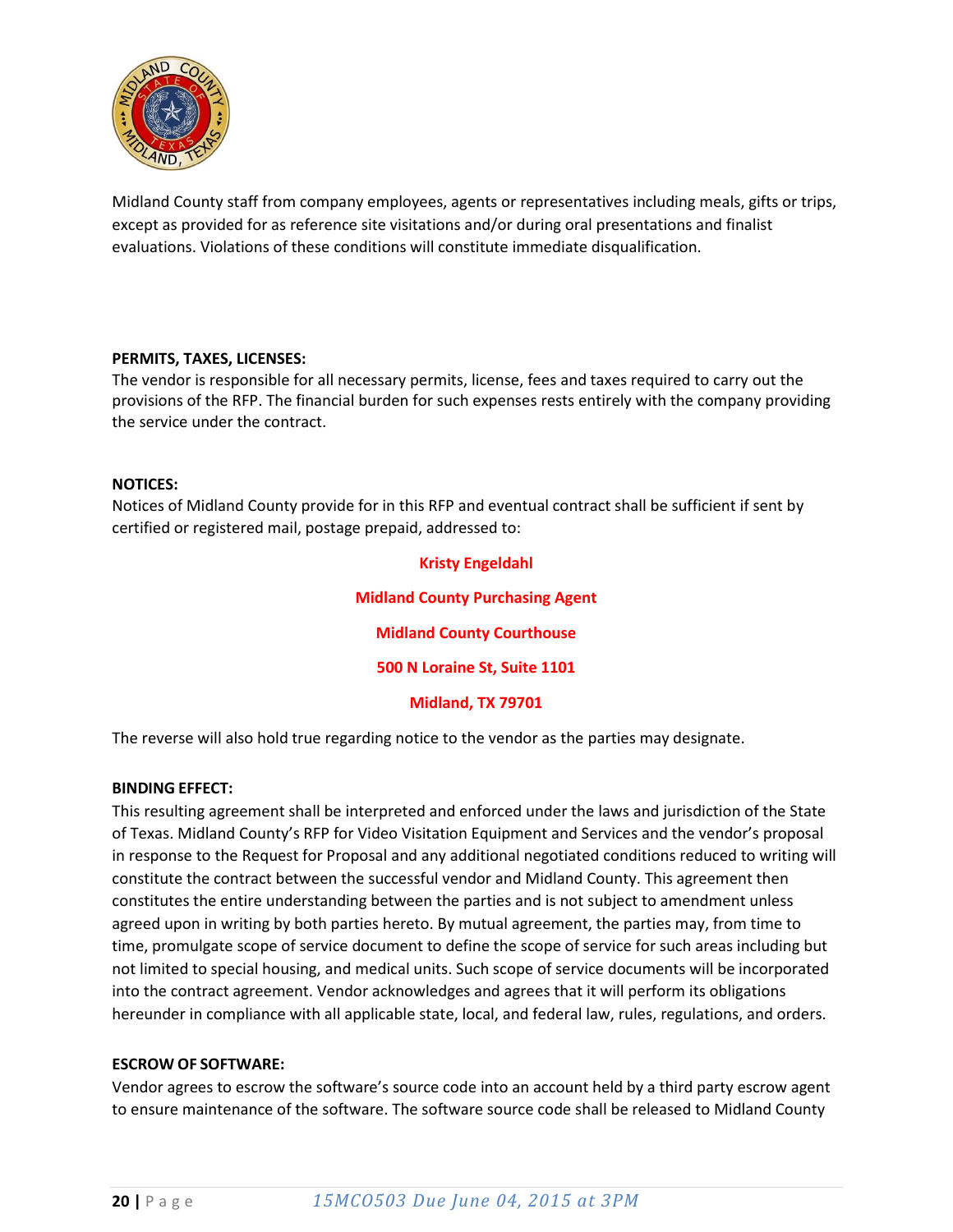Midland County staff from company employees, agents or representatives including meals, gifts or trips, except as provided for as reference site visitations and/or during oral presentations and finalist evaluations. Violations of these conditions will constitute immediate disqualification.

**PERMITS, TAXES, LICENSES:**
The vendor is responsible for all necessary permits, license, fees and taxes required to carry out the provisions of the RFP. The financial burden for such expenses rests entirely with the company providing the service under the contract.

**NOTICES:**
Notices of Midland County provide for in this RFP and eventual contract shall be sufficient if sent by certified or registered mail, postage prepaid, addressed to:

**Kristy Engeldahl**

**Midland County Purchasing Agent**

**Midland County Courthouse**

**500 N Loraine St, Suite 1101**

**Midland, TX 79701**

The reverse will also hold true regarding notice to the vendor as the parties may designate.

**BINDING EFFECT:**
This resulting agreement shall be interpreted and enforced under the laws and jurisdiction of the State of Texas. Midland County's RFP for Video Visitation Equipment and Services and the vendor's proposal in response to the Request for Proposal and any additional negotiated conditions reduced to writing will constitute the contract between the successful vendor and Midland County. This agreement then constitutes the entire understanding between the parties and is not subject to amendment unless agreed upon in writing by both parties hereto. By mutual agreement, the parties may, from time to time, promulgate scope of service document to define the scope of service for such areas including but not limited to special housing, and medical units. Such scope of service documents will be incorporated into the contract agreement. Vendor acknowledges and agrees that it will perform its obligations hereunder in compliance with all applicable state, local, and federal law, rules, regulations, and orders.

**ESCROW OF SOFTWARE:**
Vendor agrees to escrow the software's source code into an account held by a third party escrow agent to ensure maintenance of the software. The software source code shall be released to Midland County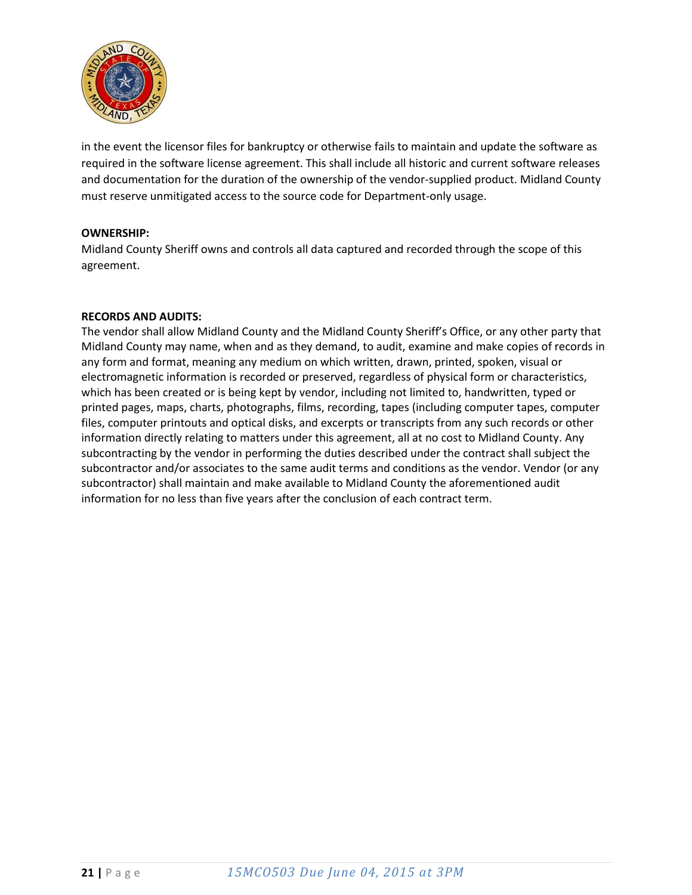in the event the licensor files for bankruptcy or otherwise fails to maintain and update the software as required in the software license agreement. This shall include all historic and current software releases and documentation for the duration of the ownership of the vendor-supplied product. Midland County must reserve unmitigated access to the source code for Department-only usage.

**OWNERSHIP:**
Midland County Sheriff owns and controls all data captured and recorded through the scope of this agreement.

**RECORDS AND AUDITS:**
The vendor shall allow Midland County and the Midland County Sheriff's Office, or any other party that Midland County may name, when and as they demand, to audit, examine and make copies of records in any form and format, meaning any medium on which written, drawn, printed, spoken, visual or electromagnetic information is recorded or preserved, regardless of physical form or characteristics, which has been created or is being kept by vendor, including not limited to, handwritten, typed or printed pages, maps, charts, photographs, films, recording, tapes (including computer tapes, computer files, computer printouts and optical disks, and excerpts or transcripts from any such records or other information directly relating to matters under this agreement, all at no cost to Midland County. Any subcontracting by the vendor in performing the duties described under the contract shall subject the subcontractor and/or associates to the same audit terms and conditions as the vendor. Vendor (or any subcontractor) shall maintain and make available to Midland County the aforementioned audit information for no less than five years after the conclusion of each contract term.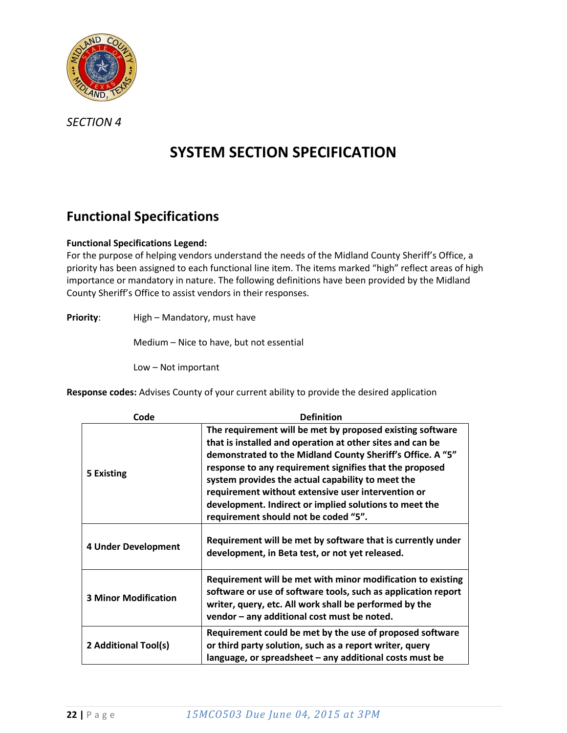*SECTION 4*

# SYSTEM SECTION SPECIFICATION

## Functional Specifications

**Functional Specifications Legend:**
For the purpose of helping vendors understand the needs of the Midland County Sheriff's Office, a priority has been assigned to each functional line item. The items marked "high" reflect areas of high importance or mandatory in nature. The following definitions have been provided by the Midland County Sheriff's Office to assist vendors in their responses.

**Priority**: High – Mandatory, must have

Medium – Nice to have, but not essential

Low – Not important

**Response codes:** Advises County of your current ability to provide the desired application

| Code | Definition |
|---|---|
| **5 Existing** | **The requirement will be met by proposed existing software that is installed and operation at other sites and can be demonstrated to the Midland County Sheriff's Office. A "5" response to any requirement signifies that the proposed system provides the actual capability to meet the requirement without extensive user intervention or development. Indirect or implied solutions to meet the requirement should not be coded "5".** |
| **4 Under Development** | **Requirement will be met by software that is currently under development, in Beta test, or not yet released.** |
| **3 Minor Modification** | **Requirement will be met with minor modification to existing software or use of software tools, such as application report writer, query, etc. All work shall be performed by the vendor – any additional cost must be noted.** |
| **2 Additional Tool(s)** | **Requirement could be met by the use of proposed software or third party solution, such as a report writer, query language, or spreadsheet – any additional costs must be** |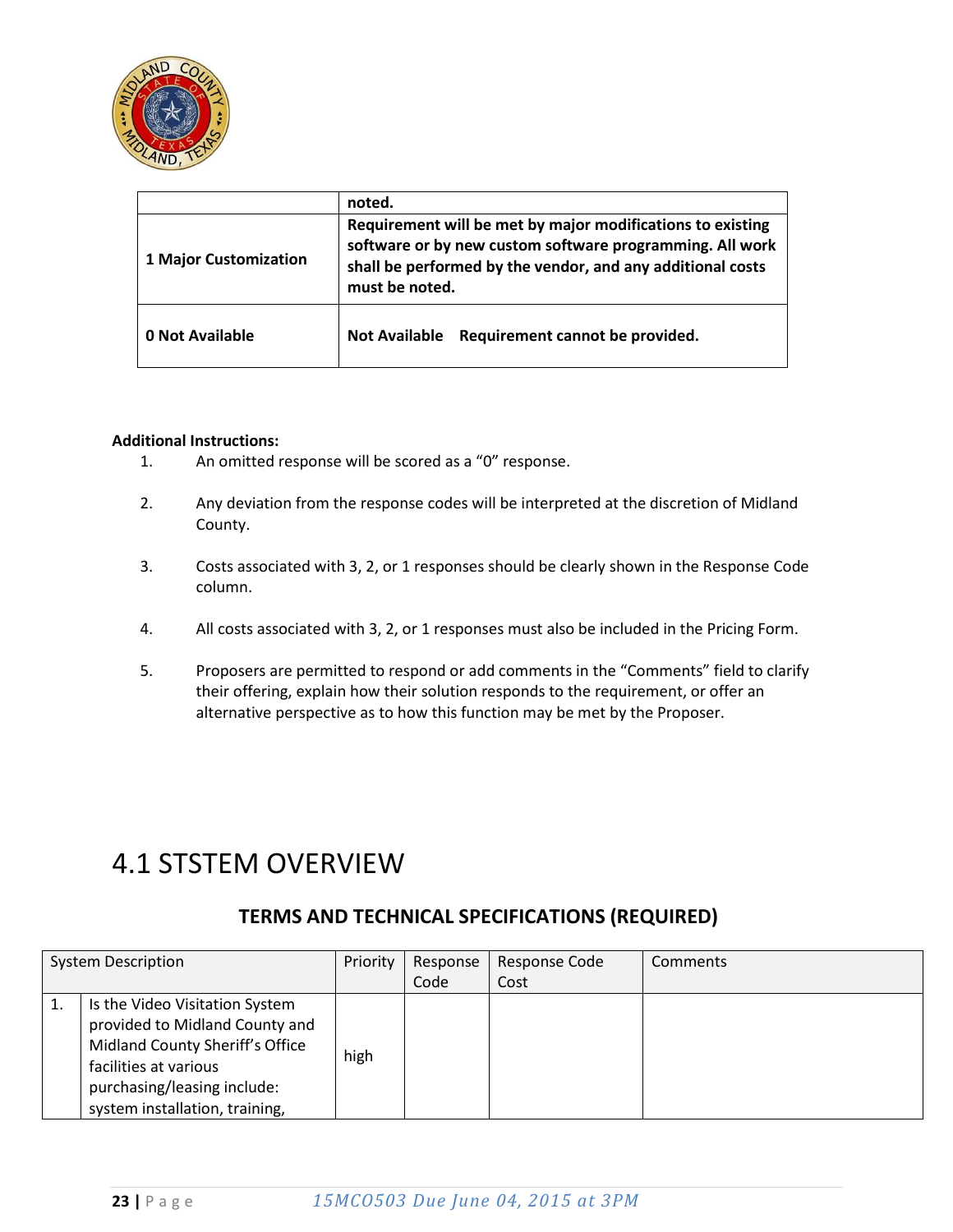| | |
|---|---|
| | **noted.** |
| **1 Major Customization** | **Requirement will be met by major modifications to existing software or by new custom software programming. All work shall be performed by the vendor, and any additional costs must be noted.** |
| **0 Not Available** | **Not Available Requirement cannot be provided.** |

**Additional Instructions:**

1. An omitted response will be scored as a "0" response.
2. Any deviation from the response codes will be interpreted at the discretion of Midland County.
3. Costs associated with 3, 2, or 1 responses should be clearly shown in the Response Code column.
4. All costs associated with 3, 2, or 1 responses must also be included in the Pricing Form.
5. Proposers are permitted to respond or add comments in the "Comments" field to clarify their offering, explain how their solution responds to the requirement, or offer an alternative perspective as to how this function may be met by the Proposer.

# 4.1 STSTEM OVERVIEW

## TERMS AND TECHNICAL SPECIFICATIONS (REQUIRED)

| | System Description | Priority | Response Code | Response Code Cost | Comments |
|---|---|---|---|---|---|
| 1. | Is the Video Visitation System provided to Midland County and Midland County Sheriff's Office facilities at various purchasing/leasing include: system installation, training, | high | | | |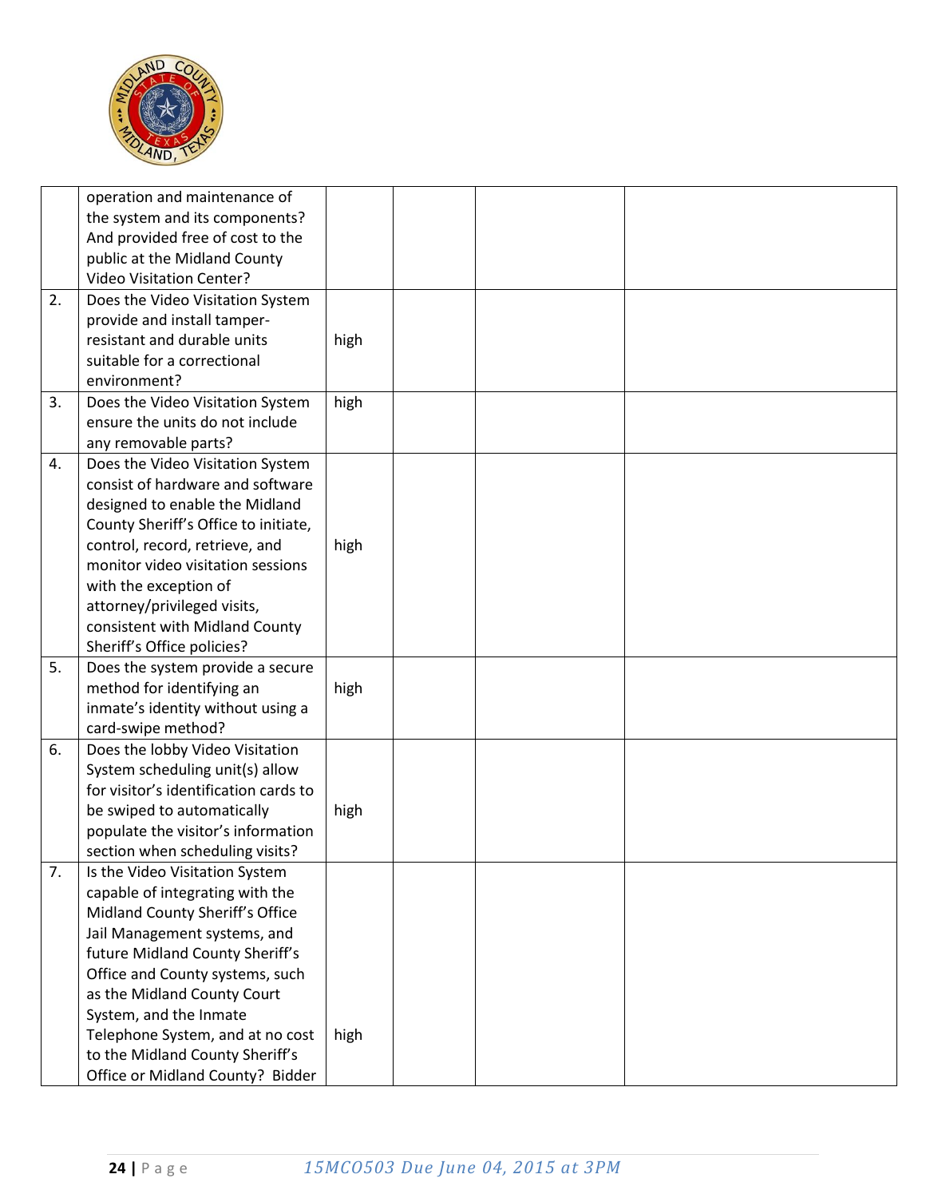| | | | | | |
|---|---|---|---|---|---|
| | operation and maintenance of the system and its components? And provided free of cost to the public at the Midland County Video Visitation Center? | | | | |
| 2. | Does the Video Visitation System provide and install tamper-resistant and durable units suitable for a correctional environment? | high | | | |
| 3. | Does the Video Visitation System ensure the units do not include any removable parts? | high | | | |
| 4. | Does the Video Visitation System consist of hardware and software designed to enable the Midland County Sheriff's Office to initiate, control, record, retrieve, and monitor video visitation sessions with the exception of attorney/privileged visits, consistent with Midland County Sheriff's Office policies? | high | | | |
| 5. | Does the system provide a secure method for identifying an inmate's identity without using a card-swipe method? | high | | | |
| 6. | Does the lobby Video Visitation System scheduling unit(s) allow for visitor's identification cards to be swiped to automatically populate the visitor's information section when scheduling visits? | high | | | |
| 7. | Is the Video Visitation System capable of integrating with the Midland County Sheriff's Office Jail Management systems, and future Midland County Sheriff's Office and County systems, such as the Midland County Court System, and the Inmate Telephone System, and at no cost to the Midland County Sheriff's Office or Midland County? Bidder | high | | | |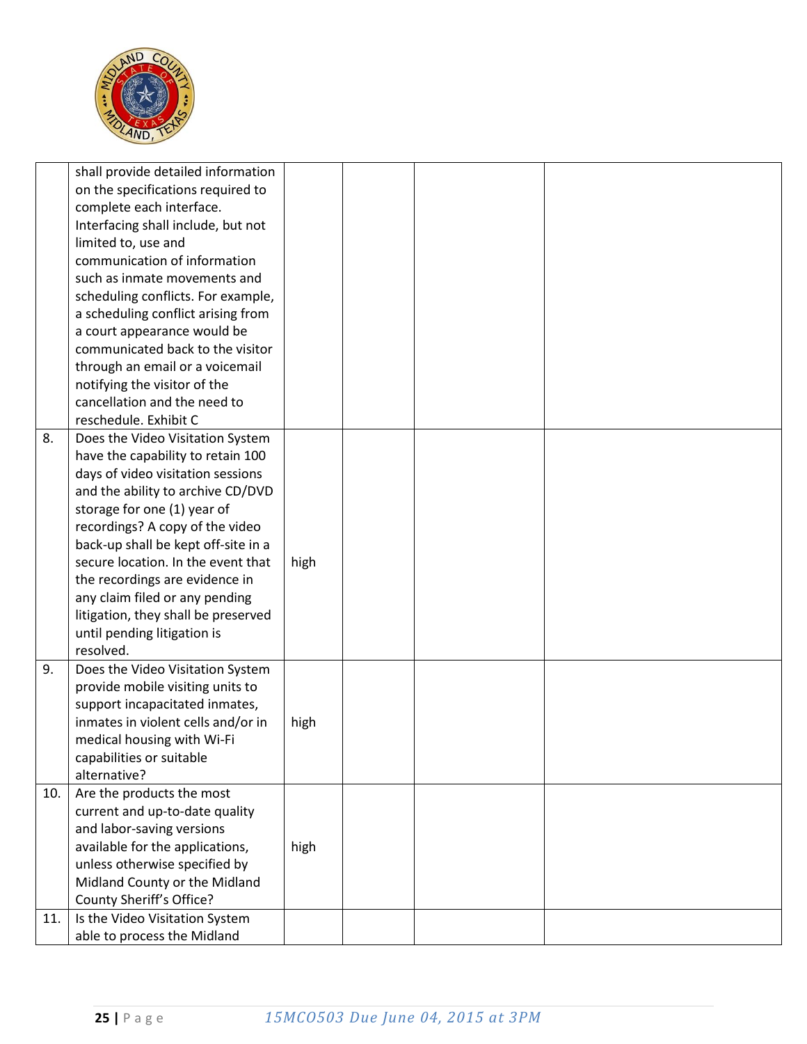| | | | | | |
|---|---|---|---|---|---|
| | shall provide detailed information on the specifications required to complete each interface. Interfacing shall include, but not limited to, use and communication of information such as inmate movements and scheduling conflicts. For example, a scheduling conflict arising from a court appearance would be communicated back to the visitor through an email or a voicemail notifying the visitor of the cancellation and the need to reschedule. Exhibit C | | | | |
| 8. | Does the Video Visitation System have the capability to retain 100 days of video visitation sessions and the ability to archive CD/DVD storage for one (1) year of recordings? A copy of the video back-up shall be kept off-site in a secure location. In the event that the recordings are evidence in any claim filed or any pending litigation, they shall be preserved until pending litigation is resolved. | high | | | |
| 9. | Does the Video Visitation System provide mobile visiting units to support incapacitated inmates, inmates in violent cells and/or in medical housing with Wi-Fi capabilities or suitable alternative? | high | | | |
| 10. | Are the products the most current and up-to-date quality and labor-saving versions available for the applications, unless otherwise specified by Midland County or the Midland County Sheriff's Office? | high | | | |
| 11. | Is the Video Visitation System able to process the Midland | | | | |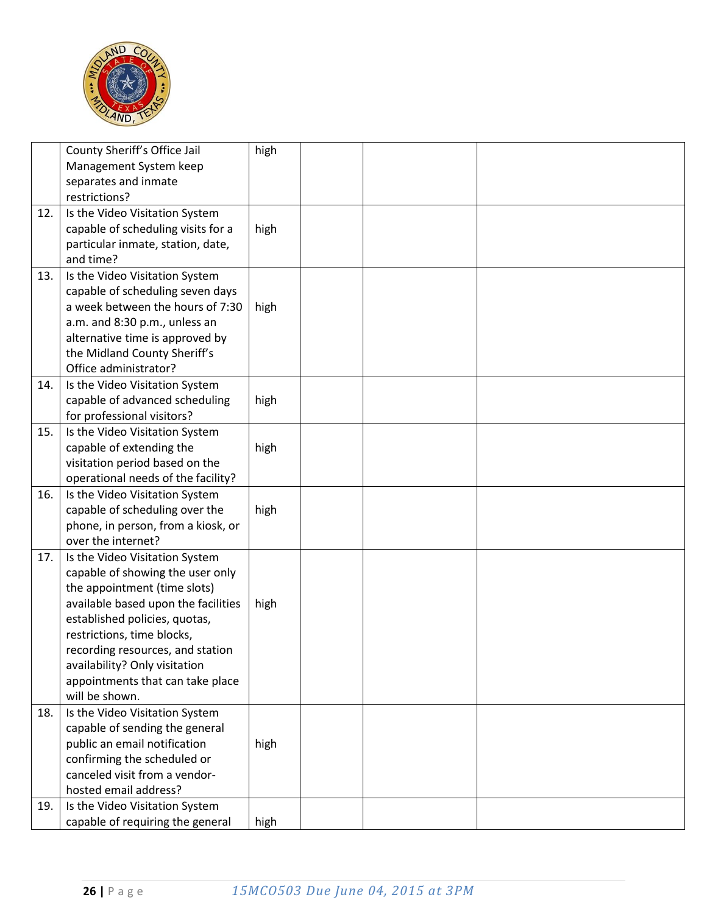|  |  |  |  |  |  |
|---|---|---|---|---|---|
|  | County Sheriff's Office Jail Management System keep separates and inmate restrictions? | high |  |  |  |
| 12. | Is the Video Visitation System capable of scheduling visits for a particular inmate, station, date, and time? | high |  |  |  |
| 13. | Is the Video Visitation System capable of scheduling seven days a week between the hours of 7:30 a.m. and 8:30 p.m., unless an alternative time is approved by the Midland County Sheriff's Office administrator? | high |  |  |  |
| 14. | Is the Video Visitation System capable of advanced scheduling for professional visitors? | high |  |  |  |
| 15. | Is the Video Visitation System capable of extending the visitation period based on the operational needs of the facility? | high |  |  |  |
| 16. | Is the Video Visitation System capable of scheduling over the phone, in person, from a kiosk, or over the internet? | high |  |  |  |
| 17. | Is the Video Visitation System capable of showing the user only the appointment (time slots) available based upon the facilities established policies, quotas, restrictions, time blocks, recording resources, and station availability? Only visitation appointments that can take place will be shown. | high |  |  |  |
| 18. | Is the Video Visitation System capable of sending the general public an email notification confirming the scheduled or canceled visit from a vendor-hosted email address? | high |  |  |  |
| 19. | Is the Video Visitation System capable of requiring the general | high |  |  |  |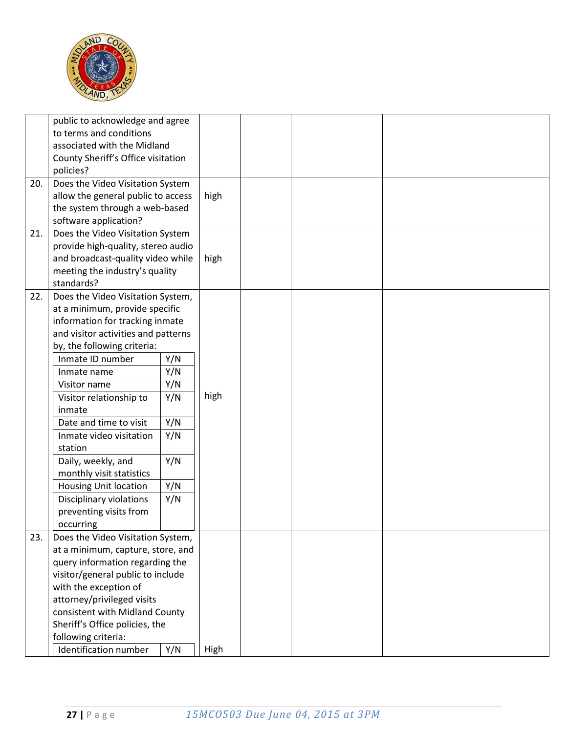| | | | | | |
|---|---|---|---|---|---|
| | public to acknowledge and agree to terms and conditions associated with the Midland County Sheriff's Office visitation policies? | | | | |
| 20. | Does the Video Visitation System allow the general public to access the system through a web-based software application? | high | | | |
| 21. | Does the Video Visitation System provide high-quality, stereo audio and broadcast-quality video while meeting the industry's quality standards? | high | | | |
| 22. | Does the Video Visitation System, at a minimum, provide specific information for tracking inmate and visitor activities and patterns by, the following criteria:<br>Inmate ID number — Y/N<br>Inmate name — Y/N<br>Visitor name — Y/N<br>Visitor relationship to inmate — Y/N<br>Date and time to visit — Y/N<br>Inmate video visitation station — Y/N<br>Daily, weekly, and monthly visit statistics — Y/N<br>Housing Unit location — Y/N<br>Disciplinary violations preventing visits from occurring — Y/N | high | | | |
| 23. | Does the Video Visitation System, at a minimum, capture, store, and query information regarding the visitor/general public to include with the exception of attorney/privileged visits consistent with Midland County Sheriff's Office policies, the following criteria:<br>Identification number — Y/N | High | | | |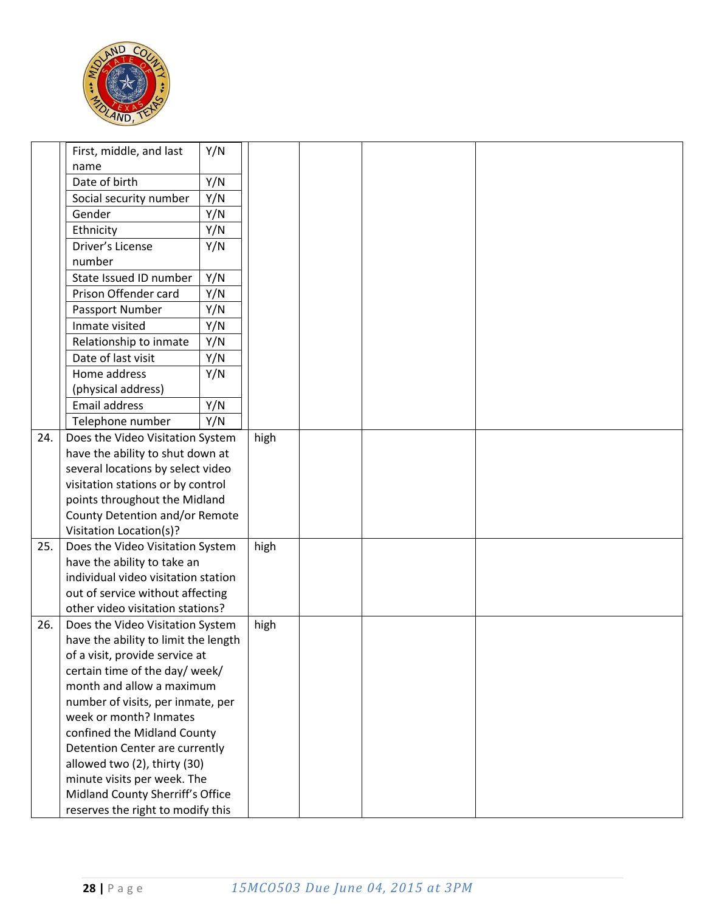| | | | | | |
|---|---|---|---|---|---|
| | First, middle, and last name — Y/N<br>Date of birth — Y/N<br>Social security number — Y/N<br>Gender — Y/N<br>Ethnicity — Y/N<br>Driver's License number — Y/N<br>State Issued ID number — Y/N<br>Prison Offender card — Y/N<br>Passport Number — Y/N<br>Inmate visited — Y/N<br>Relationship to inmate — Y/N<br>Date of last visit — Y/N<br>Home address (physical address) — Y/N<br>Email address — Y/N<br>Telephone number — Y/N | | | | |
| 24. | Does the Video Visitation System have the ability to shut down at several locations by select video visitation stations or by control points throughout the Midland County Detention and/or Remote Visitation Location(s)? | high | | | |
| 25. | Does the Video Visitation System have the ability to take an individual video visitation station out of service without affecting other video visitation stations? | high | | | |
| 26. | Does the Video Visitation System have the ability to limit the length of a visit, provide service at certain time of the day/ week/ month and allow a maximum number of visits, per inmate, per week or month? Inmates confined the Midland County Detention Center are currently allowed two (2), thirty (30) minute visits per week. The Midland County Sherriff's Office reserves the right to modify this | high | | | |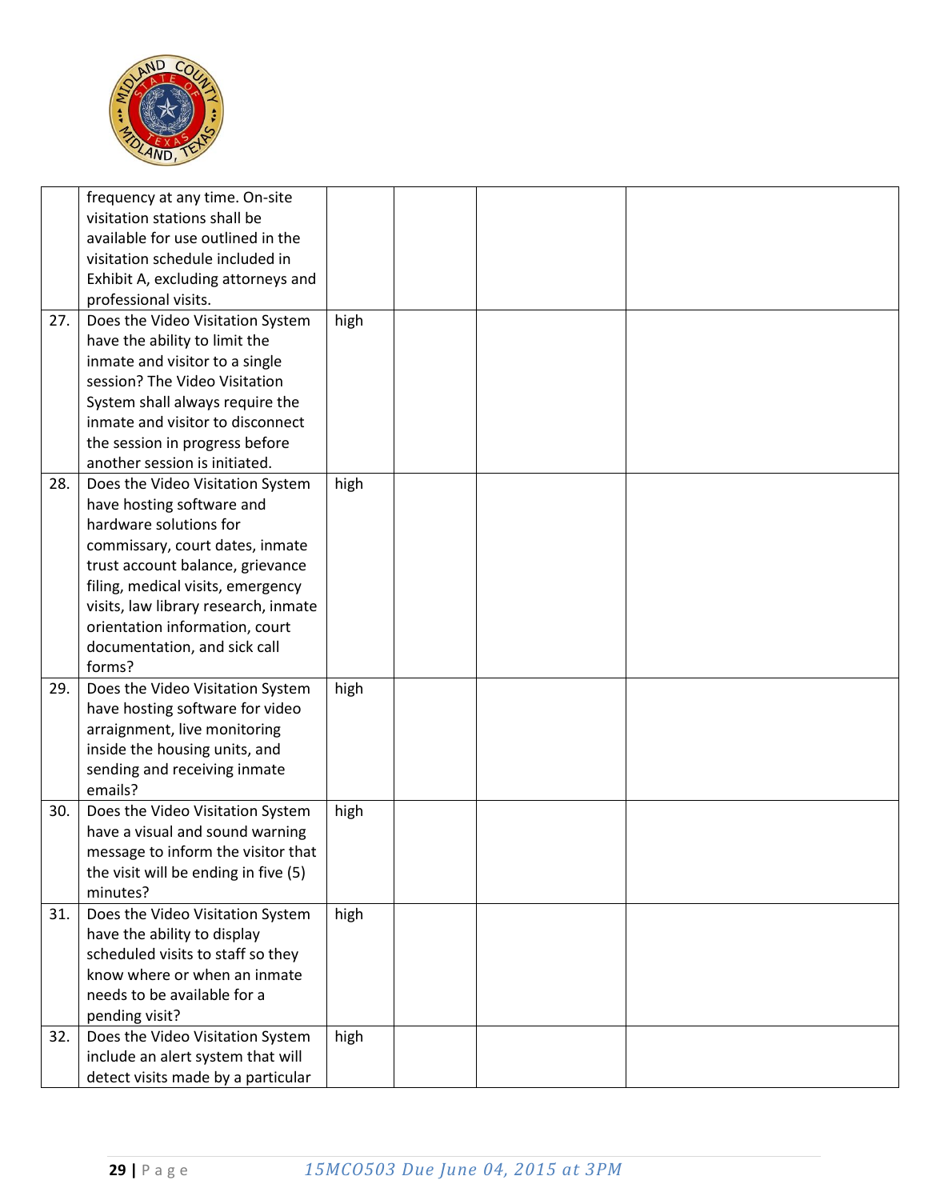| | | | | | |
|---|---|---|---|---|---|
| | frequency at any time. On-site visitation stations shall be available for use outlined in the visitation schedule included in Exhibit A, excluding attorneys and professional visits. | | | | |
| 27. | Does the Video Visitation System have the ability to limit the inmate and visitor to a single session? The Video Visitation System shall always require the inmate and visitor to disconnect the session in progress before another session is initiated. | high | | | |
| 28. | Does the Video Visitation System have hosting software and hardware solutions for commissary, court dates, inmate trust account balance, grievance filing, medical visits, emergency visits, law library research, inmate orientation information, court documentation, and sick call forms? | high | | | |
| 29. | Does the Video Visitation System have hosting software for video arraignment, live monitoring inside the housing units, and sending and receiving inmate emails? | high | | | |
| 30. | Does the Video Visitation System have a visual and sound warning message to inform the visitor that the visit will be ending in five (5) minutes? | high | | | |
| 31. | Does the Video Visitation System have the ability to display scheduled visits to staff so they know where or when an inmate needs to be available for a pending visit? | high | | | |
| 32. | Does the Video Visitation System include an alert system that will detect visits made by a particular | high | | | |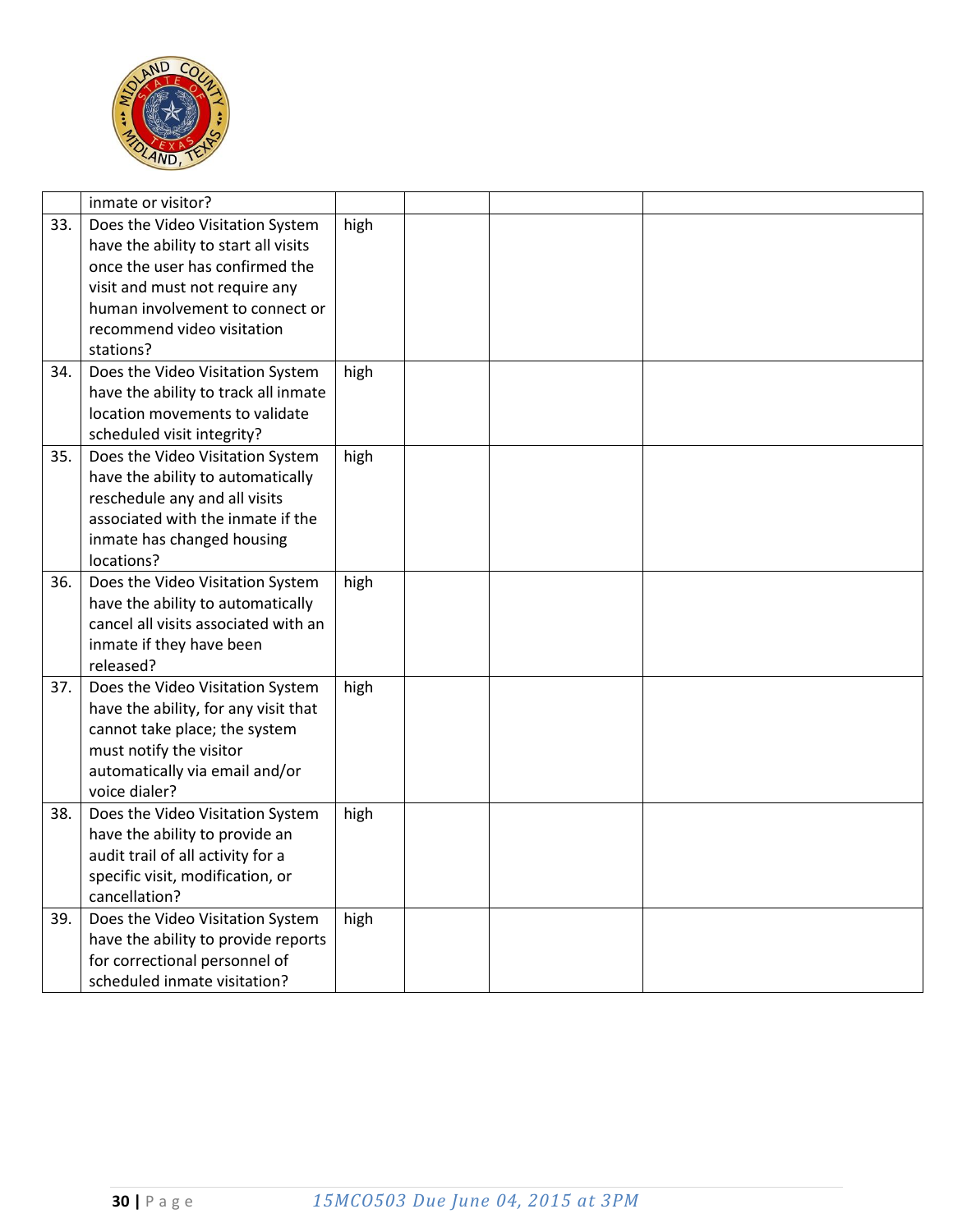| | | | | | |
|---|---|---|---|---|---|
| | inmate or visitor? | | | | |
| 33. | Does the Video Visitation System have the ability to start all visits once the user has confirmed the visit and must not require any human involvement to connect or recommend video visitation stations? | high | | | |
| 34. | Does the Video Visitation System have the ability to track all inmate location movements to validate scheduled visit integrity? | high | | | |
| 35. | Does the Video Visitation System have the ability to automatically reschedule any and all visits associated with the inmate if the inmate has changed housing locations? | high | | | |
| 36. | Does the Video Visitation System have the ability to automatically cancel all visits associated with an inmate if they have been released? | high | | | |
| 37. | Does the Video Visitation System have the ability, for any visit that cannot take place; the system must notify the visitor automatically via email and/or voice dialer? | high | | | |
| 38. | Does the Video Visitation System have the ability to provide an audit trail of all activity for a specific visit, modification, or cancellation? | high | | | |
| 39. | Does the Video Visitation System have the ability to provide reports for correctional personnel of scheduled inmate visitation? | high | | | |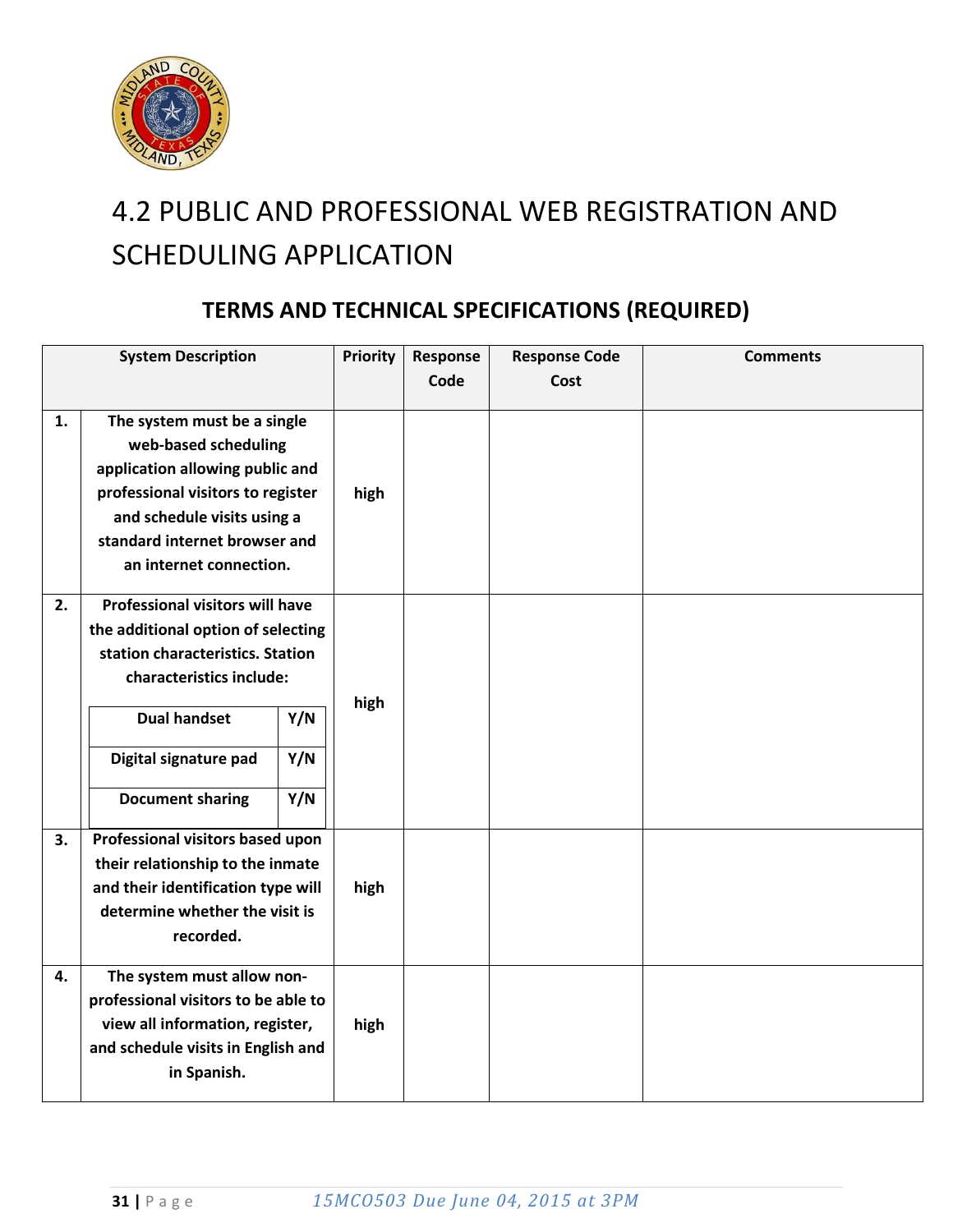# 4.2 PUBLIC AND PROFESSIONAL WEB REGISTRATION AND SCHEDULING APPLICATION

## TERMS AND TECHNICAL SPECIFICATIONS (REQUIRED)

| | System Description | Priority | Response Code | Response Code Cost | Comments |
|---|---|---|---|---|---|
| 1. | The system must be a single web-based scheduling application allowing public and professional visitors to register and schedule visits using a standard internet browser and an internet connection. | high | | | |
| 2. | Professional visitors will have the additional option of selecting station characteristics. Station characteristics include: Dual handset Y/N; Digital signature pad Y/N; Document sharing Y/N | high | | | |
| 3. | Professional visitors based upon their relationship to the inmate and their identification type will determine whether the visit is recorded. | high | | | |
| 4. | The system must allow non-professional visitors to be able to view all information, register, and schedule visits in English and in Spanish. | high | | | |

*15MCO503 Due June 04, 2015 at 3PM*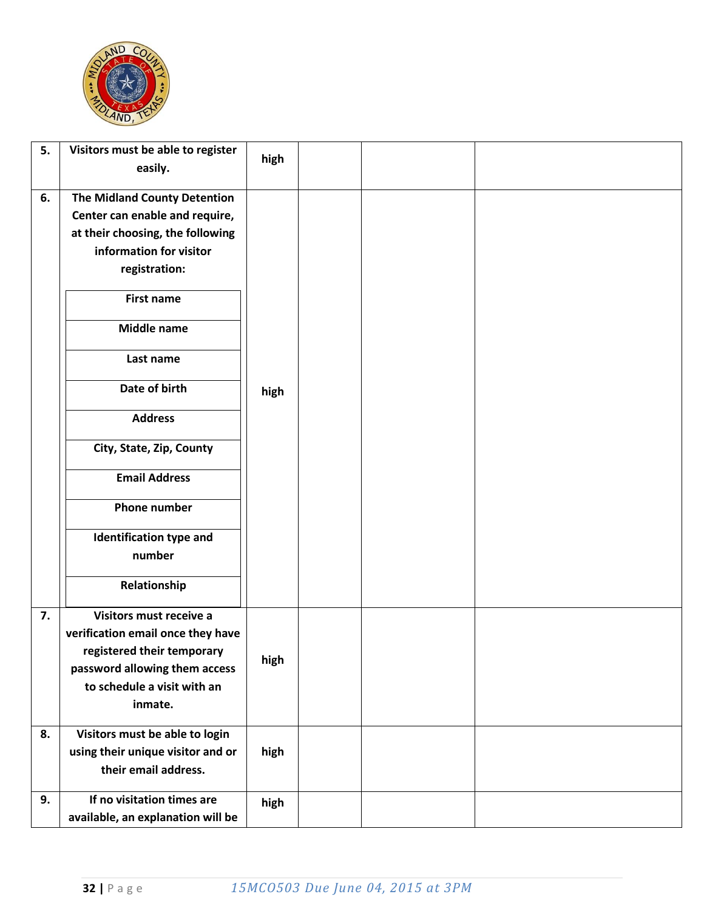| | | | | | |
|---|---|---|---|---|---|
| 5. | **Visitors must be able to register easily.** | **high** | | | |
| 6. | **The Midland County Detention Center can enable and require, at their choosing, the following information for visitor registration:**<br>**First name**<br>**Middle name**<br>**Last name**<br>**Date of birth**<br>**Address**<br>**City, State, Zip, County**<br>**Email Address**<br>**Phone number**<br>**Identification type and number**<br>**Relationship** | **high** | | | |
| 7. | **Visitors must receive a verification email once they have registered their temporary password allowing them access to schedule a visit with an inmate.** | **high** | | | |
| 8. | **Visitors must be able to login using their unique visitor and or their email address.** | **high** | | | |
| 9. | **If no visitation times are available, an explanation will be** | **high** | | | |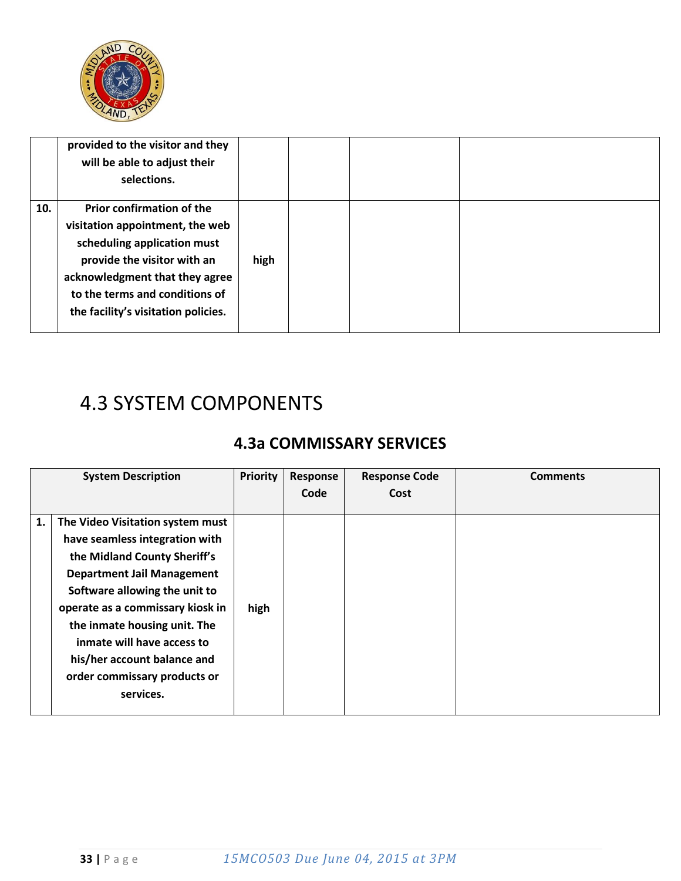| | | | | | |
|---|---|---|---|---|---|
| | provided to the visitor and they will be able to adjust their selections. | | | | |
| 10. | Prior confirmation of the visitation appointment, the web scheduling application must provide the visitor with an acknowledgment that they agree to the terms and conditions of the facility's visitation policies. | high | | | |

# 4.3 SYSTEM COMPONENTS

## 4.3a COMMISSARY SERVICES

| | System Description | Priority | Response Code | Response Code Cost | Comments |
|---|---|---|---|---|---|
| 1. | The Video Visitation system must have seamless integration with the Midland County Sheriff's Department Jail Management Software allowing the unit to operate as a commissary kiosk in the inmate housing unit. The inmate will have access to his/her account balance and order commissary products or services. | high | | | |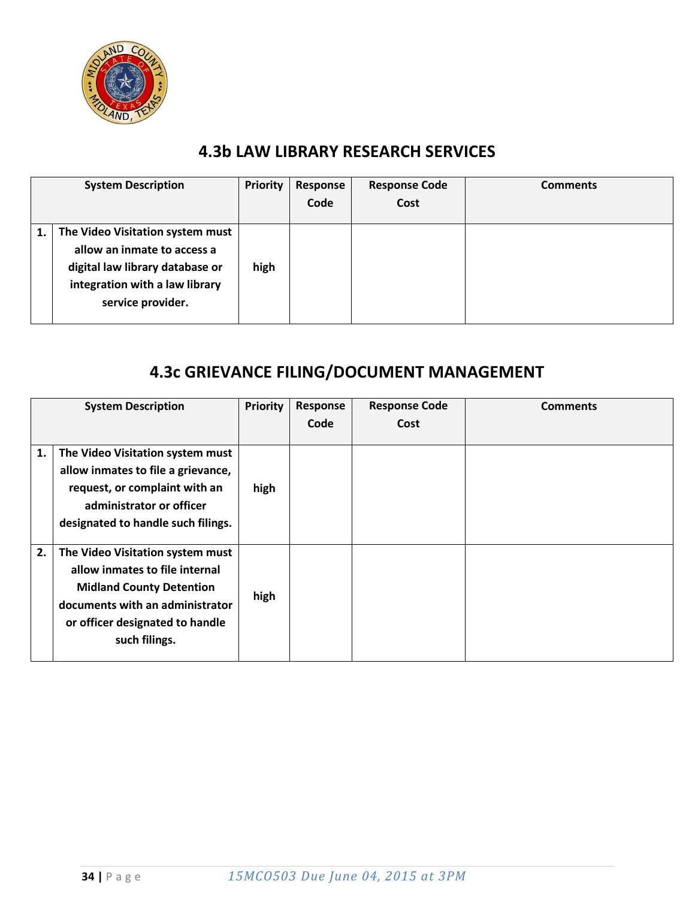## 4.3b LAW LIBRARY RESEARCH SERVICES

| | System Description | Priority | Response Code | Response Code Cost | Comments |
|---|---|---|---|---|---|
| 1. | The Video Visitation system must allow an inmate to access a digital law library database or integration with a law library service provider. | high | | | |

## 4.3c GRIEVANCE FILING/DOCUMENT MANAGEMENT

| | System Description | Priority | Response Code | Response Code Cost | Comments |
|---|---|---|---|---|---|
| 1. | The Video Visitation system must allow inmates to file a grievance, request, or complaint with an administrator or officer designated to handle such filings. | high | | | |
| 2. | The Video Visitation system must allow inmates to file internal Midland County Detention documents with an administrator or officer designated to handle such filings. | high | | | |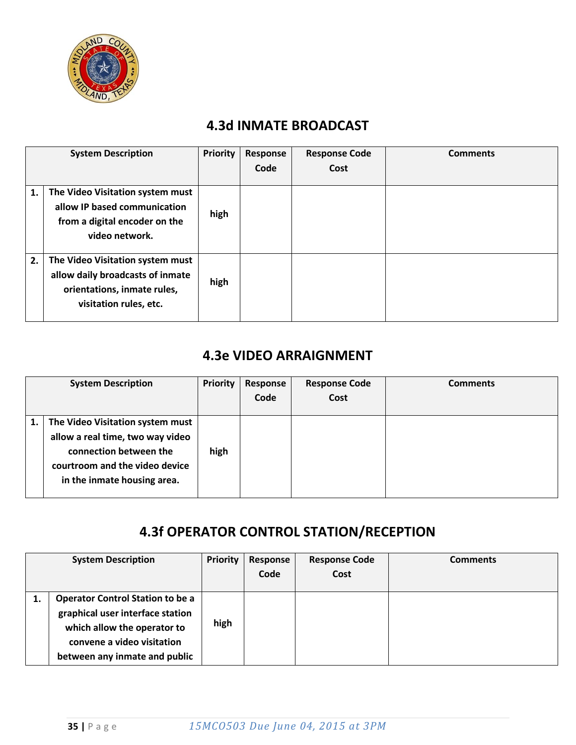## 4.3d INMATE BROADCAST

| | System Description | Priority | Response Code | Response Code Cost | Comments |
|---|---|---|---|---|---|
| 1. | The Video Visitation system must allow IP based communication from a digital encoder on the video network. | high | | | |
| 2. | The Video Visitation system must allow daily broadcasts of inmate orientations, inmate rules, visitation rules, etc. | high | | | |

## 4.3e VIDEO ARRAIGNMENT

| | System Description | Priority | Response Code | Response Code Cost | Comments |
|---|---|---|---|---|---|
| 1. | The Video Visitation system must allow a real time, two way video connection between the courtroom and the video device in the inmate housing area. | high | | | |

## 4.3f OPERATOR CONTROL STATION/RECEPTION

| | System Description | Priority | Response Code | Response Code Cost | Comments |
|---|---|---|---|---|---|
| 1. | Operator Control Station to be a graphical user interface station which allow the operator to convene a video visitation between any inmate and public | high | | | |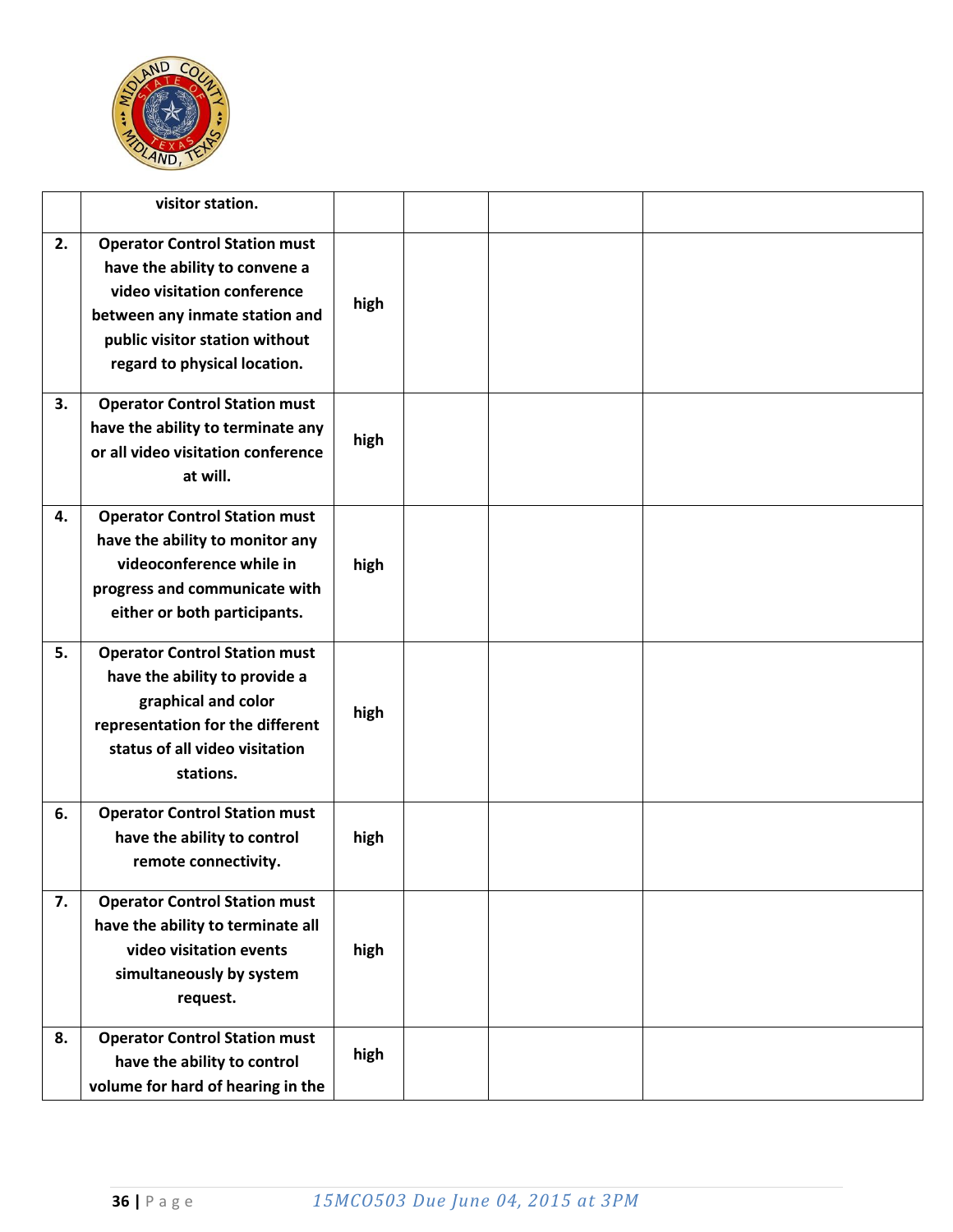| | | | | | |
|---|---|---|---|---|---|
| | **visitor station.** | | | | |
| **2.** | **Operator Control Station must have the ability to convene a video visitation conference between any inmate station and public visitor station without regard to physical location.** | **high** | | | |
| **3.** | **Operator Control Station must have the ability to terminate any or all video visitation conference at will.** | **high** | | | |
| **4.** | **Operator Control Station must have the ability to monitor any videoconference while in progress and communicate with either or both participants.** | **high** | | | |
| **5.** | **Operator Control Station must have the ability to provide a graphical and color representation for the different status of all video visitation stations.** | **high** | | | |
| **6.** | **Operator Control Station must have the ability to control remote connectivity.** | **high** | | | |
| **7.** | **Operator Control Station must have the ability to terminate all video visitation events simultaneously by system request.** | **high** | | | |
| **8.** | **Operator Control Station must have the ability to control volume for hard of hearing in the** | **high** | | | |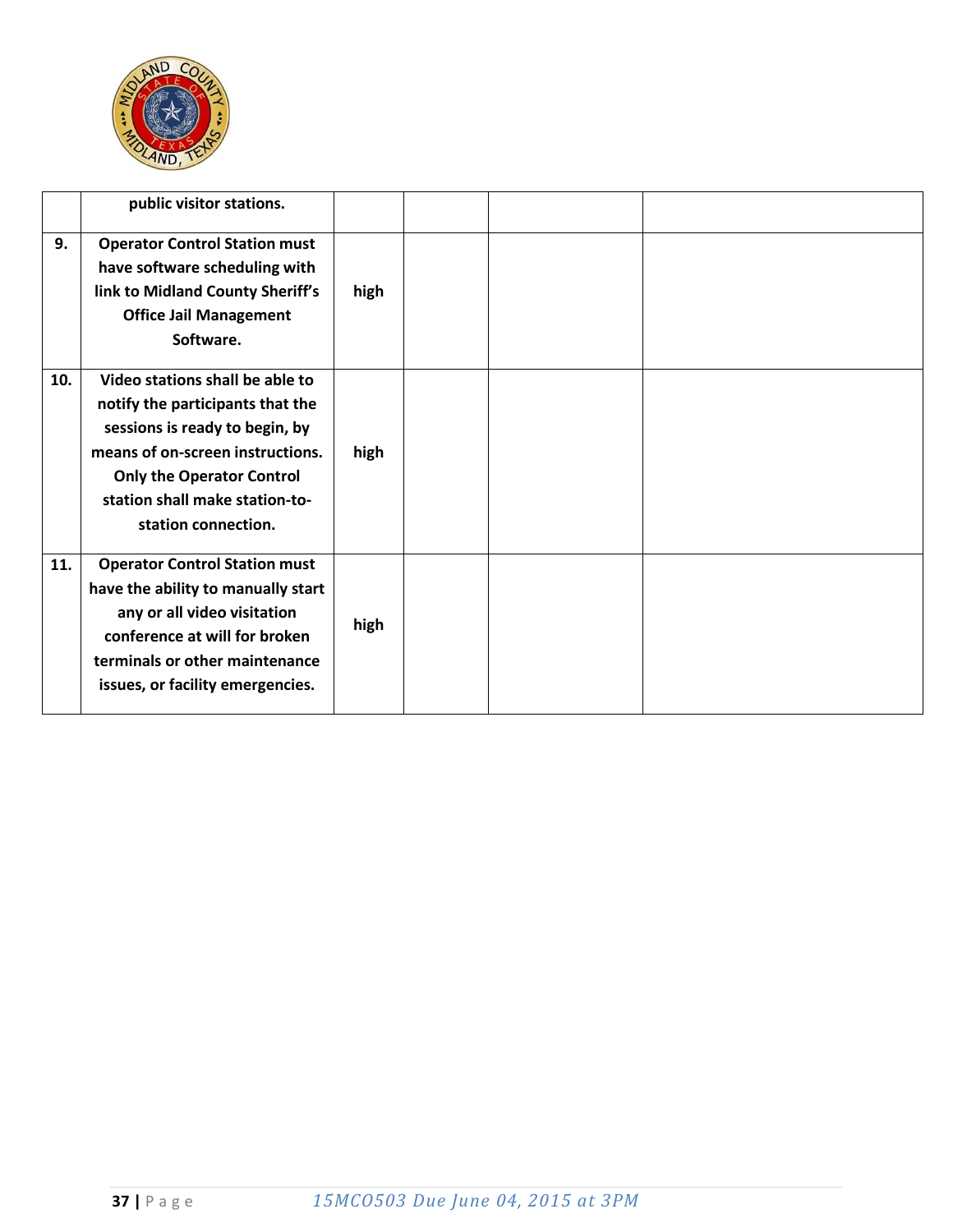| | | | | | |
|---|---|---|---|---|---|
| | **public visitor stations.** | | | | |
| **9.** | **Operator Control Station must have software scheduling with link to Midland County Sheriff's Office Jail Management Software.** | **high** | | | |
| **10.** | **Video stations shall be able to notify the participants that the sessions is ready to begin, by means of on-screen instructions. Only the Operator Control station shall make station-to-station connection.** | **high** | | | |
| **11.** | **Operator Control Station must have the ability to manually start any or all video visitation conference at will for broken terminals or other maintenance issues, or facility emergencies.** | **high** | | | |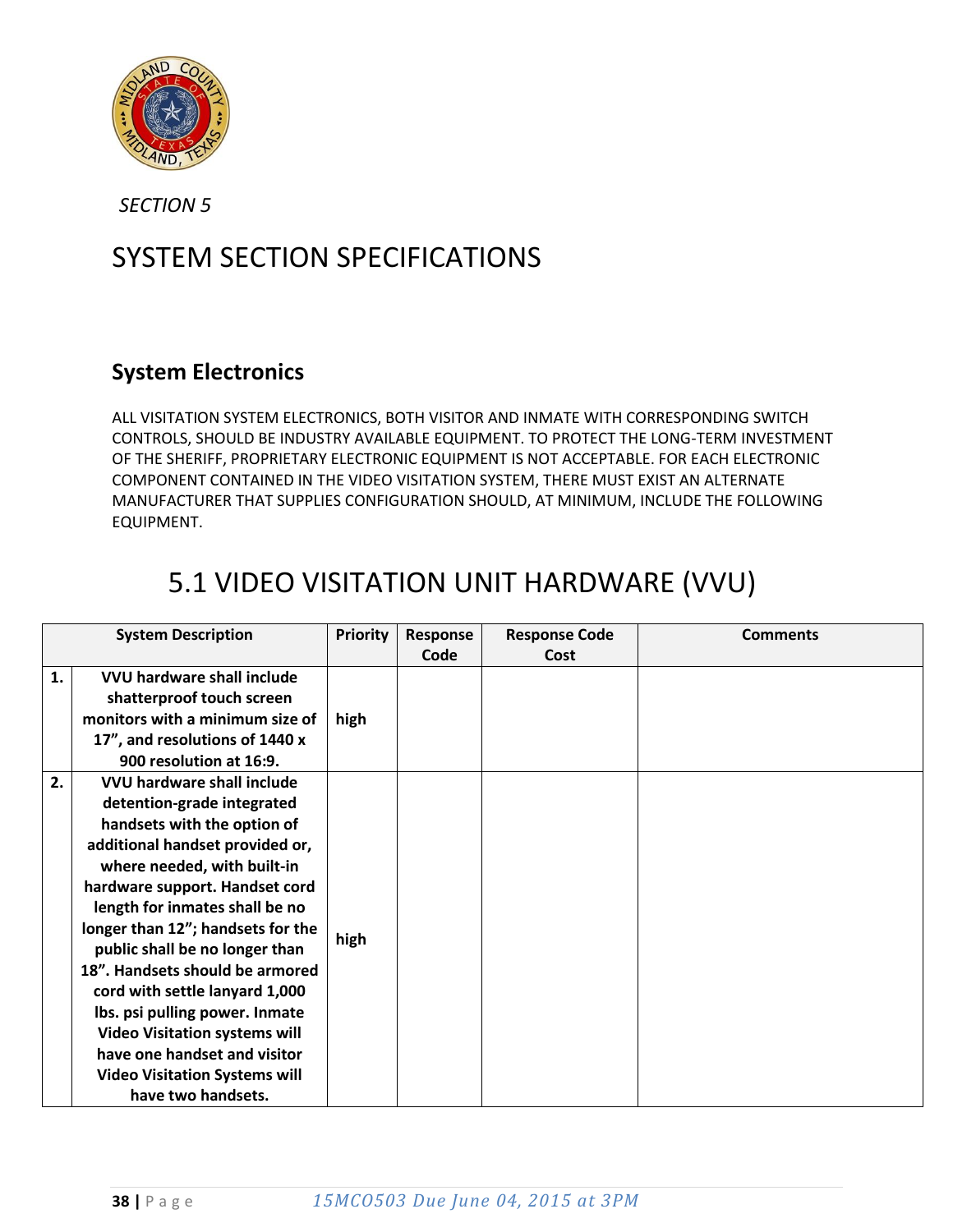*SECTION 5*

# SYSTEM SECTION SPECIFICATIONS

### System Electronics

ALL VISITATION SYSTEM ELECTRONICS, BOTH VISITOR AND INMATE WITH CORRESPONDING SWITCH CONTROLS, SHOULD BE INDUSTRY AVAILABLE EQUIPMENT. TO PROTECT THE LONG-TERM INVESTMENT OF THE SHERIFF, PROPRIETARY ELECTRONIC EQUIPMENT IS NOT ACCEPTABLE. FOR EACH ELECTRONIC COMPONENT CONTAINED IN THE VIDEO VISITATION SYSTEM, THERE MUST EXIST AN ALTERNATE MANUFACTURER THAT SUPPLIES CONFIGURATION SHOULD, AT MINIMUM, INCLUDE THE FOLLOWING EQUIPMENT.

## 5.1 VIDEO VISITATION UNIT HARDWARE (VVU)

| | System Description | Priority | Response Code | Response Code Cost | Comments |
|---|---|---|---|---|---|
| **1.** | **VVU hardware shall include shatterproof touch screen monitors with a minimum size of 17”, and resolutions of 1440 x 900 resolution at 16:9.** | **high** | | | |
| **2.** | **VVU hardware shall include detention-grade integrated handsets with the option of additional handset provided or, where needed, with built-in hardware support. Handset cord length for inmates shall be no longer than 12”; handsets for the public shall be no longer than 18”. Handsets should be armored cord with settle lanyard 1,000 lbs. psi pulling power. Inmate Video Visitation systems will have one handset and visitor Video Visitation Systems will have two handsets.** | **high** | | | |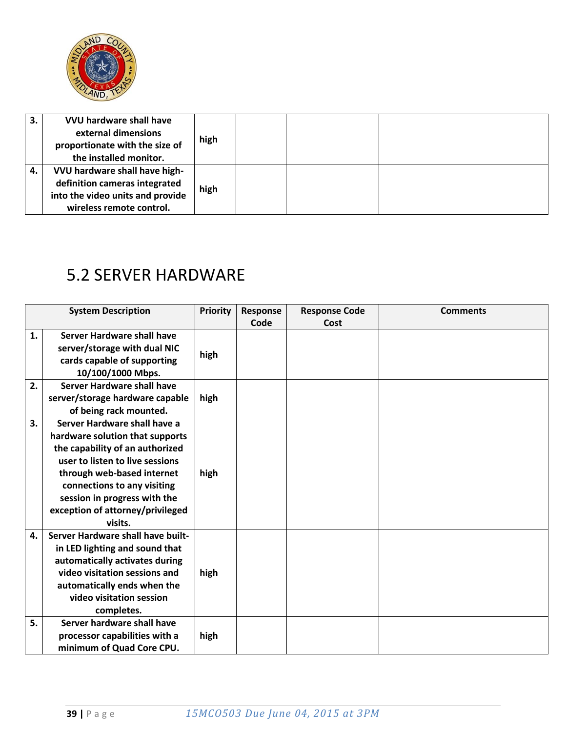| | | | | | |
|---|---|---|---|---|---|
| **3.** | **VVU hardware shall have external dimensions proportionate with the size of the installed monitor.** | **high** | | | |
| **4.** | **VVU hardware shall have high-definition cameras integrated into the video units and provide wireless remote control.** | **high** | | | |

## 5.2 SERVER HARDWARE

| **System Description** | | **Priority** | **Response Code** | **Response Code Cost** | **Comments** |
|---|---|---|---|---|---|
| **1.** | **Server Hardware shall have server/storage with dual NIC cards capable of supporting 10/100/1000 Mbps.** | **high** | | | |
| **2.** | **Server Hardware shall have server/storage hardware capable of being rack mounted.** | **high** | | | |
| **3.** | **Server Hardware shall have a hardware solution that supports the capability of an authorized user to listen to live sessions through web-based internet connections to any visiting session in progress with the exception of attorney/privileged visits.** | **high** | | | |
| **4.** | **Server Hardware shall have built-in LED lighting and sound that automatically activates during video visitation sessions and automatically ends when the video visitation session completes.** | **high** | | | |
| **5.** | **Server hardware shall have processor capabilities with a minimum of Quad Core CPU.** | **high** | | | |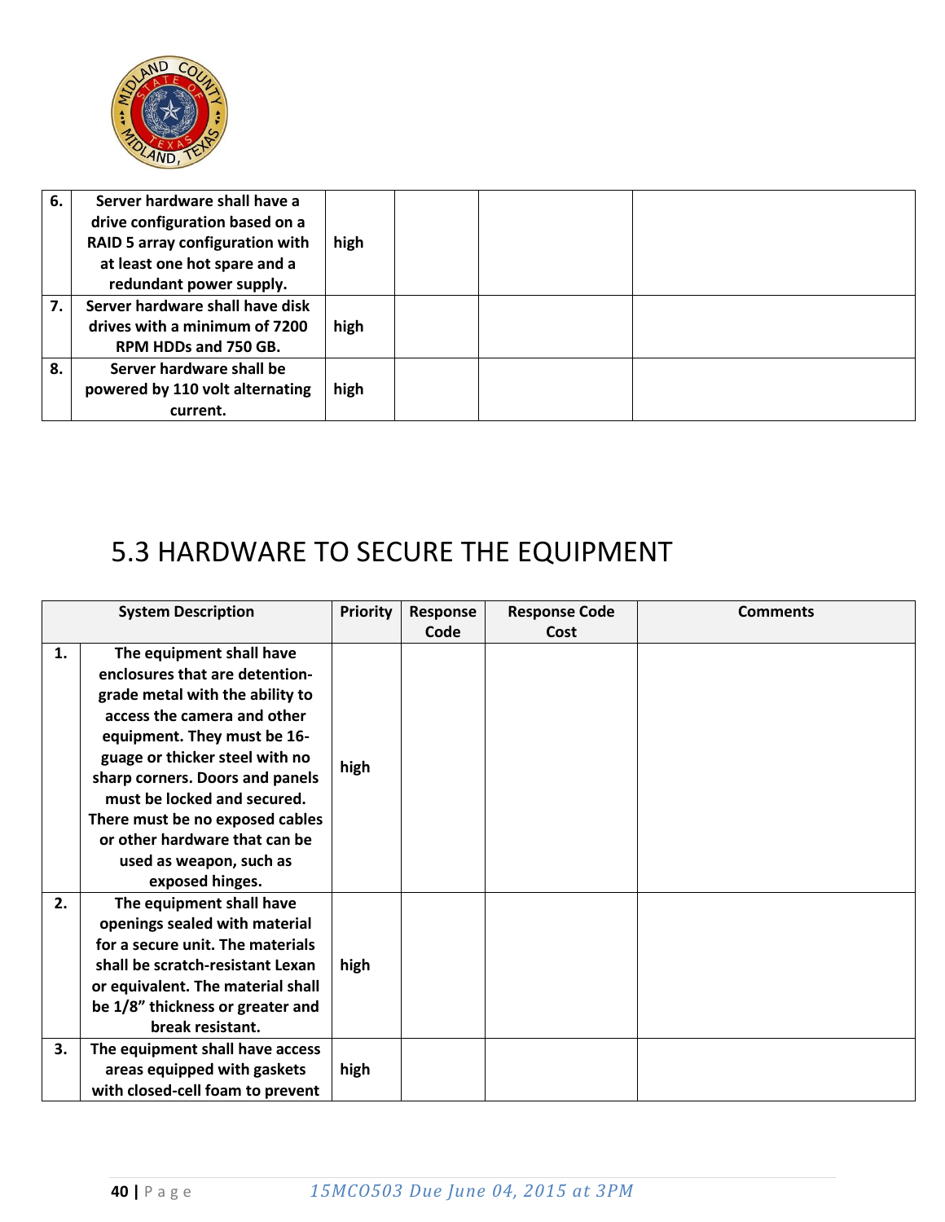| | | | | | |
|---|---|---|---|---|---|
| 6. | **Server hardware shall have a drive configuration based on a RAID 5 array configuration with at least one hot spare and a redundant power supply.** | **high** | | | |
| 7. | **Server hardware shall have disk drives with a minimum of 7200 RPM HDDs and 750 GB.** | **high** | | | |
| 8. | **Server hardware shall be powered by 110 volt alternating current.** | **high** | | | |

# 5.3 HARDWARE TO SECURE THE EQUIPMENT

| System Description | | Priority | Response Code | Response Code Cost | Comments |
|---|---|---|---|---|---|
| 1. | **The equipment shall have enclosures that are detention-grade metal with the ability to access the camera and other equipment. They must be 16-guage or thicker steel with no sharp corners. Doors and panels must be locked and secured. There must be no exposed cables or other hardware that can be used as weapon, such as exposed hinges.** | **high** | | | |
| 2. | **The equipment shall have openings sealed with material for a secure unit. The materials shall be scratch-resistant Lexan or equivalent. The material shall be 1/8" thickness or greater and break resistant.** | **high** | | | |
| 3. | **The equipment shall have access areas equipped with gaskets with closed-cell foam to prevent** | **high** | | | |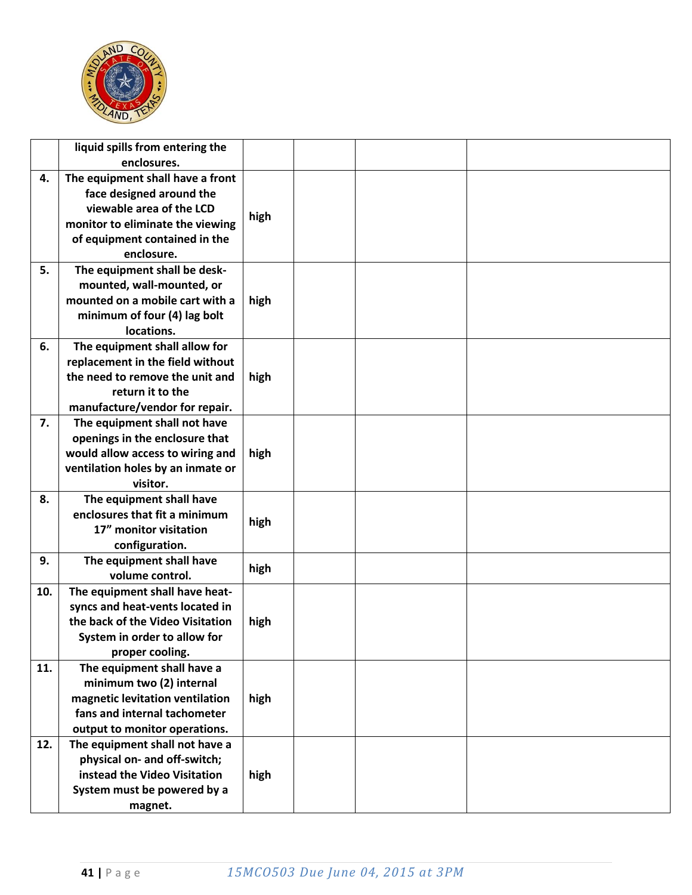| | | | | | |
|---|---|---|---|---|---|
| | **liquid spills from entering the enclosures.** | | | | |
| **4.** | **The equipment shall have a front face designed around the viewable area of the LCD monitor to eliminate the viewing of equipment contained in the enclosure.** | **high** | | | |
| **5.** | **The equipment shall be desk-mounted, wall-mounted, or mounted on a mobile cart with a minimum of four (4) lag bolt locations.** | **high** | | | |
| **6.** | **The equipment shall allow for replacement in the field without the need to remove the unit and return it to the manufacture/vendor for repair.** | **high** | | | |
| **7.** | **The equipment shall not have openings in the enclosure that would allow access to wiring and ventilation holes by an inmate or visitor.** | **high** | | | |
| **8.** | **The equipment shall have enclosures that fit a minimum 17" monitor visitation configuration.** | **high** | | | |
| **9.** | **The equipment shall have volume control.** | **high** | | | |
| **10.** | **The equipment shall have heat-syncs and heat-vents located in the back of the Video Visitation System in order to allow for proper cooling.** | **high** | | | |
| **11.** | **The equipment shall have a minimum two (2) internal magnetic levitation ventilation fans and internal tachometer output to monitor operations.** | **high** | | | |
| **12.** | **The equipment shall not have a physical on- and off-switch; instead the Video Visitation System must be powered by a magnet.** | **high** | | | |

*15MCO503 Due June 04, 2015 at 3PM*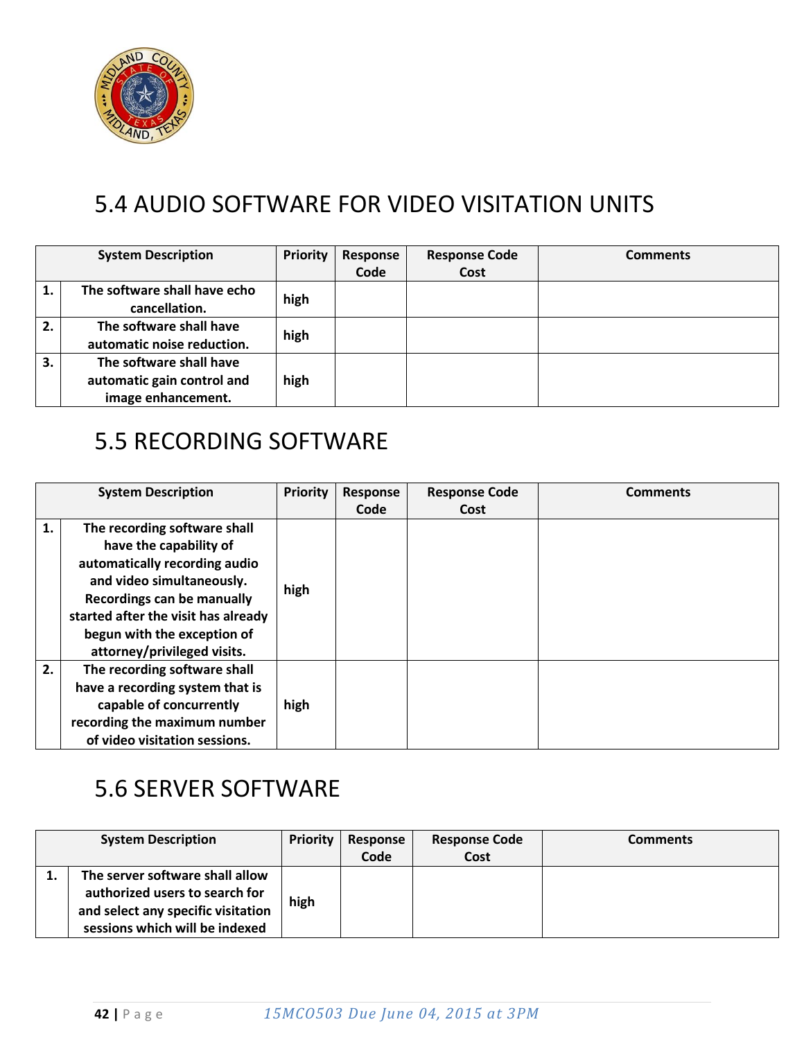## 5.4 AUDIO SOFTWARE FOR VIDEO VISITATION UNITS

| | System Description | Priority | Response Code | Response Code Cost | Comments |
|---|---|---|---|---|---|
| 1. | The software shall have echo cancellation. | high | | | |
| 2. | The software shall have automatic noise reduction. | high | | | |
| 3. | The software shall have automatic gain control and image enhancement. | high | | | |

## 5.5 RECORDING SOFTWARE

| | System Description | Priority | Response Code | Response Code Cost | Comments |
|---|---|---|---|---|---|
| 1. | The recording software shall have the capability of automatically recording audio and video simultaneously. Recordings can be manually started after the visit has already begun with the exception of attorney/privileged visits. | high | | | |
| 2. | The recording software shall have a recording system that is capable of concurrently recording the maximum number of video visitation sessions. | high | | | |

## 5.6 SERVER SOFTWARE

| | System Description | Priority | Response Code | Response Code Cost | Comments |
|---|---|---|---|---|---|
| 1. | The server software shall allow authorized users to search for and select any specific visitation sessions which will be indexed | high | | | |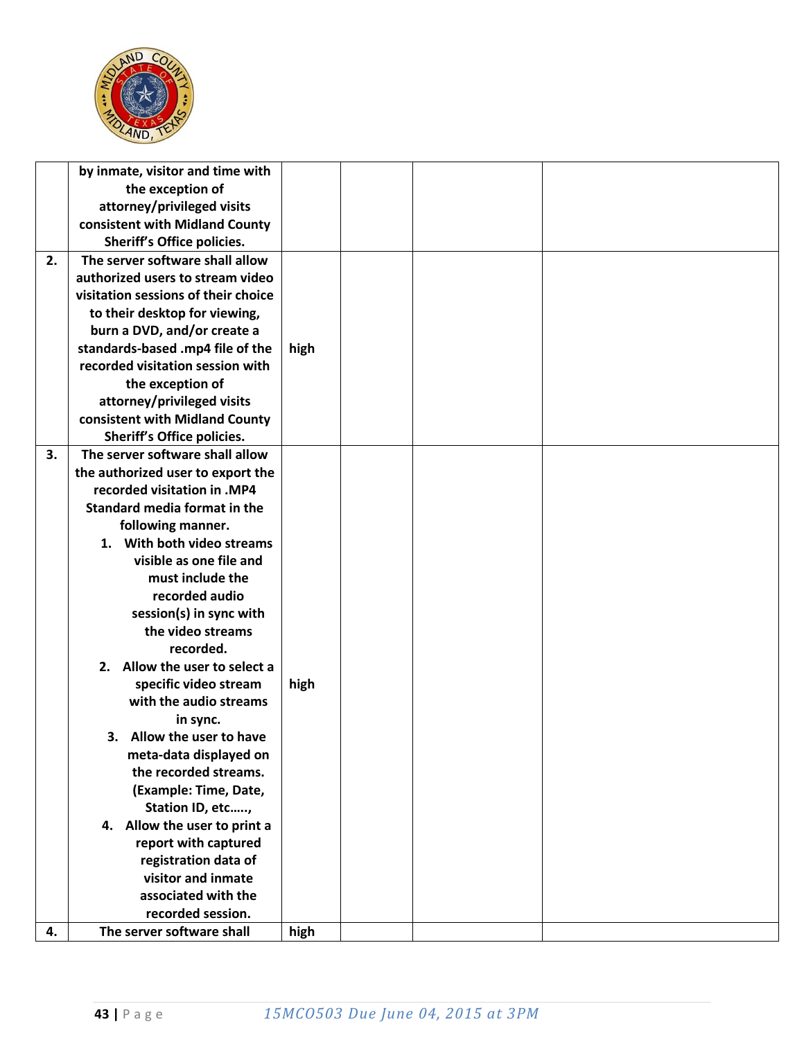| | | | | | |
|---|---|---|---|---|---|
| | by inmate, visitor and time with the exception of attorney/privileged visits consistent with Midland County Sheriff's Office policies. | | | | |
| **2.** | The server software shall allow authorized users to stream video visitation sessions of their choice to their desktop for viewing, burn a DVD, and/or create a standards-based .mp4 file of the recorded visitation session with the exception of attorney/privileged visits consistent with Midland County Sheriff's Office policies. | high | | | |
| **3.** | The server software shall allow the authorized user to export the recorded visitation in .MP4 Standard media format in the following manner. 1. With both video streams visible as one file and must include the recorded audio session(s) in sync with the video streams recorded. 2. Allow the user to select a specific video stream with the audio streams in sync. 3. Allow the user to have meta-data displayed on the recorded streams. (Example: Time, Date, Station ID, etc….., 4. Allow the user to print a report with captured registration data of visitor and inmate associated with the recorded session. | high | | | |
| **4.** | The server software shall | high | | | |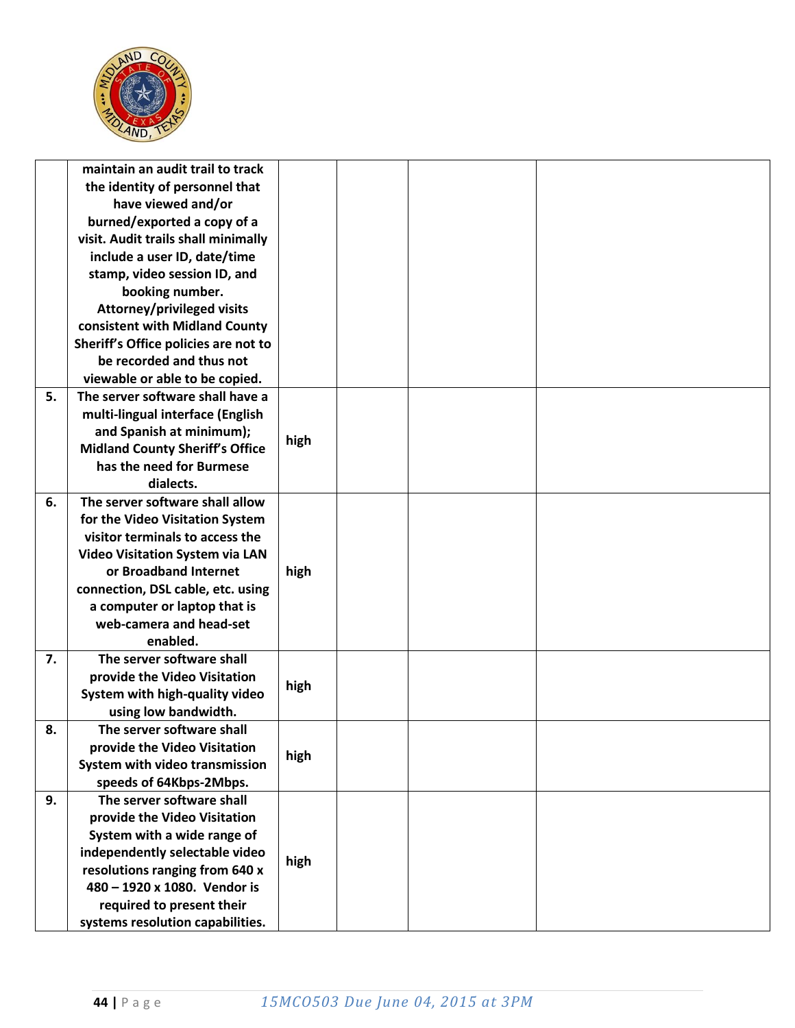| | | | | | |
|---|---|---|---|---|---|
| | maintain an audit trail to track the identity of personnel that have viewed and/or burned/exported a copy of a visit. Audit trails shall minimally include a user ID, date/time stamp, video session ID, and booking number. Attorney/privileged visits consistent with Midland County Sheriff's Office policies are not to be recorded and thus not viewable or able to be copied. | | | | |
| 5. | The server software shall have a multi-lingual interface (English and Spanish at minimum); Midland County Sheriff's Office has the need for Burmese dialects. | high | | | |
| 6. | The server software shall allow for the Video Visitation System visitor terminals to access the Video Visitation System via LAN or Broadband Internet connection, DSL cable, etc. using a computer or laptop that is web-camera and head-set enabled. | high | | | |
| 7. | The server software shall provide the Video Visitation System with high-quality video using low bandwidth. | high | | | |
| 8. | The server software shall provide the Video Visitation System with video transmission speeds of 64Kbps-2Mbps. | high | | | |
| 9. | The server software shall provide the Video Visitation System with a wide range of independently selectable video resolutions ranging from 640 x 480 – 1920 x 1080. Vendor is required to present their systems resolution capabilities. | high | | | |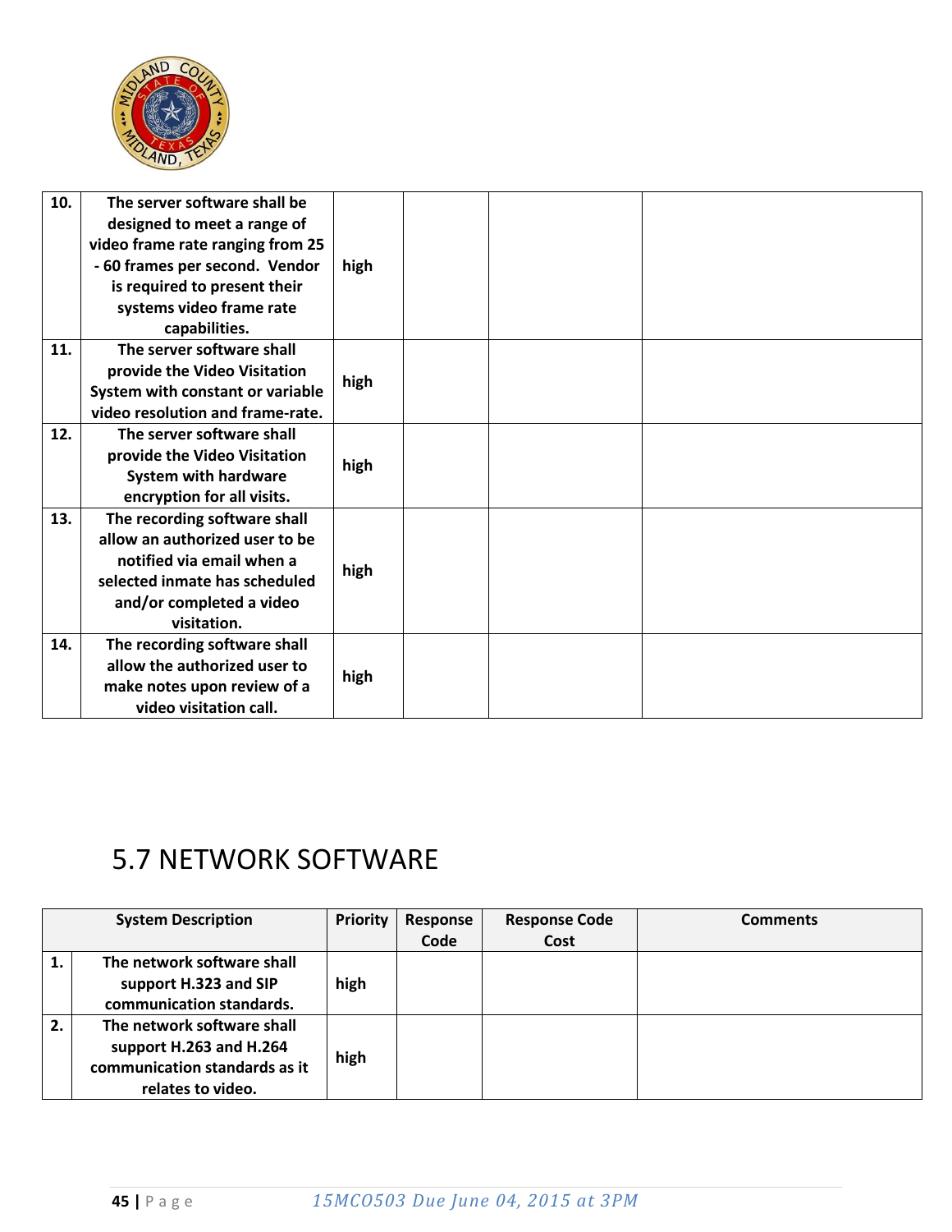| | | | | | |
|---|---|---|---|---|---|
| **10.** | **The server software shall be designed to meet a range of video frame rate ranging from 25 - 60 frames per second. Vendor is required to present their systems video frame rate capabilities.** | **high** | | | |
| **11.** | **The server software shall provide the Video Visitation System with constant or variable video resolution and frame-rate.** | **high** | | | |
| **12.** | **The server software shall provide the Video Visitation System with hardware encryption for all visits.** | **high** | | | |
| **13.** | **The recording software shall allow an authorized user to be notified via email when a selected inmate has scheduled and/or completed a video visitation.** | **high** | | | |
| **14.** | **The recording software shall allow the authorized user to make notes upon review of a video visitation call.** | **high** | | | |

## 5.7 NETWORK SOFTWARE

| System Description | | Priority | Response Code | Response Code Cost | Comments |
|---|---|---|---|---|---|
| **1.** | **The network software shall support H.323 and SIP communication standards.** | **high** | | | |
| **2.** | **The network software shall support H.263 and H.264 communication standards as it relates to video.** | **high** | | | |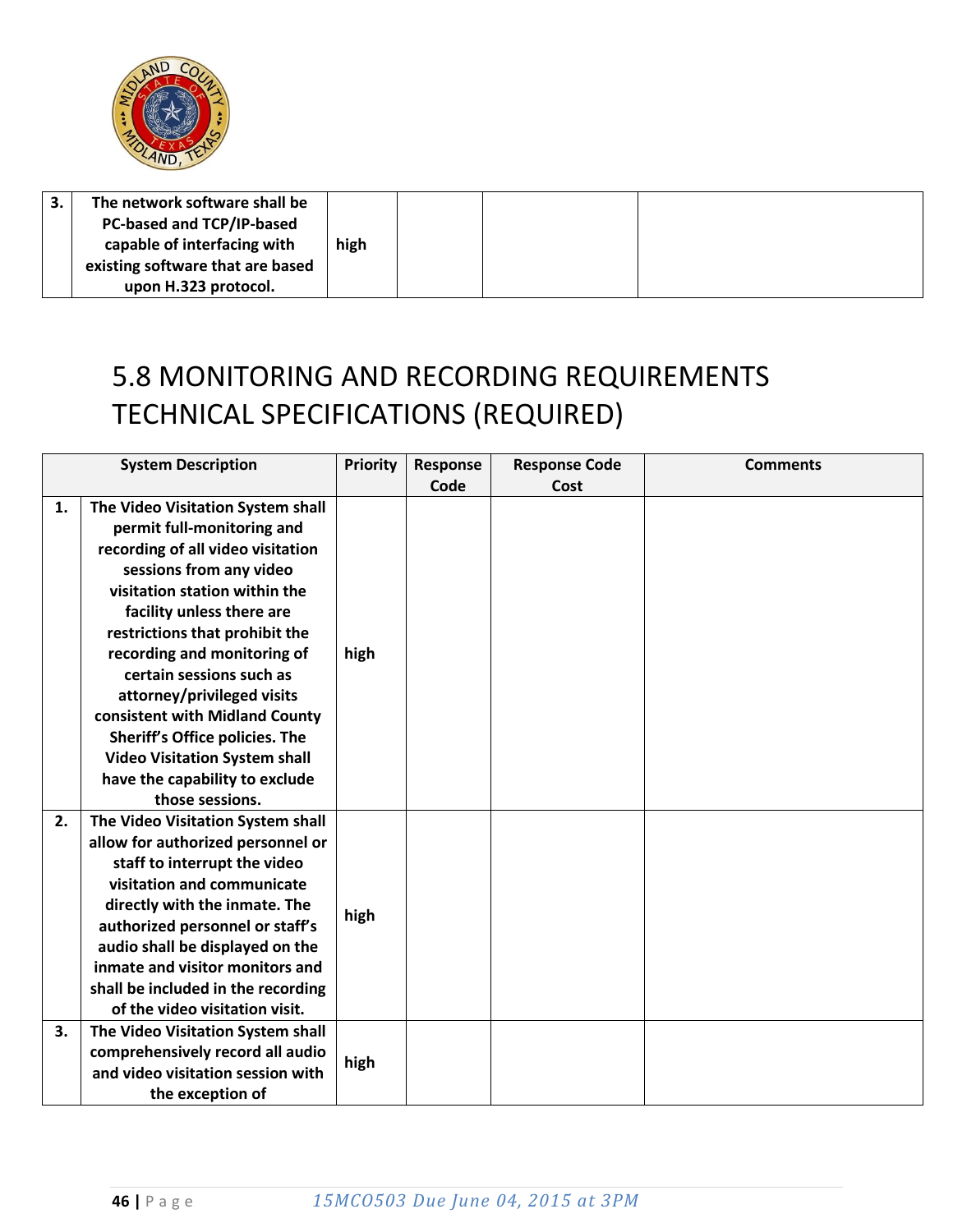| | | | | | |
|---|---|---|---|---|---|
| 3. | The network software shall be PC-based and TCP/IP-based capable of interfacing with existing software that are based upon H.323 protocol. | high | | | |

## 5.8 MONITORING AND RECORDING REQUIREMENTS TECHNICAL SPECIFICATIONS (REQUIRED)

| System Description | | Priority | Response Code | Response Code Cost | Comments |
|---|---|---|---|---|---|
| 1. | The Video Visitation System shall permit full-monitoring and recording of all video visitation sessions from any video visitation station within the facility unless there are restrictions that prohibit the recording and monitoring of certain sessions such as attorney/privileged visits consistent with Midland County Sheriff's Office policies. The Video Visitation System shall have the capability to exclude those sessions. | high | | | |
| 2. | The Video Visitation System shall allow for authorized personnel or staff to interrupt the video visitation and communicate directly with the inmate. The authorized personnel or staff's audio shall be displayed on the inmate and visitor monitors and shall be included in the recording of the video visitation visit. | high | | | |
| 3. | The Video Visitation System shall comprehensively record all audio and video visitation session with the exception of | high | | | |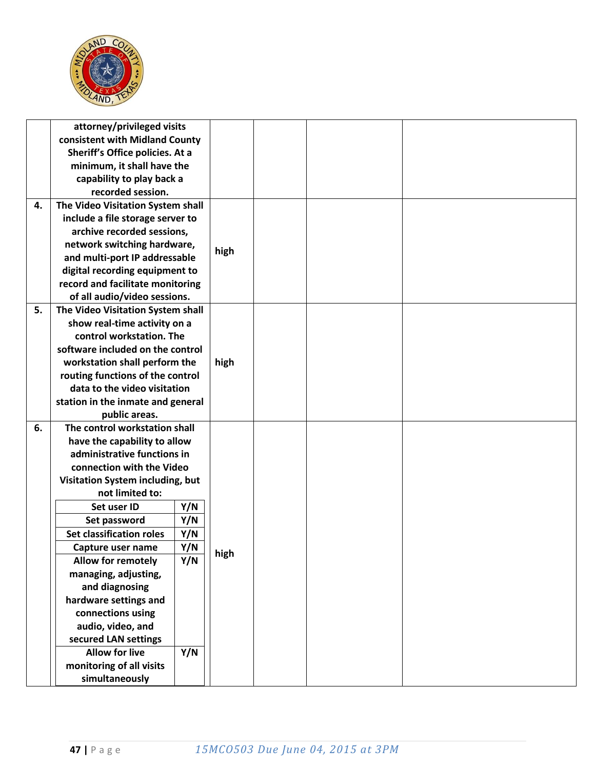| | | | | | |
|---|---|---|---|---|---|
| | **attorney/privileged visits consistent with Midland County Sheriff's Office policies. At a minimum, it shall have the capability to play back a recorded session.** | | | | |
| **4.** | **The Video Visitation System shall include a file storage server to archive recorded sessions, network switching hardware, and multi-port IP addressable digital recording equipment to record and facilitate monitoring of all audio/video sessions.** | **high** | | | |
| **5.** | **The Video Visitation System shall show real-time activity on a control workstation. The software included on the control workstation shall perform the routing functions of the control data to the video visitation station in the inmate and general public areas.** | **high** | | | |
| **6.** | **The control workstation shall have the capability to allow administrative functions in connection with the Video Visitation System including, but not limited to:**<br>**Set user ID — Y/N**<br>**Set password — Y/N**<br>**Set classification roles — Y/N**<br>**Capture user name — Y/N**<br>**Allow for remotely managing, adjusting, and diagnosing hardware settings and connections using audio, video, and secured LAN settings — Y/N**<br>**Allow for live monitoring of all visits simultaneously — Y/N** | **high** | | | |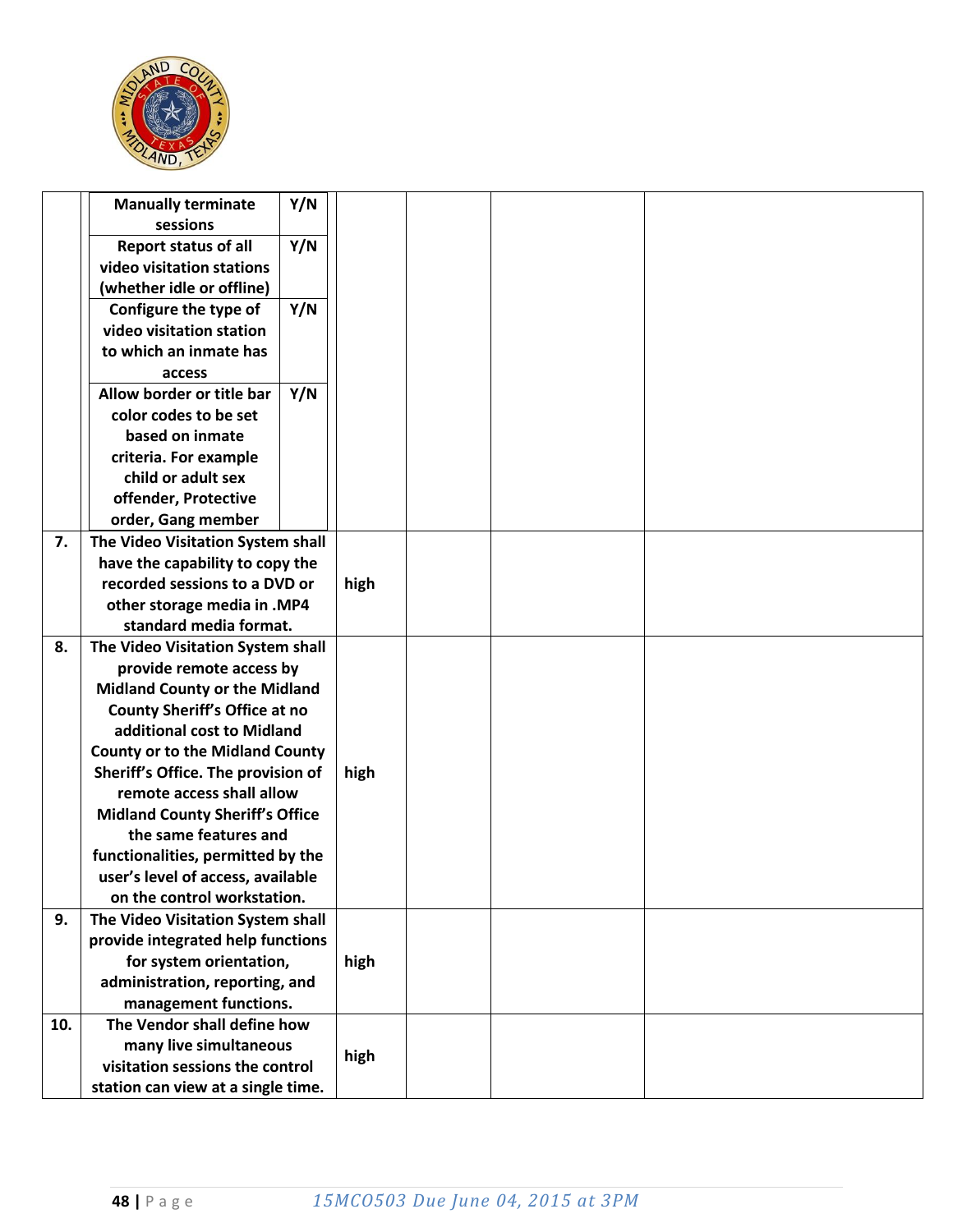| | | | | | |
|---|---|---|---|---|---|
| | Manually terminate sessions — Y/N<br>Report status of all video visitation stations (whether idle or offline) — Y/N<br>Configure the type of video visitation station to which an inmate has access — Y/N<br>Allow border or title bar color codes to be set based on inmate criteria. For example child or adult sex offender, Protective order, Gang member — Y/N | | | | |
| **7.** | **The Video Visitation System shall have the capability to copy the recorded sessions to a DVD or other storage media in .MP4 standard media format.** | **high** | | | |
| **8.** | **The Video Visitation System shall provide remote access by Midland County or the Midland County Sheriff's Office at no additional cost to Midland County or to the Midland County Sheriff's Office. The provision of remote access shall allow Midland County Sheriff's Office the same features and functionalities, permitted by the user's level of access, available on the control workstation.** | **high** | | | |
| **9.** | **The Video Visitation System shall provide integrated help functions for system orientation, administration, reporting, and management functions.** | **high** | | | |
| **10.** | **The Vendor shall define how many live simultaneous visitation sessions the control station can view at a single time.** | **high** | | | |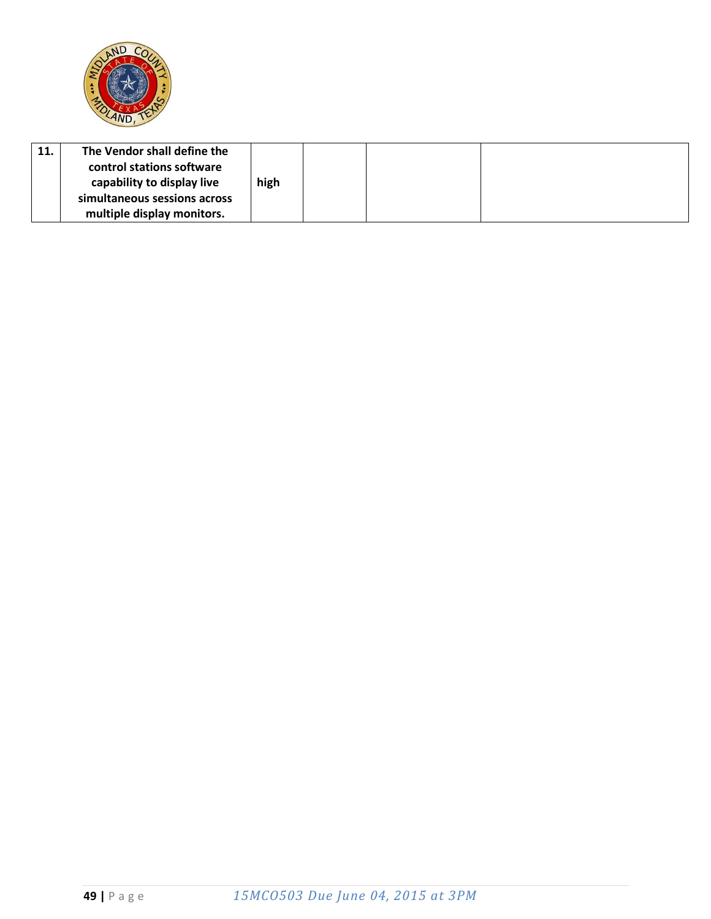| 11. | **The Vendor shall define the control stations software capability to display live simultaneous sessions across multiple display monitors.** | **high** | | | |
|---|---|---|---|---|---|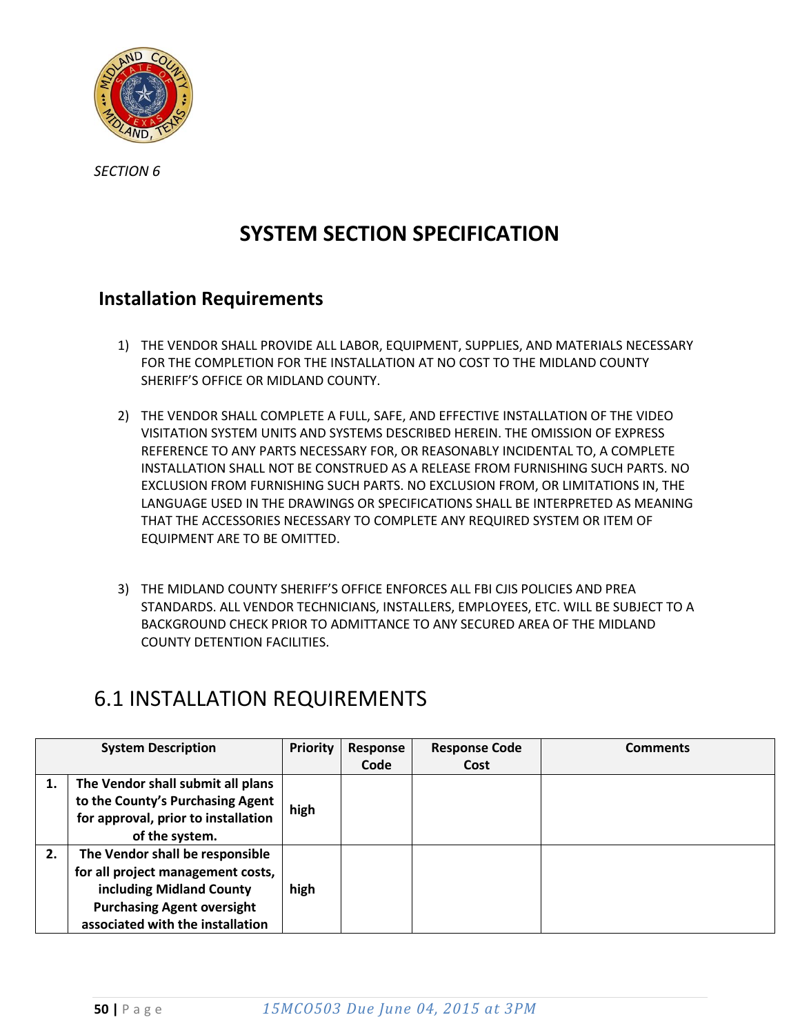*SECTION 6*

# SYSTEM SECTION SPECIFICATION

## Installation Requirements

1) THE VENDOR SHALL PROVIDE ALL LABOR, EQUIPMENT, SUPPLIES, AND MATERIALS NECESSARY FOR THE COMPLETION FOR THE INSTALLATION AT NO COST TO THE MIDLAND COUNTY SHERIFF'S OFFICE OR MIDLAND COUNTY.

2) THE VENDOR SHALL COMPLETE A FULL, SAFE, AND EFFECTIVE INSTALLATION OF THE VIDEO VISITATION SYSTEM UNITS AND SYSTEMS DESCRIBED HEREIN. THE OMISSION OF EXPRESS REFERENCE TO ANY PARTS NECESSARY FOR, OR REASONABLY INCIDENTAL TO, A COMPLETE INSTALLATION SHALL NOT BE CONSTRUED AS A RELEASE FROM FURNISHING SUCH PARTS. NO EXCLUSION FROM FURNISHING SUCH PARTS. NO EXCLUSION FROM, OR LIMITATIONS IN, THE LANGUAGE USED IN THE DRAWINGS OR SPECIFICATIONS SHALL BE INTERPRETED AS MEANING THAT THE ACCESSORIES NECESSARY TO COMPLETE ANY REQUIRED SYSTEM OR ITEM OF EQUIPMENT ARE TO BE OMITTED.

3) THE MIDLAND COUNTY SHERIFF'S OFFICE ENFORCES ALL FBI CJIS POLICIES AND PREA STANDARDS. ALL VENDOR TECHNICIANS, INSTALLERS, EMPLOYEES, ETC. WILL BE SUBJECT TO A BACKGROUND CHECK PRIOR TO ADMITTANCE TO ANY SECURED AREA OF THE MIDLAND COUNTY DETENTION FACILITIES.

## 6.1 INSTALLATION REQUIREMENTS

| | System Description | Priority | Response Code | Response Code Cost | Comments |
|---|---|---|---|---|---|
| 1. | **The Vendor shall submit all plans to the County's Purchasing Agent for approval, prior to installation of the system.** | high | | | |
| 2. | **The Vendor shall be responsible for all project management costs, including Midland County Purchasing Agent oversight associated with the installation** | high | | | |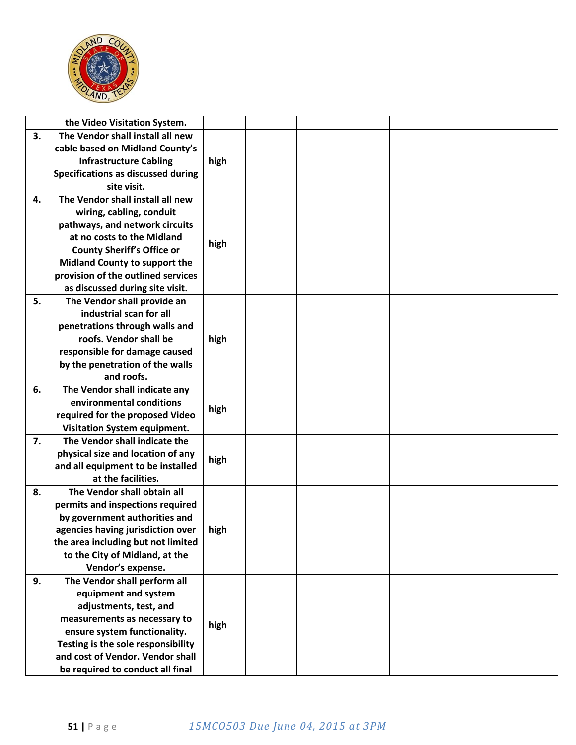| | | | | | |
|---|---|---|---|---|---|
| | **the Video Visitation System.** | | | | |
| **3.** | **The Vendor shall install all new cable based on Midland County's Infrastructure Cabling Specifications as discussed during site visit.** | **high** | | | |
| **4.** | **The Vendor shall install all new wiring, cabling, conduit pathways, and network circuits at no costs to the Midland County Sheriff's Office or Midland County to support the provision of the outlined services as discussed during site visit.** | **high** | | | |
| **5.** | **The Vendor shall provide an industrial scan for all penetrations through walls and roofs. Vendor shall be responsible for damage caused by the penetration of the walls and roofs.** | **high** | | | |
| **6.** | **The Vendor shall indicate any environmental conditions required for the proposed Video Visitation System equipment.** | **high** | | | |
| **7.** | **The Vendor shall indicate the physical size and location of any and all equipment to be installed at the facilities.** | **high** | | | |
| **8.** | **The Vendor shall obtain all permits and inspections required by government authorities and agencies having jurisdiction over the area including but not limited to the City of Midland, at the Vendor's expense.** | **high** | | | |
| **9.** | **The Vendor shall perform all equipment and system adjustments, test, and measurements as necessary to ensure system functionality. Testing is the sole responsibility and cost of Vendor. Vendor shall be required to conduct all final** | **high** | | | |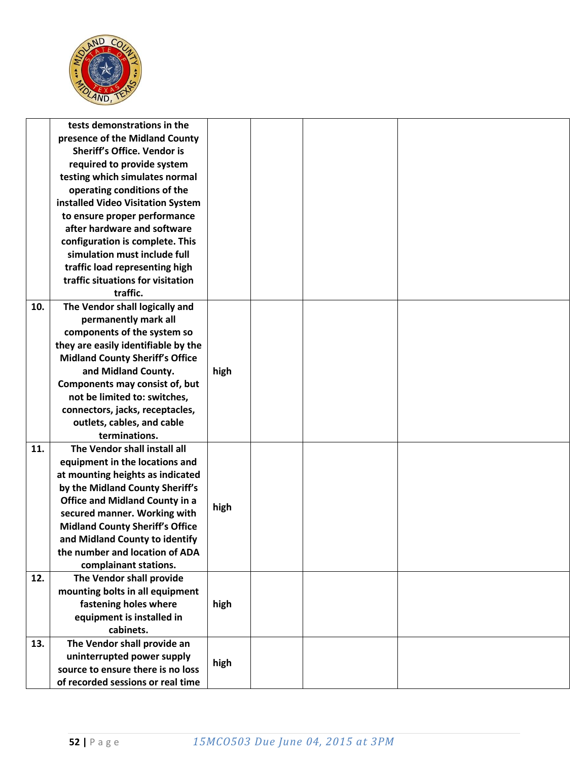| | | | | | |
|---|---|---|---|---|---|
| | tests demonstrations in the presence of the Midland County Sheriff's Office. Vendor is required to provide system testing which simulates normal operating conditions of the installed Video Visitation System to ensure proper performance after hardware and software configuration is complete. This simulation must include full traffic load representing high traffic situations for visitation traffic. | | | | |
| 10. | The Vendor shall logically and permanently mark all components of the system so they are easily identifiable by the Midland County Sheriff's Office and Midland County. Components may consist of, but not be limited to: switches, connectors, jacks, receptacles, outlets, cables, and cable terminations. | high | | | |
| 11. | The Vendor shall install all equipment in the locations and at mounting heights as indicated by the Midland County Sheriff's Office and Midland County in a secured manner. Working with Midland County Sheriff's Office and Midland County to identify the number and location of ADA complainant stations. | high | | | |
| 12. | The Vendor shall provide mounting bolts in all equipment fastening holes where equipment is installed in cabinets. | high | | | |
| 13. | The Vendor shall provide an uninterrupted power supply source to ensure there is no loss of recorded sessions or real time | high | | | |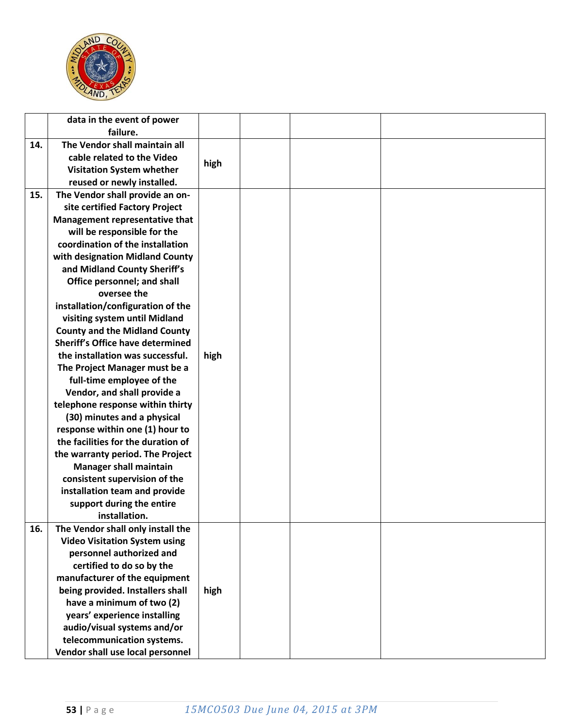|  |  |  |  |  |  |
|---|---|---|---|---|---|
|  | data in the event of power failure. |  |  |  |  |
| 14. | The Vendor shall maintain all cable related to the Video Visitation System whether reused or newly installed. | high |  |  |  |
| 15. | The Vendor shall provide an on-site certified Factory Project Management representative that will be responsible for the coordination of the installation with designation Midland County and Midland County Sheriff's Office personnel; and shall oversee the installation/configuration of the visiting system until Midland County and the Midland County Sheriff's Office have determined the installation was successful. The Project Manager must be a full-time employee of the Vendor, and shall provide a telephone response within thirty (30) minutes and a physical response within one (1) hour to the facilities for the duration of the warranty period. The Project Manager shall maintain consistent supervision of the installation team and provide support during the entire installation. | high |  |  |  |
| 16. | The Vendor shall only install the Video Visitation System using personnel authorized and certified to do so by the manufacturer of the equipment being provided. Installers shall have a minimum of two (2) years' experience installing audio/visual systems and/or telecommunication systems. Vendor shall use local personnel | high |  |  |  |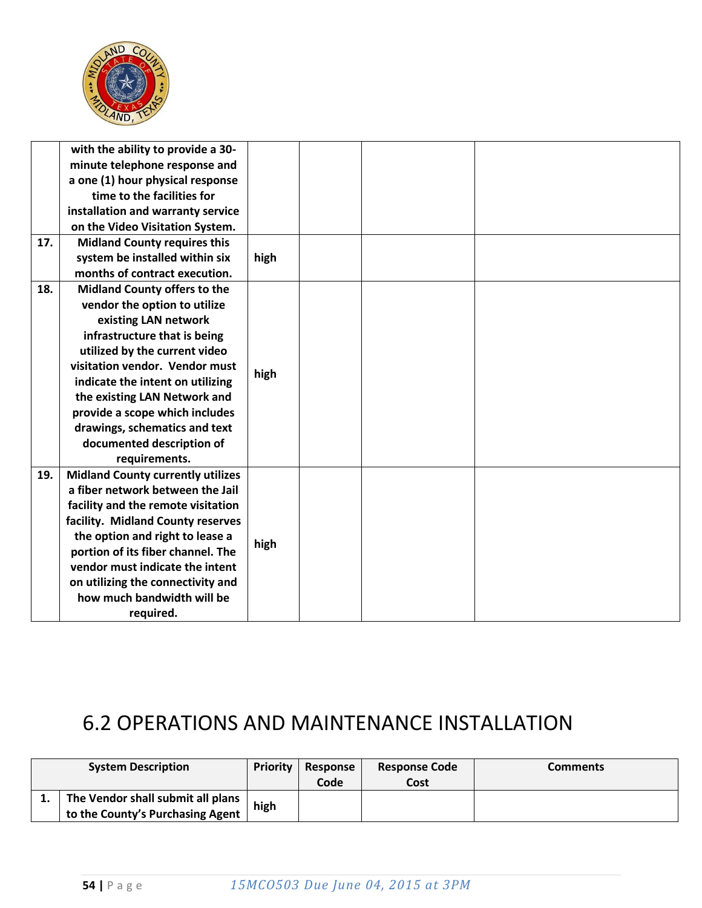| | | | | | |
|---|---|---|---|---|---|
| | **with the ability to provide a 30-minute telephone response and a one (1) hour physical response time to the facilities for installation and warranty service on the Video Visitation System.** | | | | |
| **17.** | **Midland County requires this system be installed within six months of contract execution.** | **high** | | | |
| **18.** | **Midland County offers to the vendor the option to utilize existing LAN network infrastructure that is being utilized by the current video visitation vendor. Vendor must indicate the intent on utilizing the existing LAN Network and provide a scope which includes drawings, schematics and text documented description of requirements.** | **high** | | | |
| **19.** | **Midland County currently utilizes a fiber network between the Jail facility and the remote visitation facility. Midland County reserves the option and right to lease a portion of its fiber channel. The vendor must indicate the intent on utilizing the connectivity and how much bandwidth will be required.** | **high** | | | |

# 6.2 OPERATIONS AND MAINTENANCE INSTALLATION

| | System Description | Priority | Response Code | Response Code Cost | Comments |
|---|---|---|---|---|---|
| **1.** | **The Vendor shall submit all plans to the County's Purchasing Agent** | **high** | | | |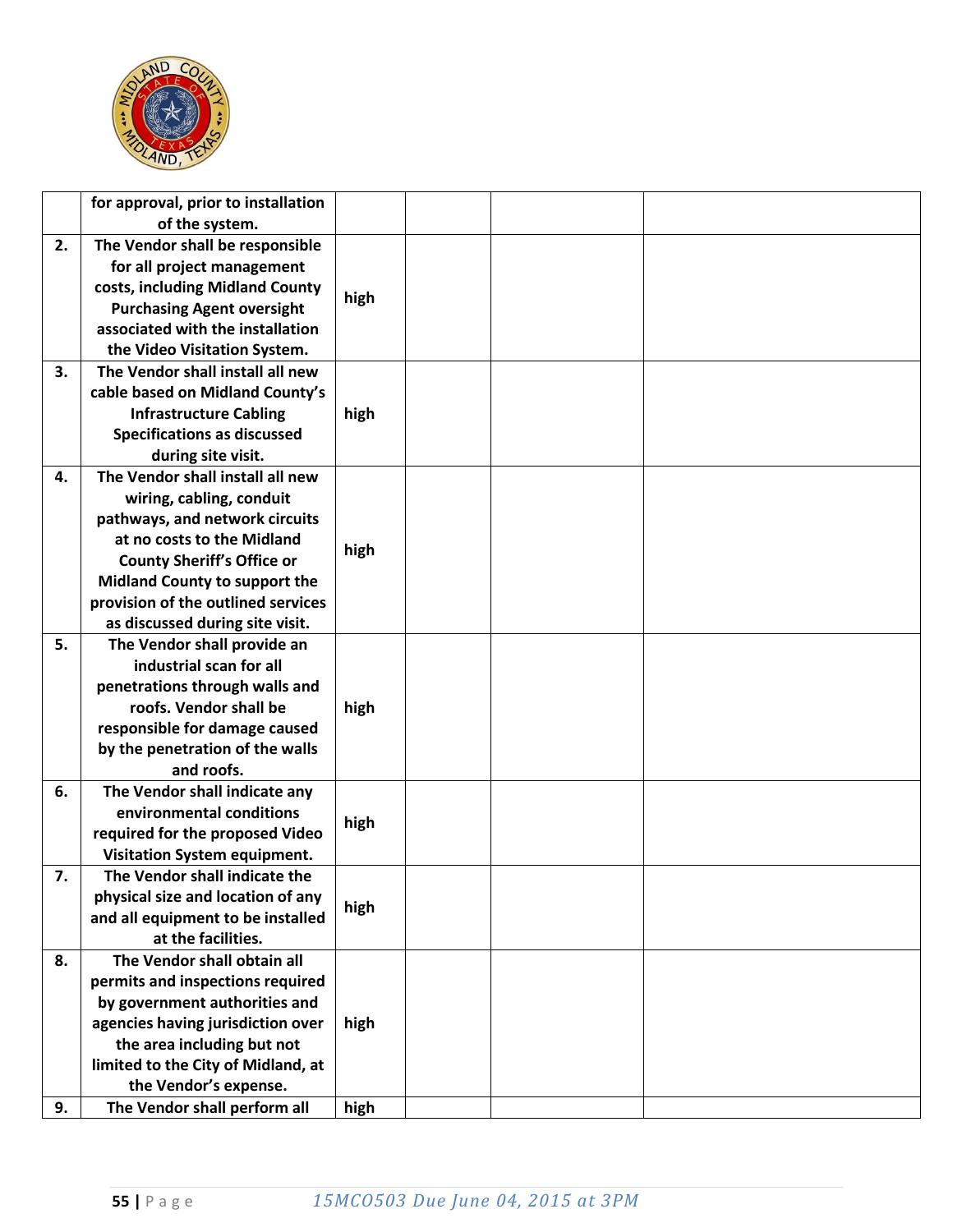| | | | | | |
|---|---|---|---|---|---|
| | for approval, prior to installation of the system. | | | | |
| **2.** | **The Vendor shall be responsible for all project management costs, including Midland County Purchasing Agent oversight associated with the installation the Video Visitation System.** | **high** | | | |
| **3.** | **The Vendor shall install all new cable based on Midland County's Infrastructure Cabling Specifications as discussed during site visit.** | **high** | | | |
| **4.** | **The Vendor shall install all new wiring, cabling, conduit pathways, and network circuits at no costs to the Midland County Sheriff's Office or Midland County to support the provision of the outlined services as discussed during site visit.** | **high** | | | |
| **5.** | **The Vendor shall provide an industrial scan for all penetrations through walls and roofs. Vendor shall be responsible for damage caused by the penetration of the walls and roofs.** | **high** | | | |
| **6.** | **The Vendor shall indicate any environmental conditions required for the proposed Video Visitation System equipment.** | **high** | | | |
| **7.** | **The Vendor shall indicate the physical size and location of any and all equipment to be installed at the facilities.** | **high** | | | |
| **8.** | **The Vendor shall obtain all permits and inspections required by government authorities and agencies having jurisdiction over the area including but not limited to the City of Midland, at the Vendor's expense.** | **high** | | | |
| **9.** | **The Vendor shall perform all** | **high** | | | |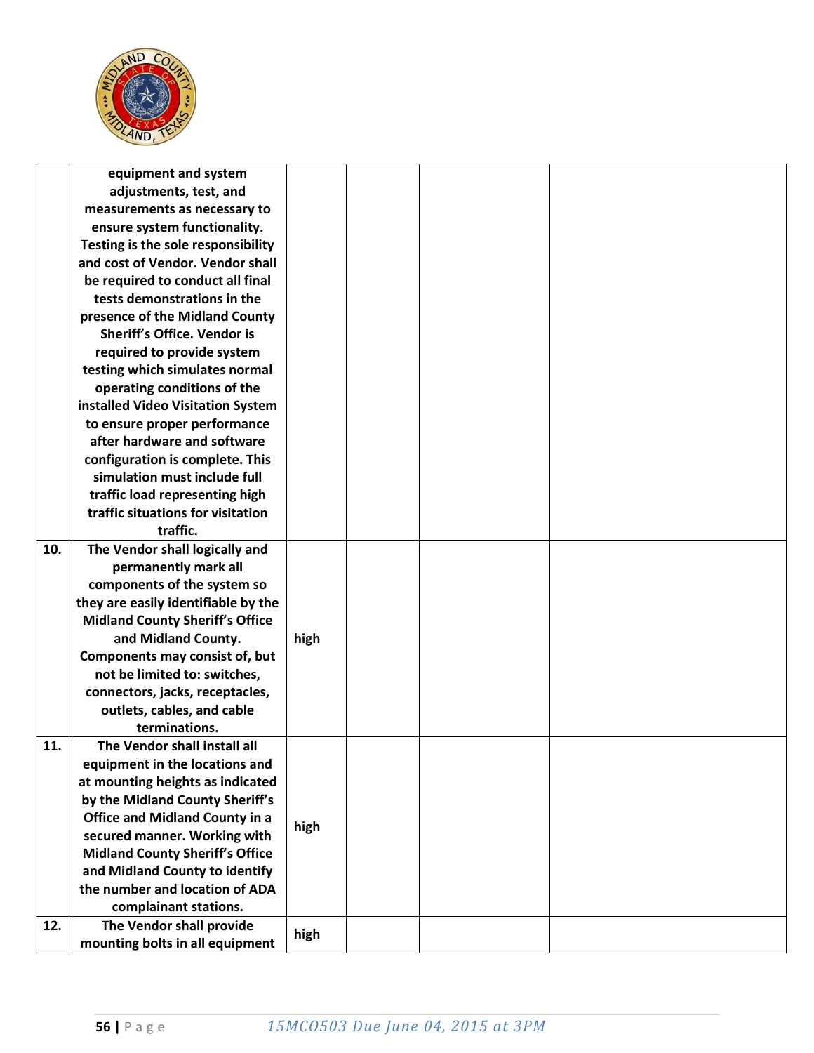| | | | | | |
|---|---|---|---|---|---|
| | equipment and system adjustments, test, and measurements as necessary to ensure system functionality. Testing is the sole responsibility and cost of Vendor. Vendor shall be required to conduct all final tests demonstrations in the presence of the Midland County Sheriff's Office. Vendor is required to provide system testing which simulates normal operating conditions of the installed Video Visitation System to ensure proper performance after hardware and software configuration is complete. This simulation must include full traffic load representing high traffic situations for visitation traffic. | | | | |
| **10.** | **The Vendor shall logically and permanently mark all components of the system so they are easily identifiable by the Midland County Sheriff's Office and Midland County. Components may consist of, but not be limited to: switches, connectors, jacks, receptacles, outlets, cables, and cable terminations.** | **high** | | | |
| **11.** | **The Vendor shall install all equipment in the locations and at mounting heights as indicated by the Midland County Sheriff's Office and Midland County in a secured manner. Working with Midland County Sheriff's Office and Midland County to identify the number and location of ADA complainant stations.** | **high** | | | |
| **12.** | **The Vendor shall provide mounting bolts in all equipment** | **high** | | | |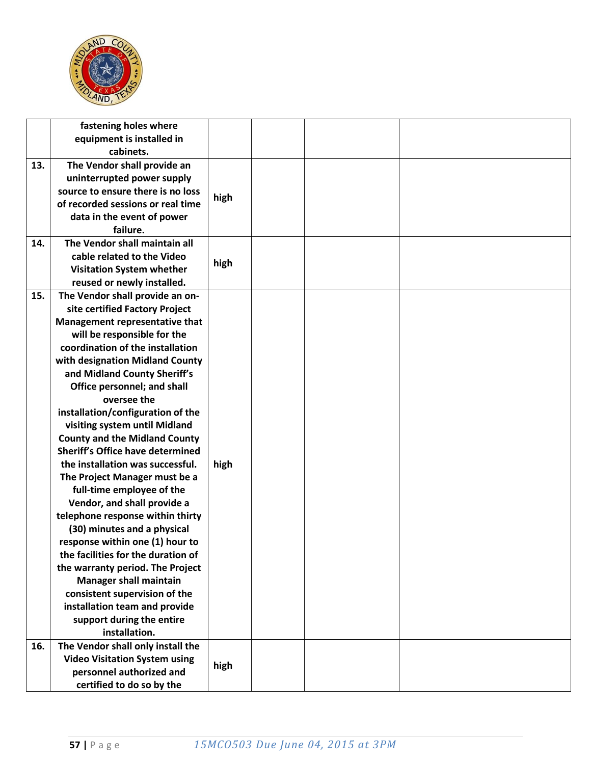|  |  |  |  |  |  |
|---|---|---|---|---|---|
|  | fastening holes where equipment is installed in cabinets. |  |  |  |  |
| 13. | The Vendor shall provide an uninterrupted power supply source to ensure there is no loss of recorded sessions or real time data in the event of power failure. | high |  |  |  |
| 14. | The Vendor shall maintain all cable related to the Video Visitation System whether reused or newly installed. | high |  |  |  |
| 15. | The Vendor shall provide an on-site certified Factory Project Management representative that will be responsible for the coordination of the installation with designation Midland County and Midland County Sheriff's Office personnel; and shall oversee the installation/configuration of the visiting system until Midland County and the Midland County Sheriff's Office have determined the installation was successful. The Project Manager must be a full-time employee of the Vendor, and shall provide a telephone response within thirty (30) minutes and a physical response within one (1) hour to the facilities for the duration of the warranty period. The Project Manager shall maintain consistent supervision of the installation team and provide support during the entire installation. | high |  |  |  |
| 16. | The Vendor shall only install the Video Visitation System using personnel authorized and certified to do so by the | high |  |  |  |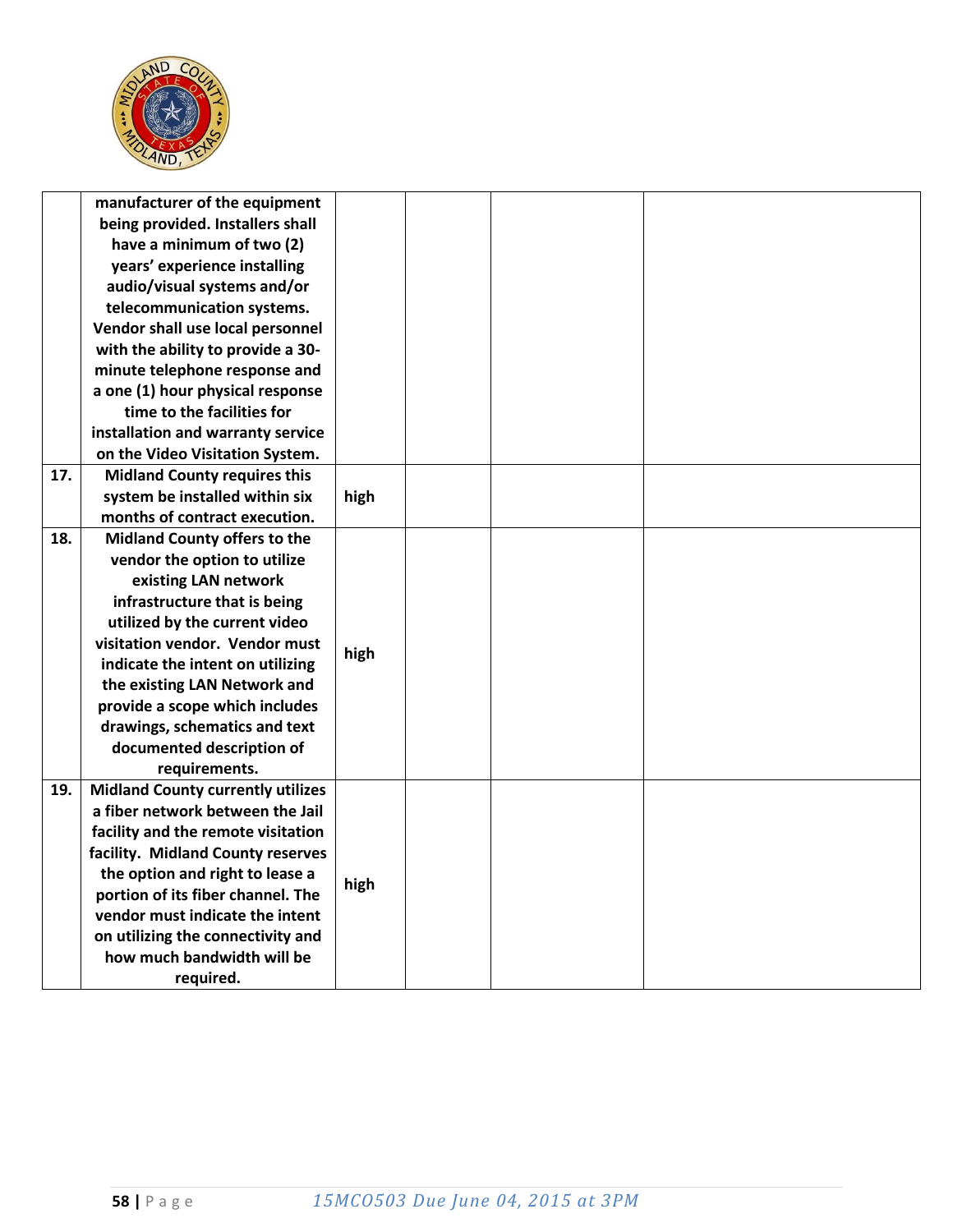| | | | | | |
|---|---|---|---|---|---|
| | manufacturer of the equipment being provided. Installers shall have a minimum of two (2) years' experience installing audio/visual systems and/or telecommunication systems. Vendor shall use local personnel with the ability to provide a 30-minute telephone response and a one (1) hour physical response time to the facilities for installation and warranty service on the Video Visitation System. | | | | |
| 17. | Midland County requires this system be installed within six months of contract execution. | high | | | |
| 18. | Midland County offers to the vendor the option to utilize existing LAN network infrastructure that is being utilized by the current video visitation vendor. Vendor must indicate the intent on utilizing the existing LAN Network and provide a scope which includes drawings, schematics and text documented description of requirements. | high | | | |
| 19. | Midland County currently utilizes a fiber network between the Jail facility and the remote visitation facility. Midland County reserves the option and right to lease a portion of its fiber channel. The vendor must indicate the intent on utilizing the connectivity and how much bandwidth will be required. | high | | | |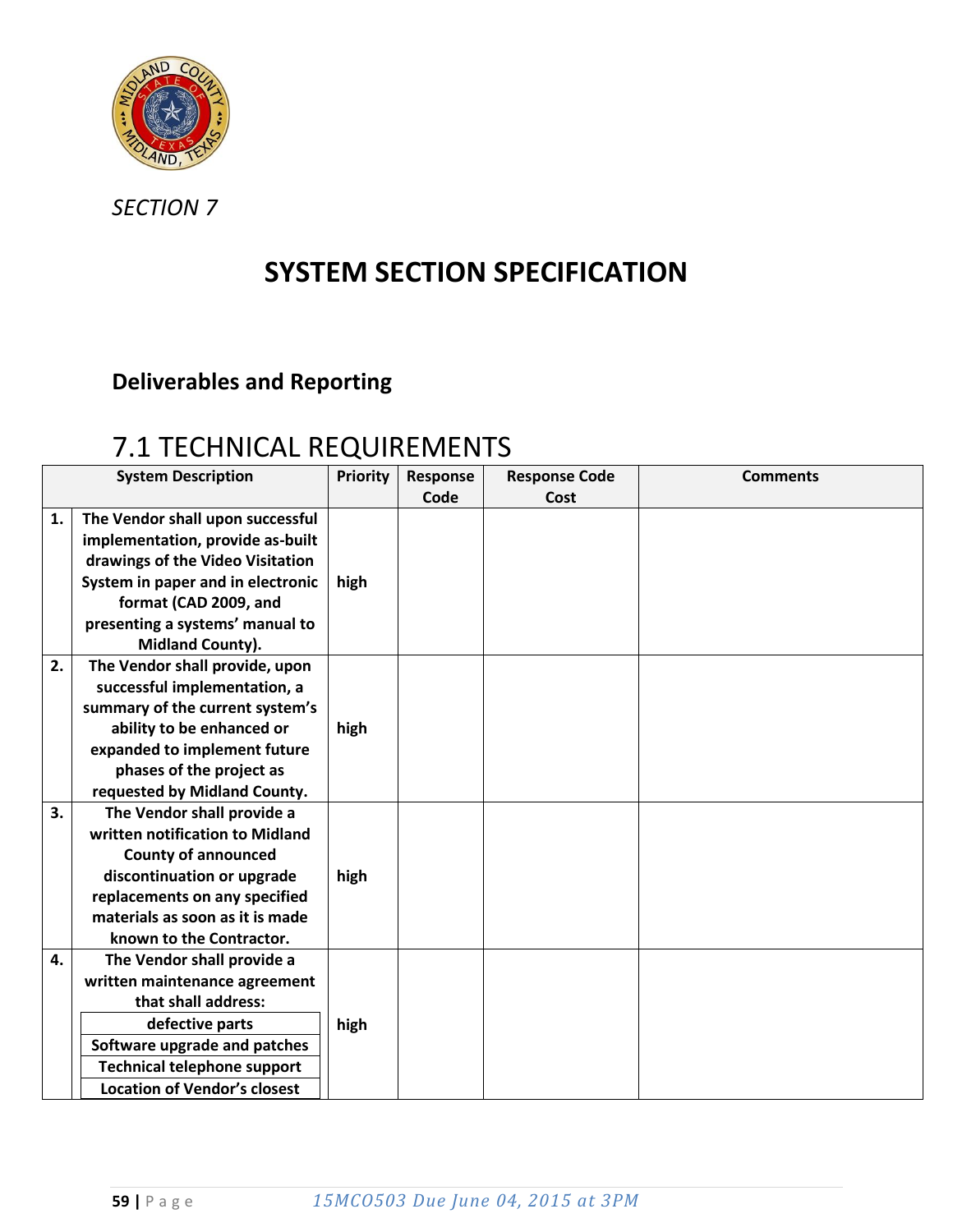*SECTION 7*

# SYSTEM SECTION SPECIFICATION

## Deliverables and Reporting

## 7.1 TECHNICAL REQUIREMENTS

| | System Description | Priority | Response Code | Response Code Cost | Comments |
|---|---|---|---|---|---|
| 1. | **The Vendor shall upon successful implementation, provide as-built drawings of the Video Visitation System in paper and in electronic format (CAD 2009, and presenting a systems' manual to Midland County).** | high | | | |
| 2. | **The Vendor shall provide, upon successful implementation, a summary of the current system's ability to be enhanced or expanded to implement future phases of the project as requested by Midland County.** | high | | | |
| 3. | **The Vendor shall provide a written notification to Midland County of announced discontinuation or upgrade replacements on any specified materials as soon as it is made known to the Contractor.** | high | | | |
| 4. | **The Vendor shall provide a written maintenance agreement that shall address:**<br>**defective parts**<br>**Software upgrade and patches**<br>**Technical telephone support**<br>**Location of Vendor's closest** | high | | | |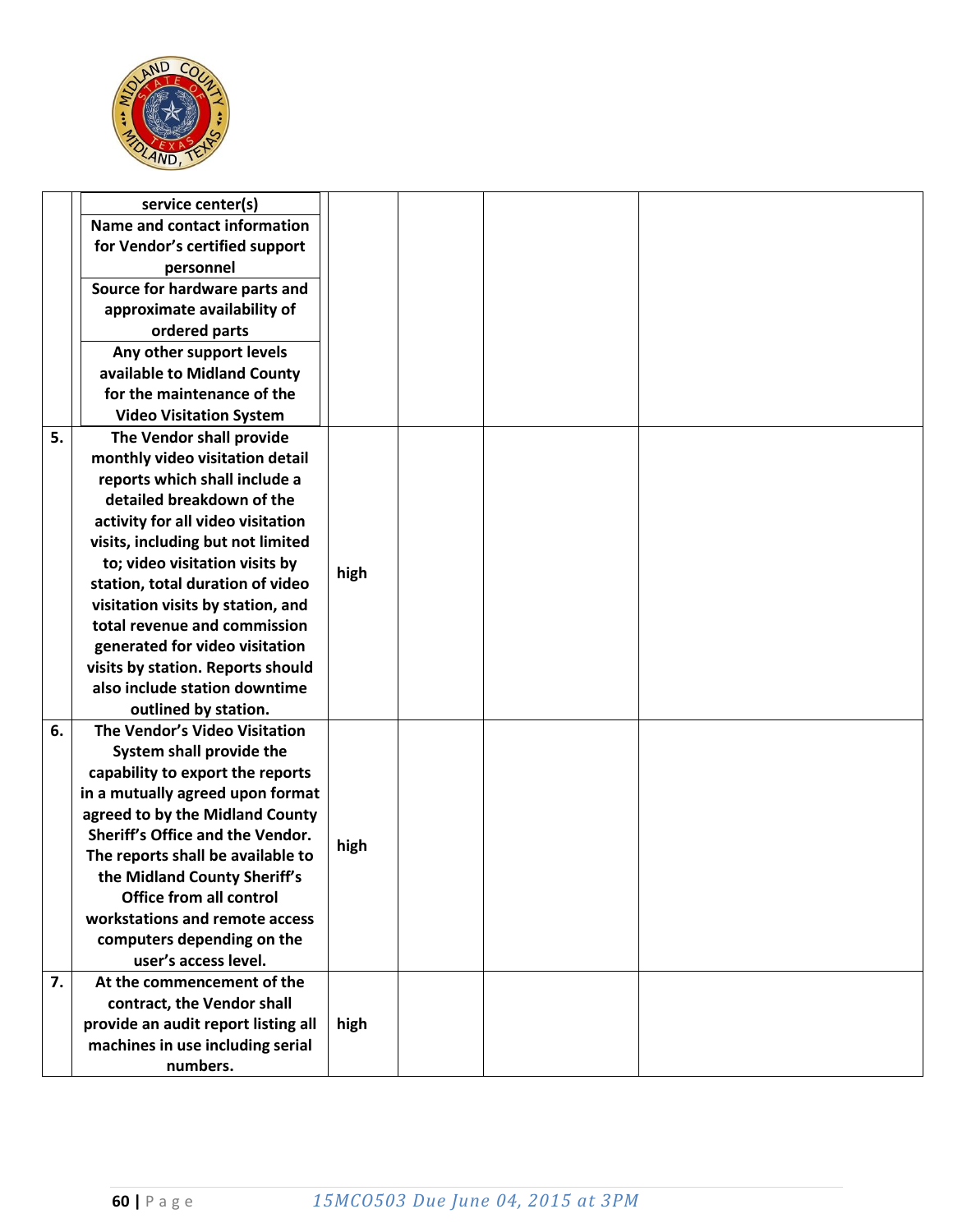| | | | | | |
|---|---|---|---|---|---|
| | service center(s)<br>Name and contact information for Vendor's certified support personnel<br>Source for hardware parts and approximate availability of ordered parts<br>Any other support levels available to Midland County for the maintenance of the Video Visitation System | | | | |
| **5.** | **The Vendor shall provide monthly video visitation detail reports which shall include a detailed breakdown of the activity for all video visitation visits, including but not limited to; video visitation visits by station, total duration of video visitation visits by station, and total revenue and commission generated for video visitation visits by station. Reports should also include station downtime outlined by station.** | **high** | | | |
| **6.** | **The Vendor's Video Visitation System shall provide the capability to export the reports in a mutually agreed upon format agreed to by the Midland County Sheriff's Office and the Vendor. The reports shall be available to the Midland County Sheriff's Office from all control workstations and remote access computers depending on the user's access level.** | **high** | | | |
| **7.** | **At the commencement of the contract, the Vendor shall provide an audit report listing all machines in use including serial numbers.** | **high** | | | |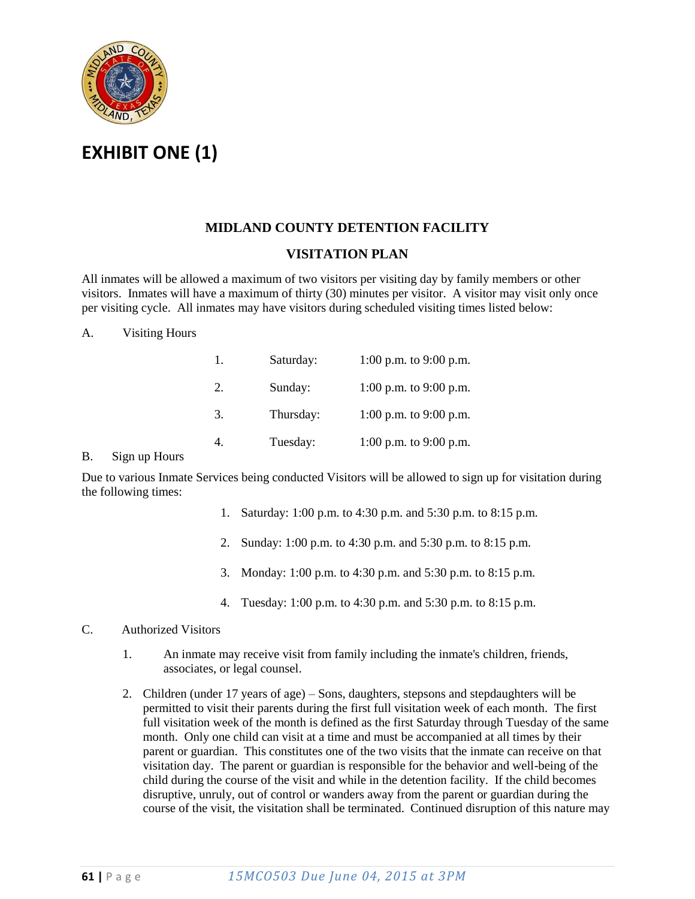# EXHIBIT ONE (1)

## MIDLAND COUNTY DETENTION FACILITY

## VISITATION PLAN

All inmates will be allowed a maximum of two visitors per visiting day by family members or other visitors. Inmates will have a maximum of thirty (30) minutes per visitor. A visitor may visit only once per visiting cycle. All inmates may have visitors during scheduled visiting times listed below:

A. Visiting Hours

1. Saturday: 1:00 p.m. to 9:00 p.m.
2. Sunday: 1:00 p.m. to 9:00 p.m.
3. Thursday: 1:00 p.m. to 9:00 p.m.
4. Tuesday: 1:00 p.m. to 9:00 p.m.

B. Sign up Hours

Due to various Inmate Services being conducted Visitors will be allowed to sign up for visitation during the following times:

1. Saturday: 1:00 p.m. to 4:30 p.m. and 5:30 p.m. to 8:15 p.m.
2. Sunday: 1:00 p.m. to 4:30 p.m. and 5:30 p.m. to 8:15 p.m.
3. Monday: 1:00 p.m. to 4:30 p.m. and 5:30 p.m. to 8:15 p.m.
4. Tuesday: 1:00 p.m. to 4:30 p.m. and 5:30 p.m. to 8:15 p.m.

C. Authorized Visitors

1. An inmate may receive visit from family including the inmate's children, friends, associates, or legal counsel.
2. Children (under 17 years of age) – Sons, daughters, stepsons and stepdaughters will be permitted to visit their parents during the first full visitation week of each month. The first full visitation week of the month is defined as the first Saturday through Tuesday of the same month. Only one child can visit at a time and must be accompanied at all times by their parent or guardian. This constitutes one of the two visits that the inmate can receive on that visitation day. The parent or guardian is responsible for the behavior and well-being of the child during the course of the visit and while in the detention facility. If the child becomes disruptive, unruly, out of control or wanders away from the parent or guardian during the course of the visit, the visitation shall be terminated. Continued disruption of this nature may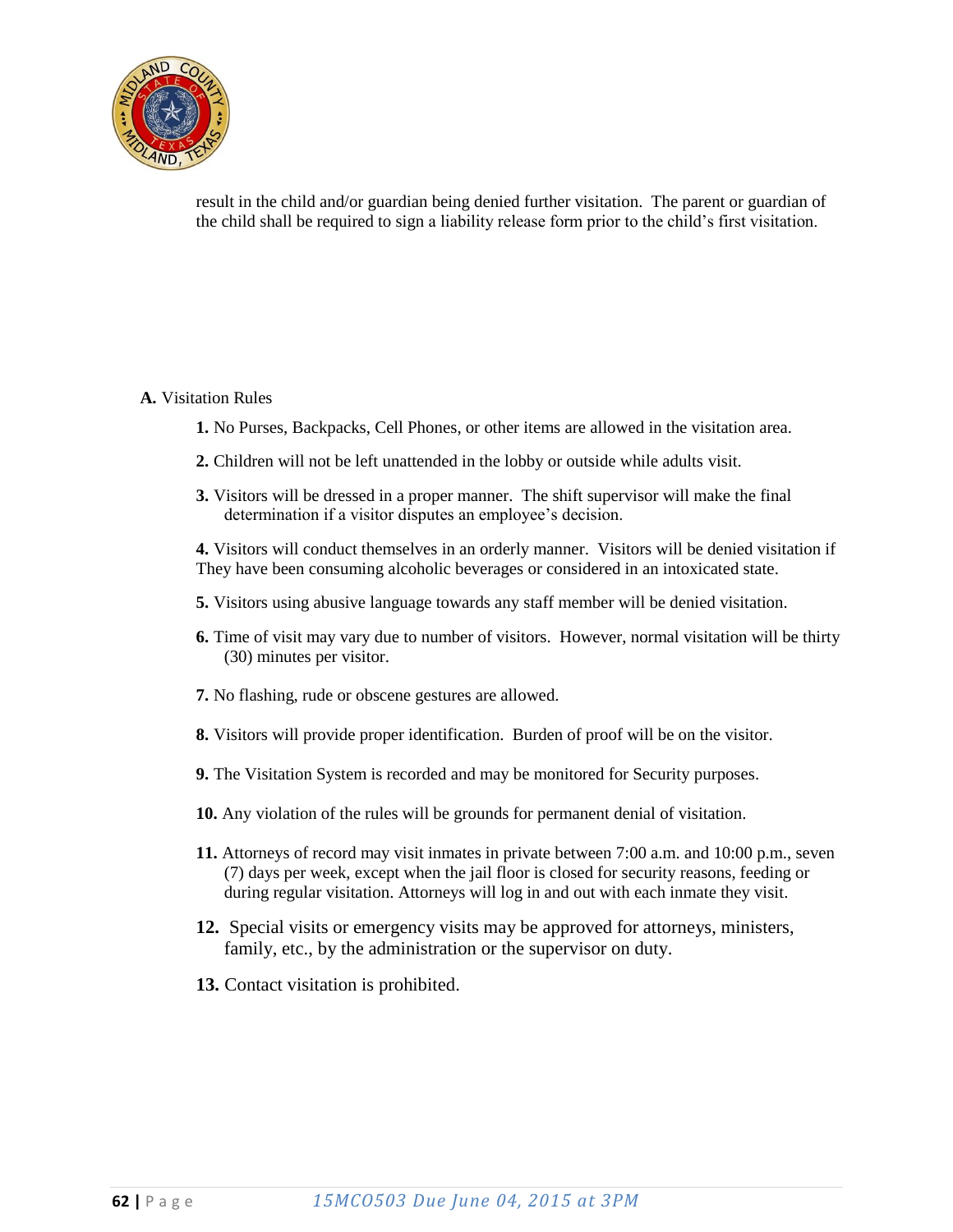result in the child and/or guardian being denied further visitation. The parent or guardian of the child shall be required to sign a liability release form prior to the child's first visitation.

**A.** Visitation Rules

**1.** No Purses, Backpacks, Cell Phones, or other items are allowed in the visitation area.

**2.** Children will not be left unattended in the lobby or outside while adults visit.

**3.** Visitors will be dressed in a proper manner. The shift supervisor will make the final determination if a visitor disputes an employee's decision.

**4.** Visitors will conduct themselves in an orderly manner. Visitors will be denied visitation if They have been consuming alcoholic beverages or considered in an intoxicated state.

**5.** Visitors using abusive language towards any staff member will be denied visitation.

**6.** Time of visit may vary due to number of visitors. However, normal visitation will be thirty (30) minutes per visitor.

**7.** No flashing, rude or obscene gestures are allowed.

**8.** Visitors will provide proper identification. Burden of proof will be on the visitor.

**9.** The Visitation System is recorded and may be monitored for Security purposes.

**10.** Any violation of the rules will be grounds for permanent denial of visitation.

**11.** Attorneys of record may visit inmates in private between 7:00 a.m. and 10:00 p.m., seven (7) days per week, except when the jail floor is closed for security reasons, feeding or during regular visitation. Attorneys will log in and out with each inmate they visit.

**12.** Special visits or emergency visits may be approved for attorneys, ministers, family, etc., by the administration or the supervisor on duty.

**13.** Contact visitation is prohibited.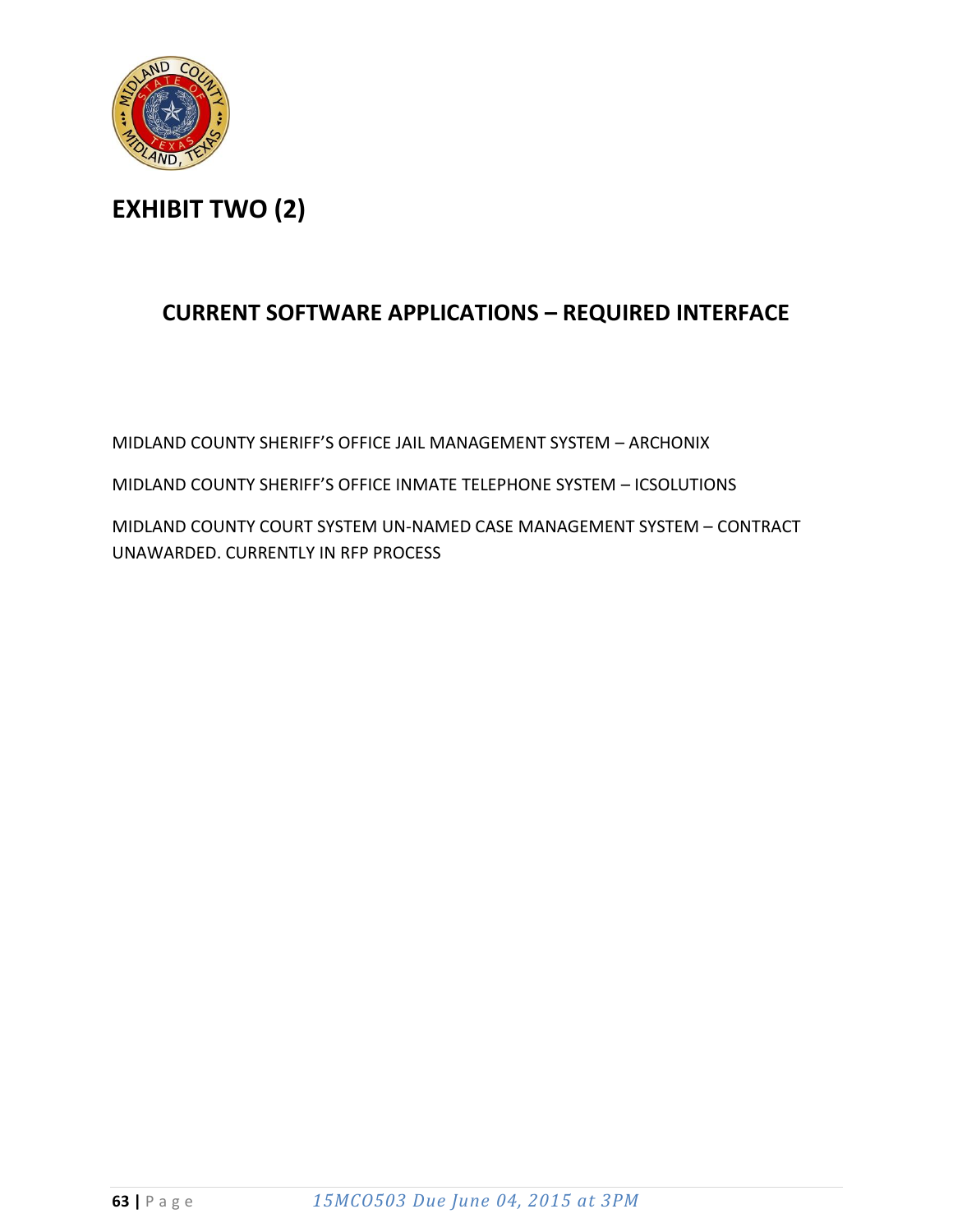# EXHIBIT TWO (2)

## CURRENT SOFTWARE APPLICATIONS – REQUIRED INTERFACE

MIDLAND COUNTY SHERIFF'S OFFICE JAIL MANAGEMENT SYSTEM – ARCHONIX

MIDLAND COUNTY SHERIFF'S OFFICE INMATE TELEPHONE SYSTEM – ICSOLUTIONS

MIDLAND COUNTY COURT SYSTEM UN-NAMED CASE MANAGEMENT SYSTEM – CONTRACT UNAWARDED. CURRENTLY IN RFP PROCESS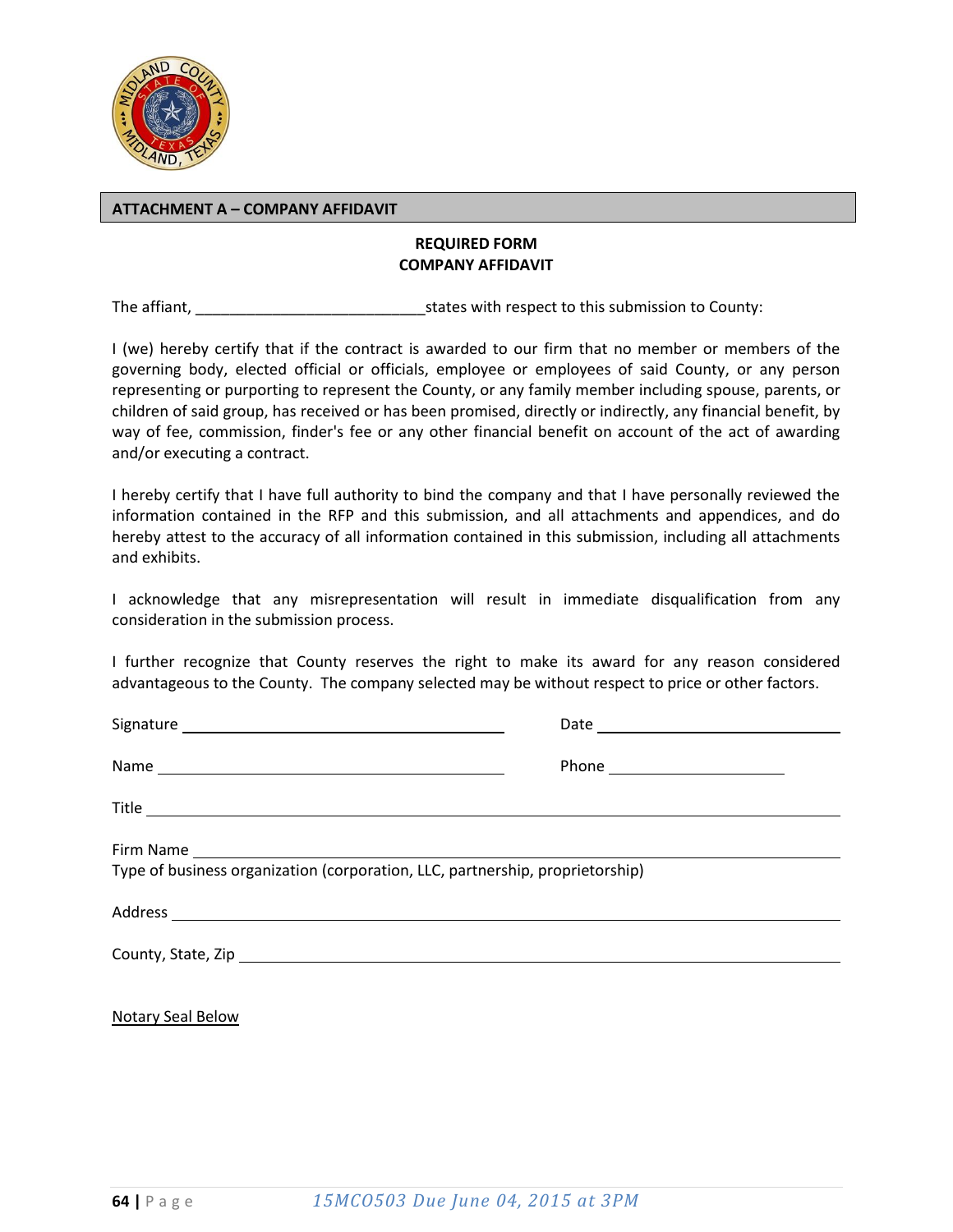## ATTACHMENT A – COMPANY AFFIDAVIT

**REQUIRED FORM**
**COMPANY AFFIDAVIT**

The affiant, ___________________________states with respect to this submission to County:

I (we) hereby certify that if the contract is awarded to our firm that no member or members of the governing body, elected official or officials, employee or employees of said County, or any person representing or purporting to represent the County, or any family member including spouse, parents, or children of said group, has received or has been promised, directly or indirectly, any financial benefit, by way of fee, commission, finder's fee or any other financial benefit on account of the act of awarding and/or executing a contract.

I hereby certify that I have full authority to bind the company and that I have personally reviewed the information contained in the RFP and this submission, and all attachments and appendices, and do hereby attest to the accuracy of all information contained in this submission, including all attachments and exhibits.

I acknowledge that any misrepresentation will result in immediate disqualification from any consideration in the submission process.

I further recognize that County reserves the right to make its award for any reason considered advantageous to the County. The company selected may be without respect to price or other factors.

Signature ________________________________ Date ________________________

Name ________________________________ Phone ____________________

Title ____________________________________________________________

Firm Name ________________________________________________________
Type of business organization (corporation, LLC, partnership, proprietorship)

Address __________________________________________________________

County, State, Zip _________________________________________________

Notary Seal Below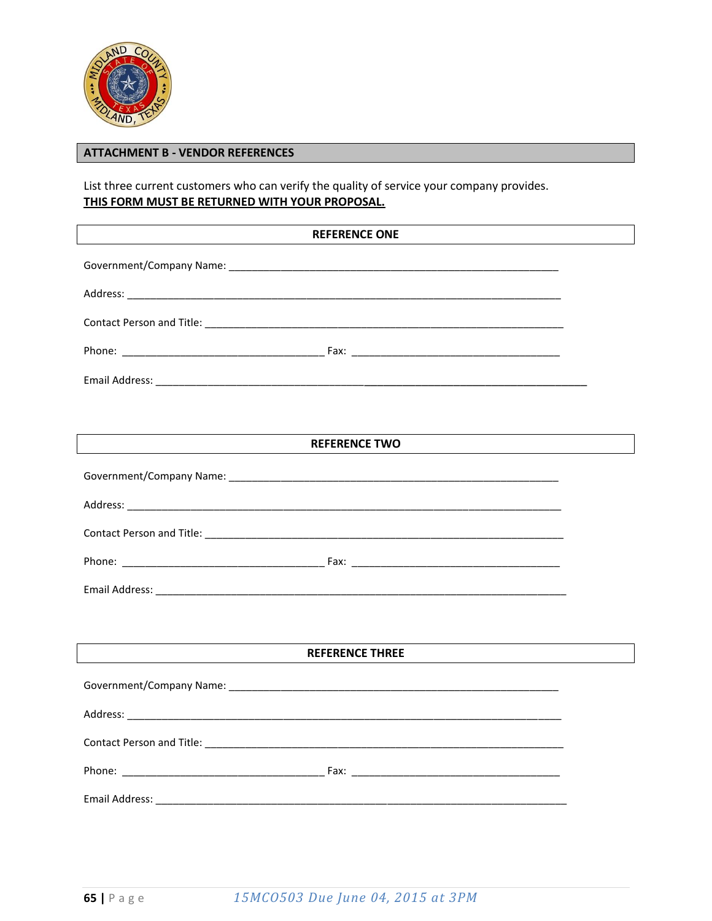## ATTACHMENT B - VENDOR REFERENCES

List three current customers who can verify the quality of service your company provides.
**THIS FORM MUST BE RETURNED WITH YOUR PROPOSAL.**

### REFERENCE ONE

Government/Company Name: ____________________________________________________________

Address: ________________________________________________________________________________

Contact Person and Title: _________________________________________________________________

Phone: _____________________________________ Fax: ______________________________________

Email Address: ____________________________________________________________________________

### REFERENCE TWO

Government/Company Name: ____________________________________________________________

Address: ________________________________________________________________________________

Contact Person and Title: _________________________________________________________________

Phone: _____________________________________ Fax: ______________________________________

Email Address: ____________________________________________________________________________

### REFERENCE THREE

Government/Company Name: ____________________________________________________________

Address: ________________________________________________________________________________

Contact Person and Title: _________________________________________________________________

Phone: _____________________________________ Fax: ______________________________________

Email Address: ____________________________________________________________________________